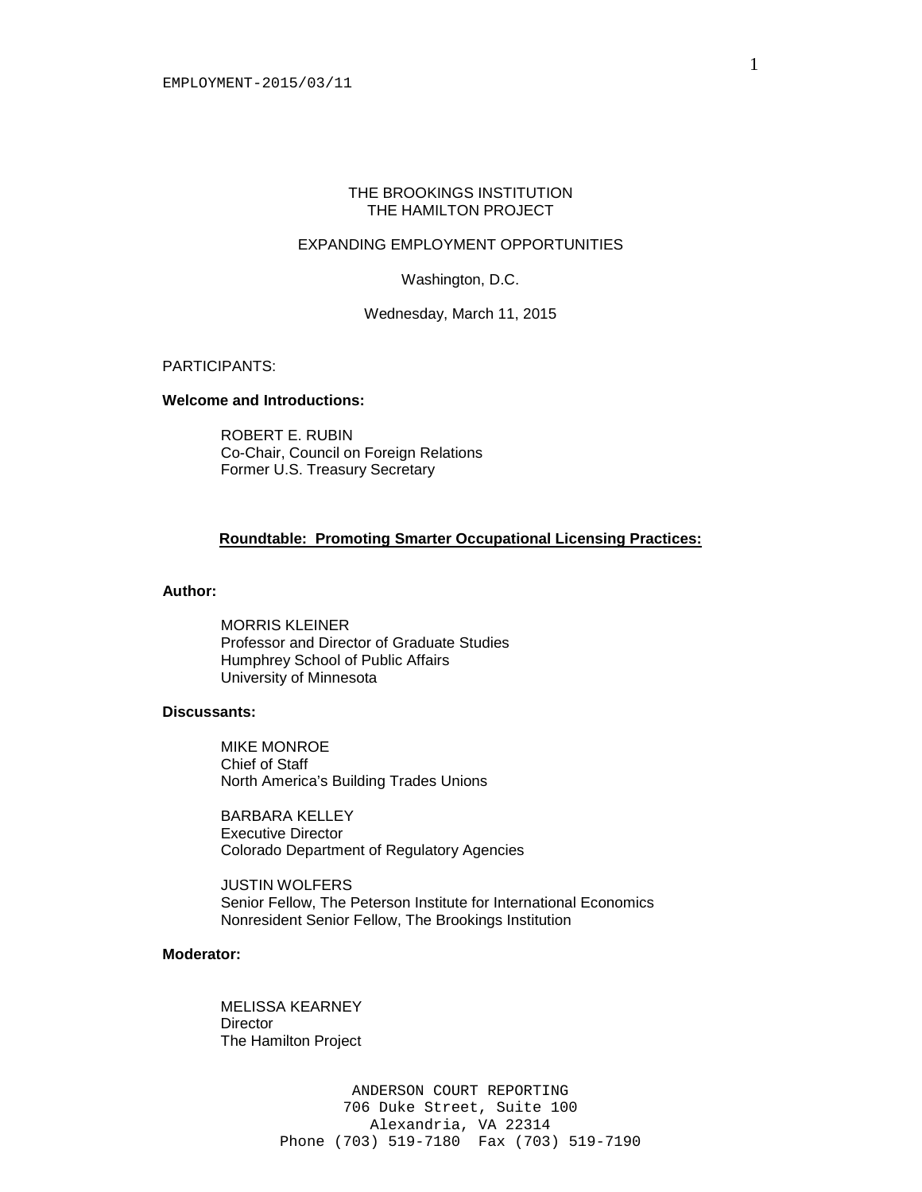THE BROOKINGS INSTITUTION
THE HAMILTON PROJECT

EXPANDING EMPLOYMENT OPPORTUNITIES

Washington, D.C.

Wednesday, March 11, 2015

PARTICIPANTS:

**Welcome and Introductions:**

ROBERT E. RUBIN
Co-Chair, Council on Foreign Relations
Former U.S. Treasury Secretary

**Roundtable: Promoting Smarter Occupational Licensing Practices:**

**Author:**

MORRIS KLEINER
Professor and Director of Graduate Studies
Humphrey School of Public Affairs
University of Minnesota

**Discussants:**

MIKE MONROE
Chief of Staff
North America's Building Trades Unions

BARBARA KELLEY
Executive Director
Colorado Department of Regulatory Agencies

JUSTIN WOLFERS
Senior Fellow, The Peterson Institute for International Economics
Nonresident Senior Fellow, The Brookings Institution

**Moderator:**

MELISSA KEARNEY
Director
The Hamilton Project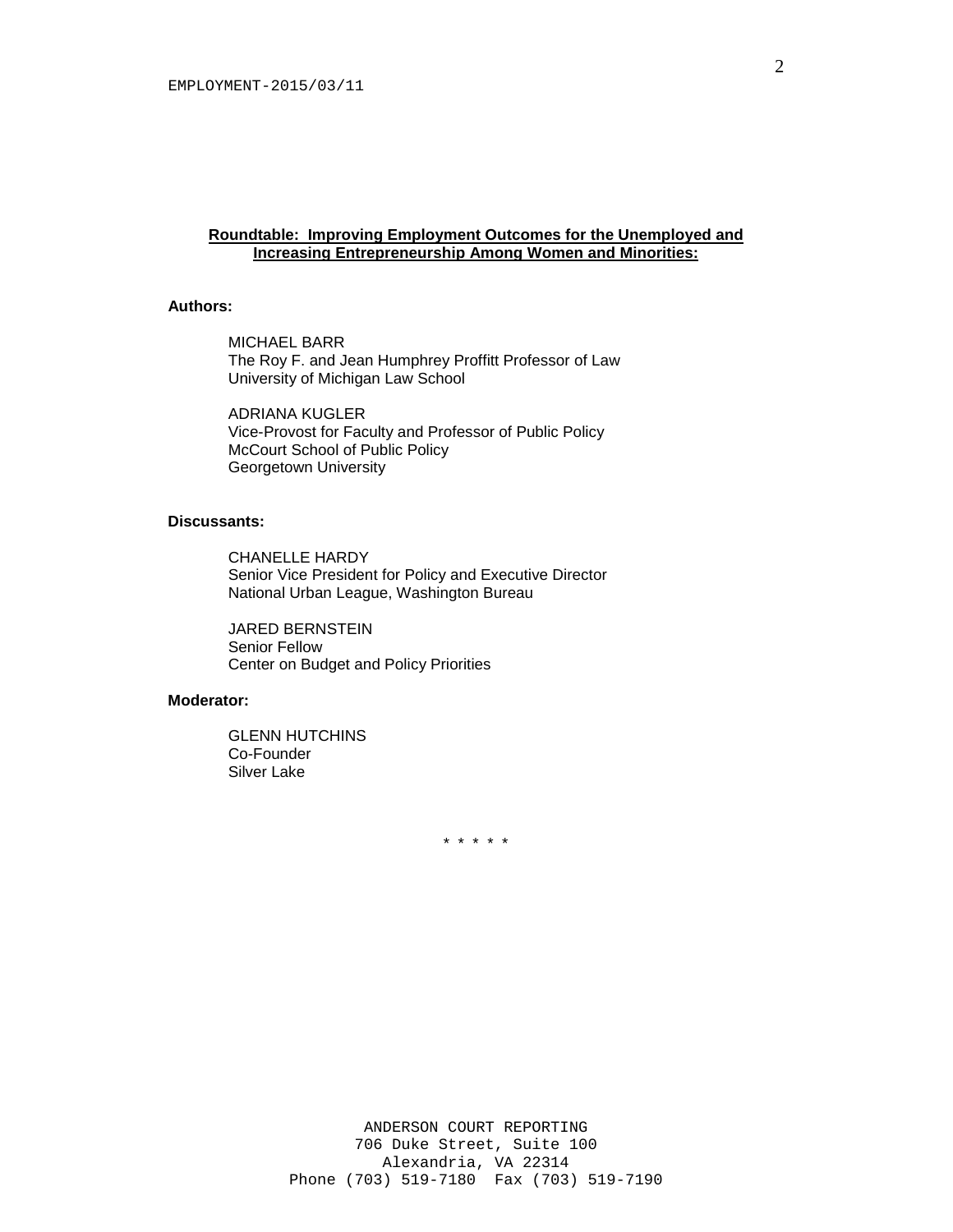**Roundtable: Improving Employment Outcomes for the Unemployed and Increasing Entrepreneurship Among Women and Minorities:**

**Authors:**

MICHAEL BARR
The Roy F. and Jean Humphrey Proffitt Professor of Law
University of Michigan Law School

ADRIANA KUGLER
Vice-Provost for Faculty and Professor of Public Policy
McCourt School of Public Policy
Georgetown University

**Discussants:**

CHANELLE HARDY
Senior Vice President for Policy and Executive Director
National Urban League, Washington Bureau

JARED BERNSTEIN
Senior Fellow
Center on Budget and Policy Priorities

**Moderator:**

GLENN HUTCHINS
Co-Founder
Silver Lake

\* \* \* \* \*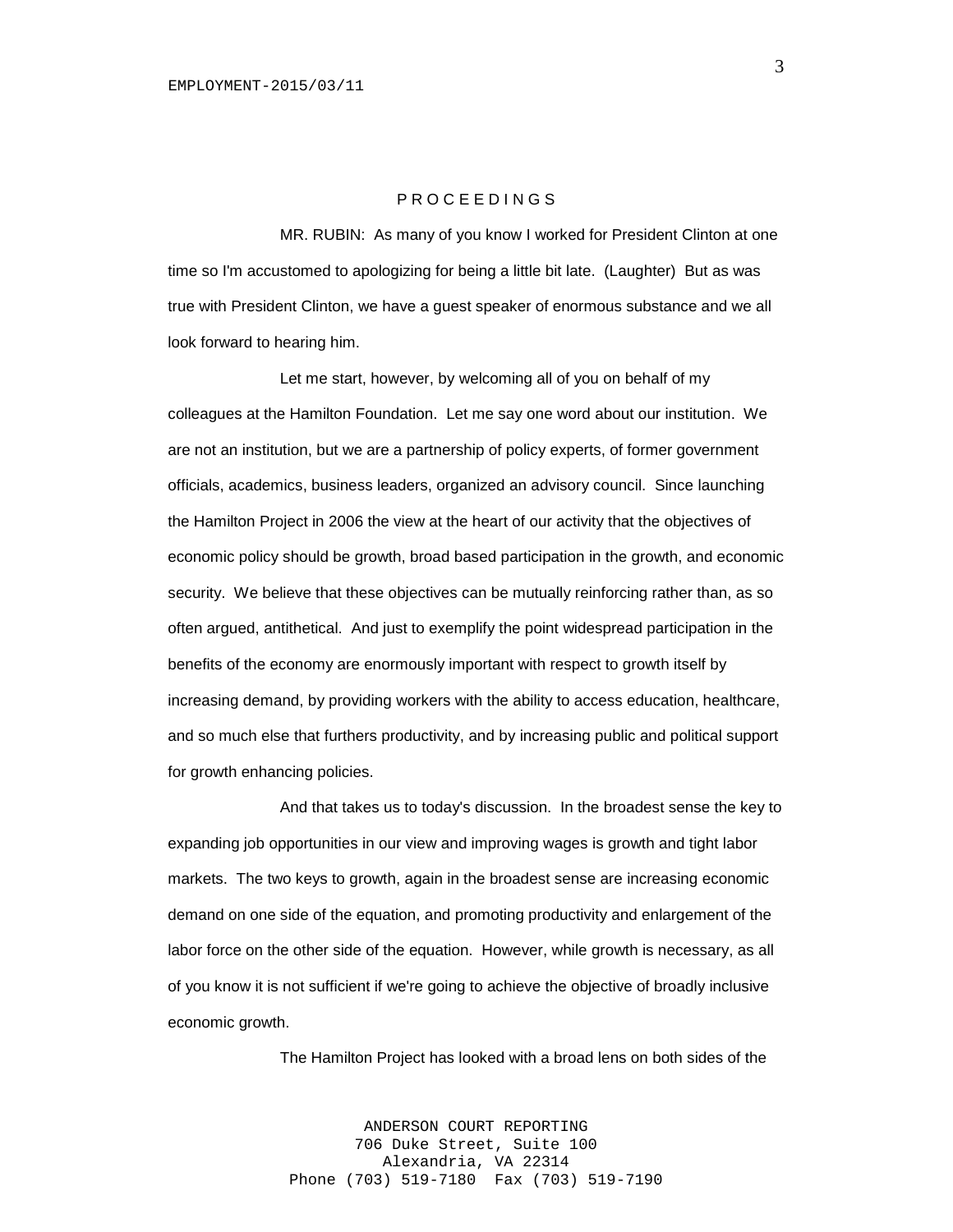P R O C E E D I N G S

MR. RUBIN: As many of you know I worked for President Clinton at one time so I'm accustomed to apologizing for being a little bit late. (Laughter) But as was true with President Clinton, we have a guest speaker of enormous substance and we all look forward to hearing him.

Let me start, however, by welcoming all of you on behalf of my colleagues at the Hamilton Foundation. Let me say one word about our institution. We are not an institution, but we are a partnership of policy experts, of former government officials, academics, business leaders, organized an advisory council. Since launching the Hamilton Project in 2006 the view at the heart of our activity that the objectives of economic policy should be growth, broad based participation in the growth, and economic security. We believe that these objectives can be mutually reinforcing rather than, as so often argued, antithetical. And just to exemplify the point widespread participation in the benefits of the economy are enormously important with respect to growth itself by increasing demand, by providing workers with the ability to access education, healthcare, and so much else that furthers productivity, and by increasing public and political support for growth enhancing policies.

And that takes us to today's discussion. In the broadest sense the key to expanding job opportunities in our view and improving wages is growth and tight labor markets. The two keys to growth, again in the broadest sense are increasing economic demand on one side of the equation, and promoting productivity and enlargement of the labor force on the other side of the equation. However, while growth is necessary, as all of you know it is not sufficient if we're going to achieve the objective of broadly inclusive economic growth.

The Hamilton Project has looked with a broad lens on both sides of the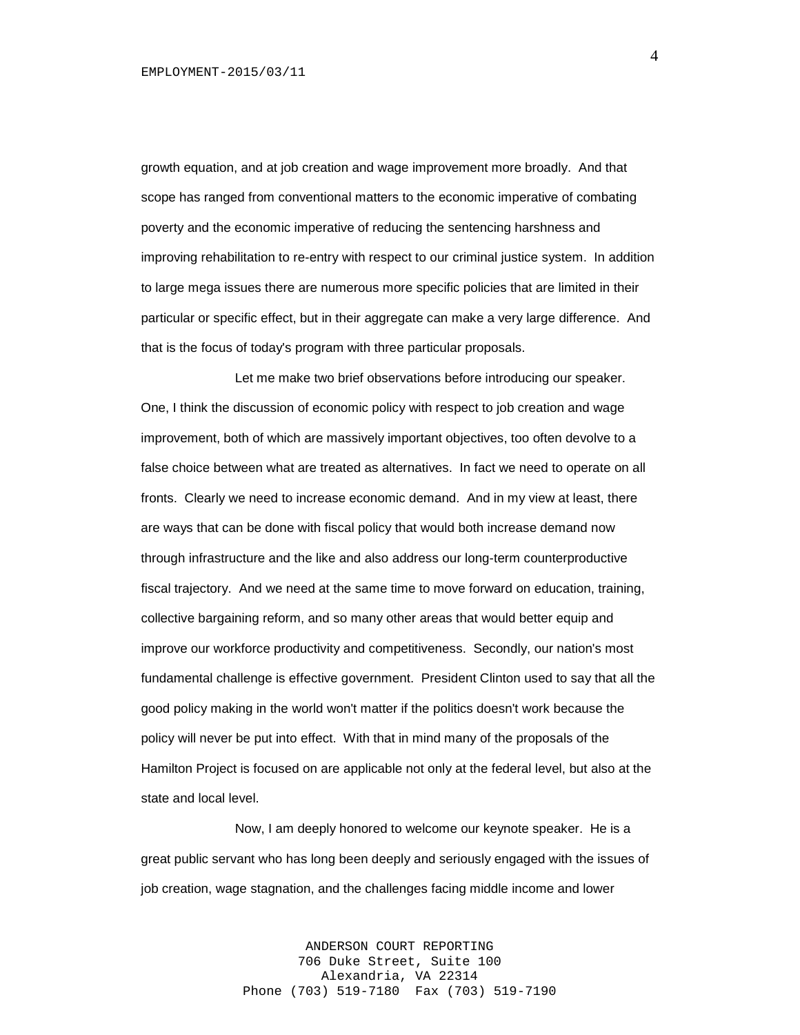growth equation, and at job creation and wage improvement more broadly. And that scope has ranged from conventional matters to the economic imperative of combating poverty and the economic imperative of reducing the sentencing harshness and improving rehabilitation to re-entry with respect to our criminal justice system. In addition to large mega issues there are numerous more specific policies that are limited in their particular or specific effect, but in their aggregate can make a very large difference. And that is the focus of today's program with three particular proposals.

Let me make two brief observations before introducing our speaker. One, I think the discussion of economic policy with respect to job creation and wage improvement, both of which are massively important objectives, too often devolve to a false choice between what are treated as alternatives. In fact we need to operate on all fronts. Clearly we need to increase economic demand. And in my view at least, there are ways that can be done with fiscal policy that would both increase demand now through infrastructure and the like and also address our long-term counterproductive fiscal trajectory. And we need at the same time to move forward on education, training, collective bargaining reform, and so many other areas that would better equip and improve our workforce productivity and competitiveness. Secondly, our nation's most fundamental challenge is effective government. President Clinton used to say that all the good policy making in the world won't matter if the politics doesn't work because the policy will never be put into effect. With that in mind many of the proposals of the Hamilton Project is focused on are applicable not only at the federal level, but also at the state and local level.

Now, I am deeply honored to welcome our keynote speaker. He is a great public servant who has long been deeply and seriously engaged with the issues of job creation, wage stagnation, and the challenges facing middle income and lower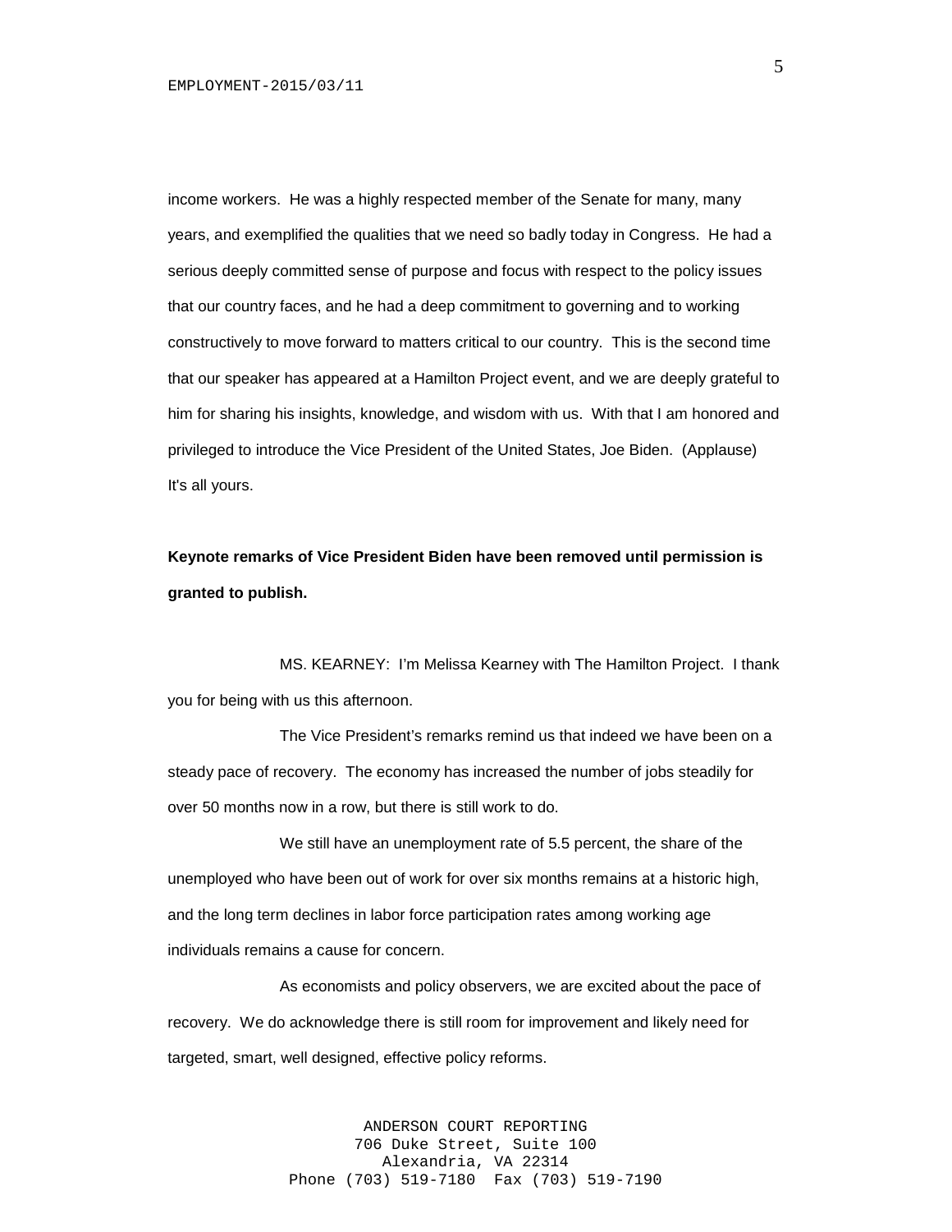income workers. He was a highly respected member of the Senate for many, many years, and exemplified the qualities that we need so badly today in Congress. He had a serious deeply committed sense of purpose and focus with respect to the policy issues that our country faces, and he had a deep commitment to governing and to working constructively to move forward to matters critical to our country. This is the second time that our speaker has appeared at a Hamilton Project event, and we are deeply grateful to him for sharing his insights, knowledge, and wisdom with us. With that I am honored and privileged to introduce the Vice President of the United States, Joe Biden. (Applause) It's all yours.

**Keynote remarks of Vice President Biden have been removed until permission is granted to publish.**

MS. KEARNEY: I'm Melissa Kearney with The Hamilton Project. I thank you for being with us this afternoon.

The Vice President's remarks remind us that indeed we have been on a steady pace of recovery. The economy has increased the number of jobs steadily for over 50 months now in a row, but there is still work to do.

We still have an unemployment rate of 5.5 percent, the share of the unemployed who have been out of work for over six months remains at a historic high, and the long term declines in labor force participation rates among working age individuals remains a cause for concern.

As economists and policy observers, we are excited about the pace of recovery. We do acknowledge there is still room for improvement and likely need for targeted, smart, well designed, effective policy reforms.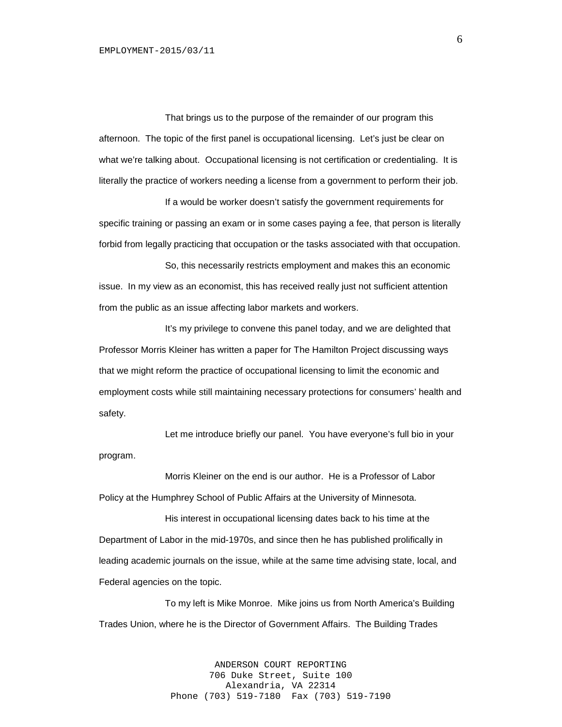That brings us to the purpose of the remainder of our program this afternoon. The topic of the first panel is occupational licensing. Let's just be clear on what we're talking about. Occupational licensing is not certification or credentialing. It is literally the practice of workers needing a license from a government to perform their job.

If a would be worker doesn't satisfy the government requirements for specific training or passing an exam or in some cases paying a fee, that person is literally forbid from legally practicing that occupation or the tasks associated with that occupation.

So, this necessarily restricts employment and makes this an economic issue. In my view as an economist, this has received really just not sufficient attention from the public as an issue affecting labor markets and workers.

It's my privilege to convene this panel today, and we are delighted that Professor Morris Kleiner has written a paper for The Hamilton Project discussing ways that we might reform the practice of occupational licensing to limit the economic and employment costs while still maintaining necessary protections for consumers' health and safety.

Let me introduce briefly our panel. You have everyone's full bio in your program.

Morris Kleiner on the end is our author. He is a Professor of Labor Policy at the Humphrey School of Public Affairs at the University of Minnesota.

His interest in occupational licensing dates back to his time at the Department of Labor in the mid-1970s, and since then he has published prolifically in leading academic journals on the issue, while at the same time advising state, local, and Federal agencies on the topic.

To my left is Mike Monroe. Mike joins us from North America's Building Trades Union, where he is the Director of Government Affairs. The Building Trades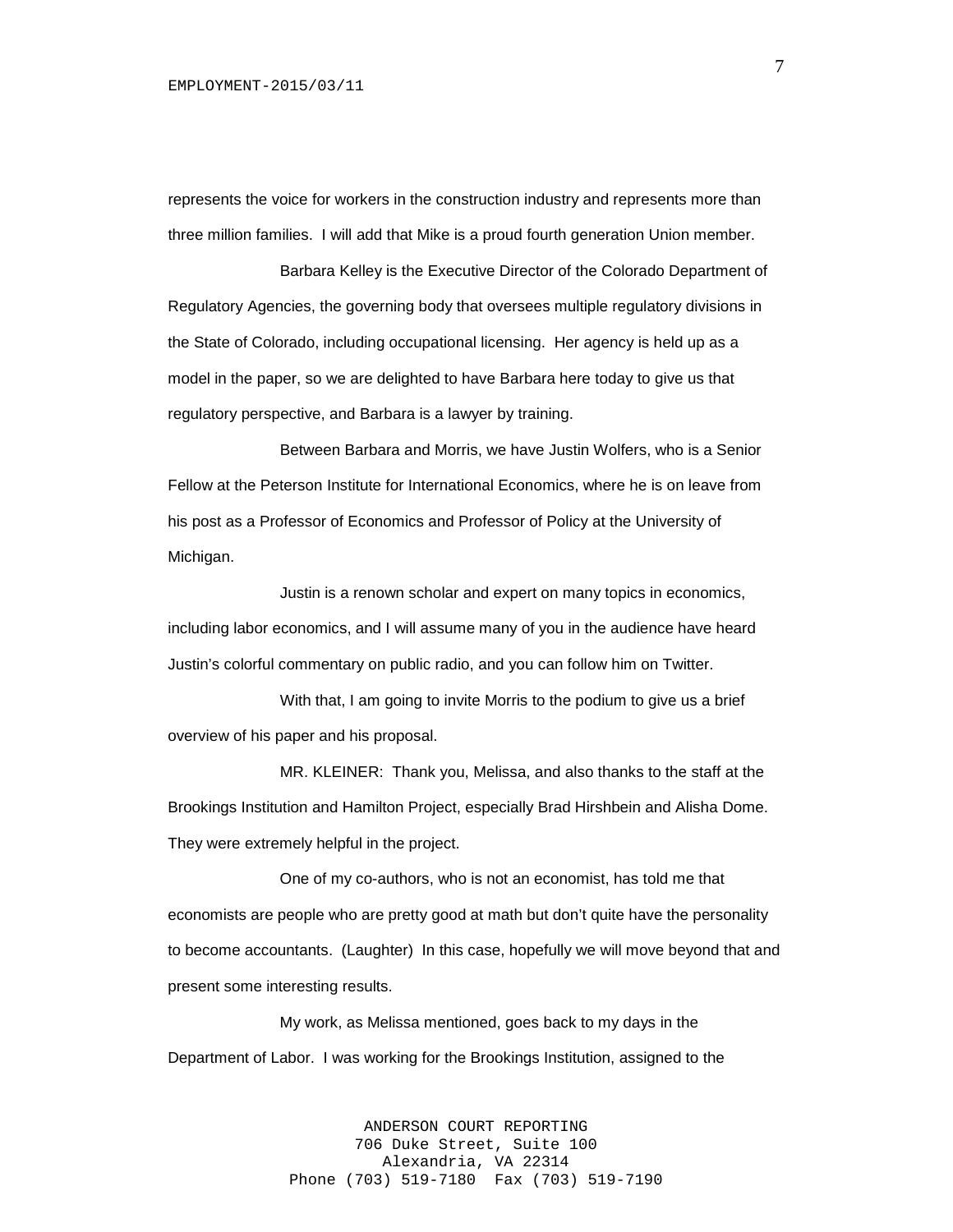represents the voice for workers in the construction industry and represents more than three million families. I will add that Mike is a proud fourth generation Union member.

Barbara Kelley is the Executive Director of the Colorado Department of Regulatory Agencies, the governing body that oversees multiple regulatory divisions in the State of Colorado, including occupational licensing. Her agency is held up as a model in the paper, so we are delighted to have Barbara here today to give us that regulatory perspective, and Barbara is a lawyer by training.

Between Barbara and Morris, we have Justin Wolfers, who is a Senior Fellow at the Peterson Institute for International Economics, where he is on leave from his post as a Professor of Economics and Professor of Policy at the University of Michigan.

Justin is a renown scholar and expert on many topics in economics, including labor economics, and I will assume many of you in the audience have heard Justin's colorful commentary on public radio, and you can follow him on Twitter.

With that, I am going to invite Morris to the podium to give us a brief overview of his paper and his proposal.

MR. KLEINER: Thank you, Melissa, and also thanks to the staff at the Brookings Institution and Hamilton Project, especially Brad Hirshbein and Alisha Dome. They were extremely helpful in the project.

One of my co-authors, who is not an economist, has told me that economists are people who are pretty good at math but don't quite have the personality to become accountants. (Laughter) In this case, hopefully we will move beyond that and present some interesting results.

My work, as Melissa mentioned, goes back to my days in the Department of Labor. I was working for the Brookings Institution, assigned to the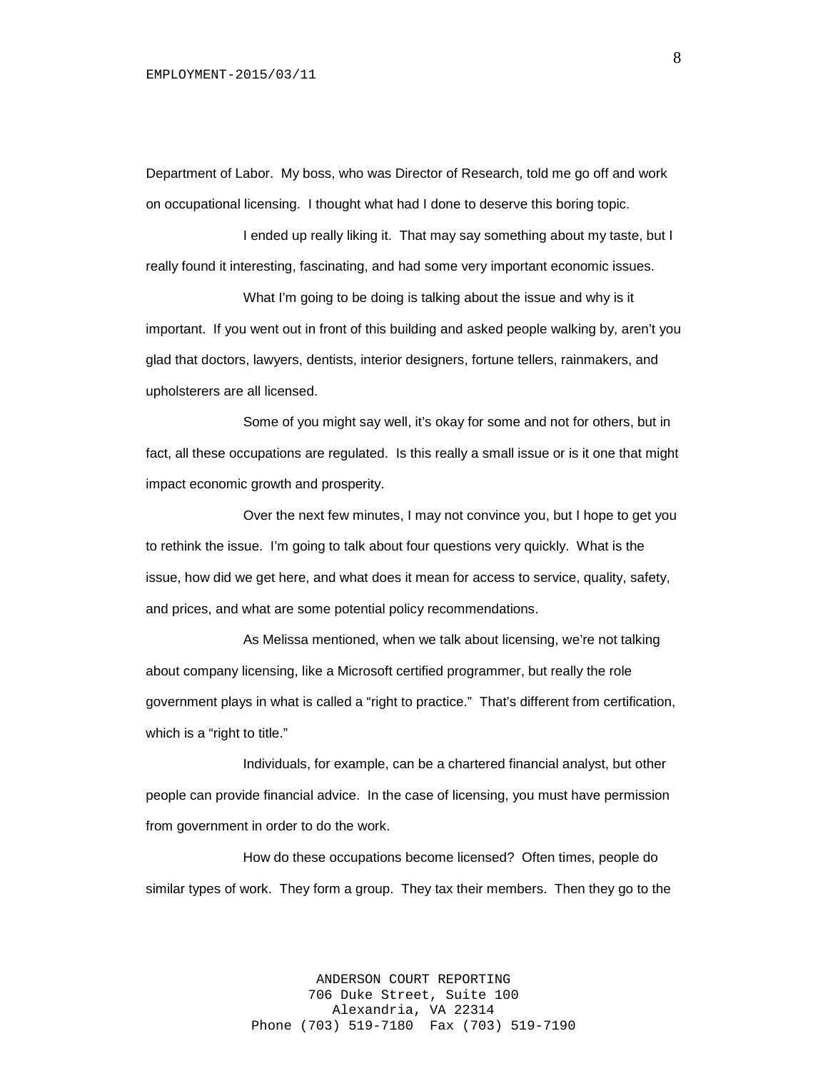Department of Labor. My boss, who was Director of Research, told me go off and work on occupational licensing. I thought what had I done to deserve this boring topic.

I ended up really liking it. That may say something about my taste, but I really found it interesting, fascinating, and had some very important economic issues.

What I'm going to be doing is talking about the issue and why is it important. If you went out in front of this building and asked people walking by, aren't you glad that doctors, lawyers, dentists, interior designers, fortune tellers, rainmakers, and upholsterers are all licensed.

Some of you might say well, it's okay for some and not for others, but in fact, all these occupations are regulated. Is this really a small issue or is it one that might impact economic growth and prosperity.

Over the next few minutes, I may not convince you, but I hope to get you to rethink the issue. I'm going to talk about four questions very quickly. What is the issue, how did we get here, and what does it mean for access to service, quality, safety, and prices, and what are some potential policy recommendations.

As Melissa mentioned, when we talk about licensing, we're not talking about company licensing, like a Microsoft certified programmer, but really the role government plays in what is called a "right to practice." That's different from certification, which is a "right to title."

Individuals, for example, can be a chartered financial analyst, but other people can provide financial advice. In the case of licensing, you must have permission from government in order to do the work.

How do these occupations become licensed? Often times, people do similar types of work. They form a group. They tax their members. Then they go to the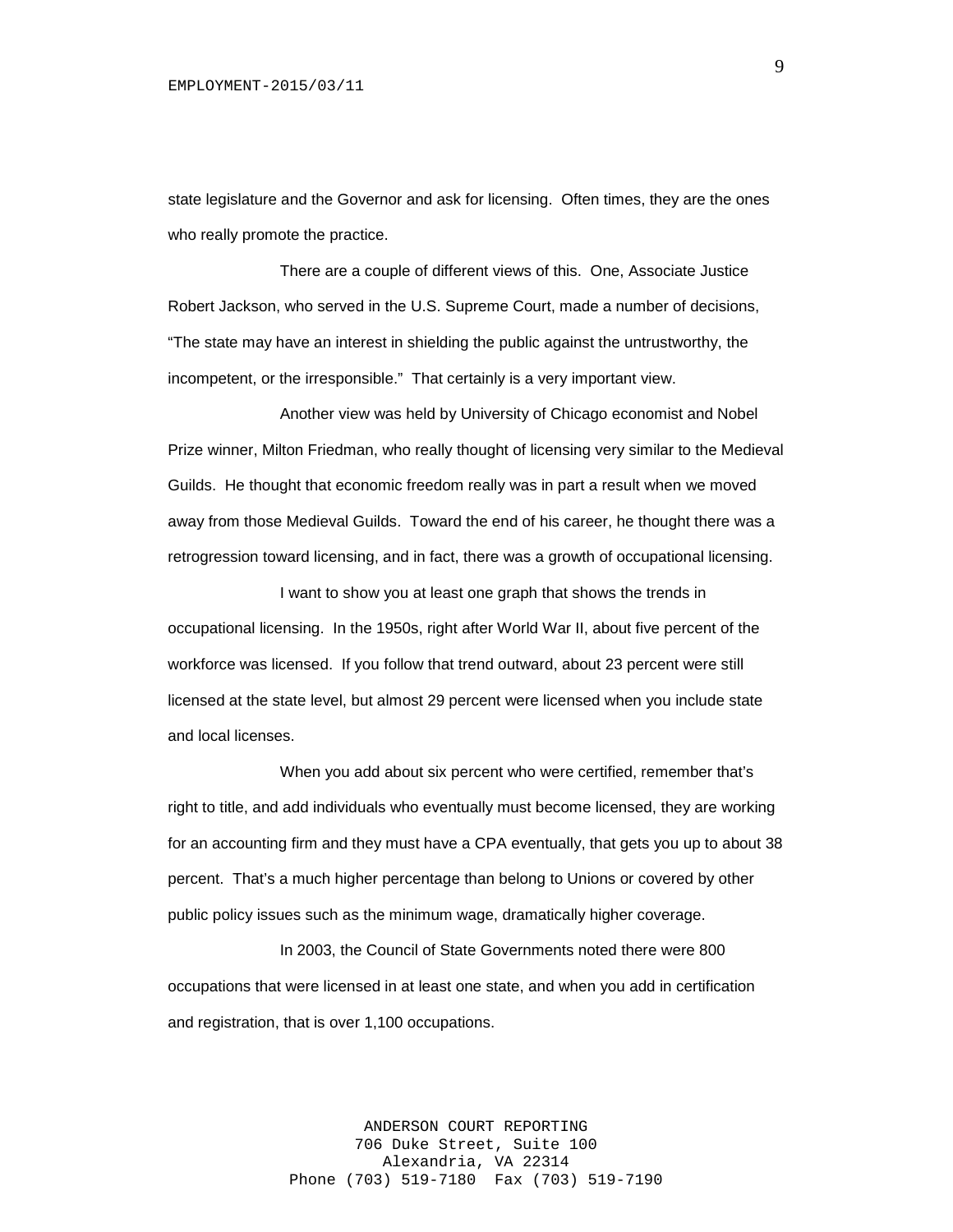state legislature and the Governor and ask for licensing. Often times, they are the ones who really promote the practice.

There are a couple of different views of this. One, Associate Justice Robert Jackson, who served in the U.S. Supreme Court, made a number of decisions, "The state may have an interest in shielding the public against the untrustworthy, the incompetent, or the irresponsible." That certainly is a very important view.

Another view was held by University of Chicago economist and Nobel Prize winner, Milton Friedman, who really thought of licensing very similar to the Medieval Guilds. He thought that economic freedom really was in part a result when we moved away from those Medieval Guilds. Toward the end of his career, he thought there was a retrogression toward licensing, and in fact, there was a growth of occupational licensing.

I want to show you at least one graph that shows the trends in occupational licensing. In the 1950s, right after World War II, about five percent of the workforce was licensed. If you follow that trend outward, about 23 percent were still licensed at the state level, but almost 29 percent were licensed when you include state and local licenses.

When you add about six percent who were certified, remember that's right to title, and add individuals who eventually must become licensed, they are working for an accounting firm and they must have a CPA eventually, that gets you up to about 38 percent. That's a much higher percentage than belong to Unions or covered by other public policy issues such as the minimum wage, dramatically higher coverage.

In 2003, the Council of State Governments noted there were 800 occupations that were licensed in at least one state, and when you add in certification and registration, that is over 1,100 occupations.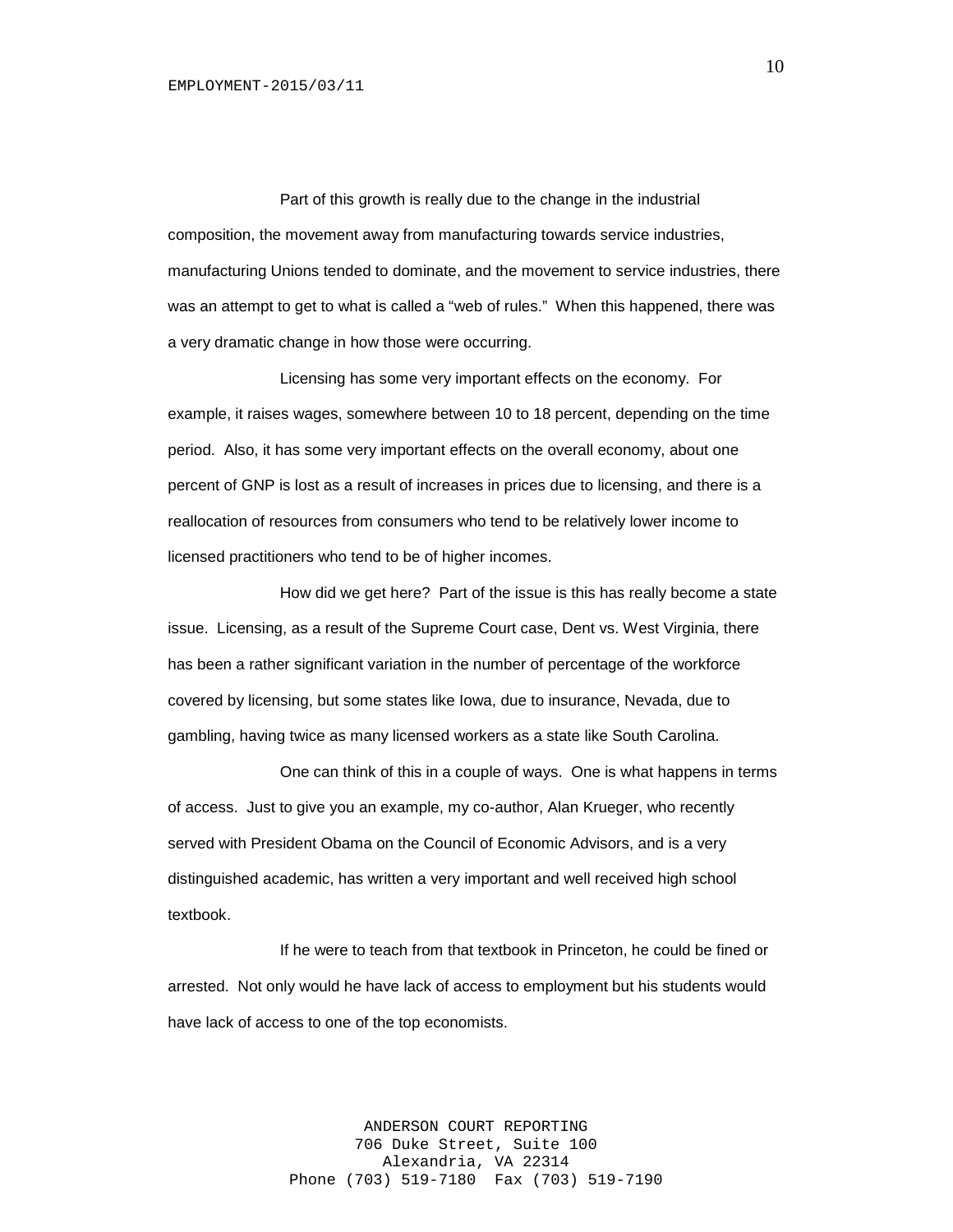Part of this growth is really due to the change in the industrial composition, the movement away from manufacturing towards service industries, manufacturing Unions tended to dominate, and the movement to service industries, there was an attempt to get to what is called a "web of rules." When this happened, there was a very dramatic change in how those were occurring.

Licensing has some very important effects on the economy. For example, it raises wages, somewhere between 10 to 18 percent, depending on the time period. Also, it has some very important effects on the overall economy, about one percent of GNP is lost as a result of increases in prices due to licensing, and there is a reallocation of resources from consumers who tend to be relatively lower income to licensed practitioners who tend to be of higher incomes.

How did we get here? Part of the issue is this has really become a state issue. Licensing, as a result of the Supreme Court case, Dent vs. West Virginia, there has been a rather significant variation in the number of percentage of the workforce covered by licensing, but some states like Iowa, due to insurance, Nevada, due to gambling, having twice as many licensed workers as a state like South Carolina.

One can think of this in a couple of ways. One is what happens in terms of access. Just to give you an example, my co-author, Alan Krueger, who recently served with President Obama on the Council of Economic Advisors, and is a very distinguished academic, has written a very important and well received high school textbook.

If he were to teach from that textbook in Princeton, he could be fined or arrested. Not only would he have lack of access to employment but his students would have lack of access to one of the top economists.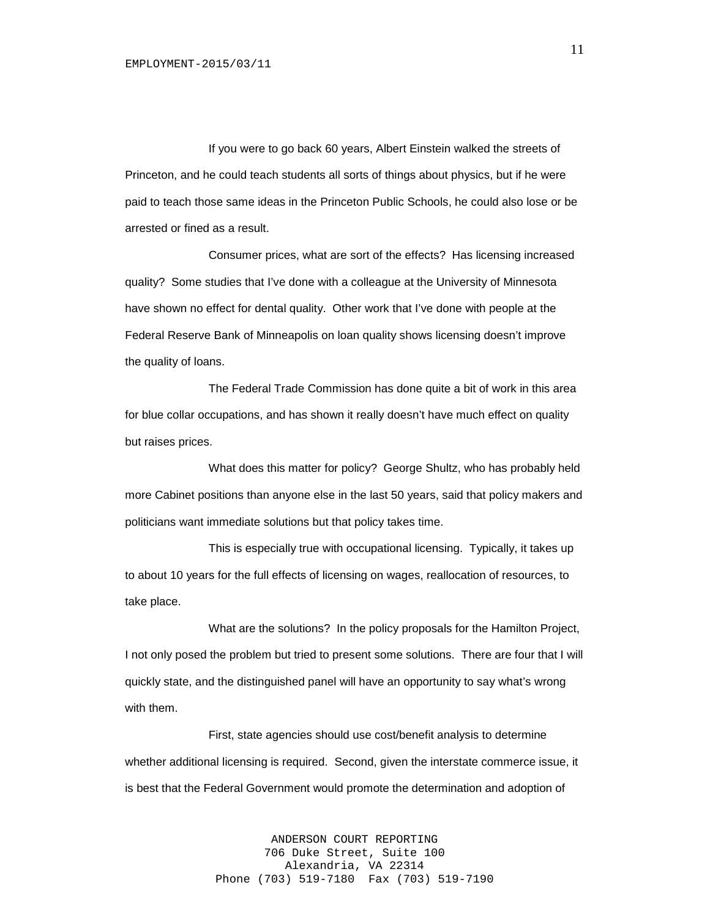If you were to go back 60 years, Albert Einstein walked the streets of Princeton, and he could teach students all sorts of things about physics, but if he were paid to teach those same ideas in the Princeton Public Schools, he could also lose or be arrested or fined as a result.

Consumer prices, what are sort of the effects? Has licensing increased quality? Some studies that I've done with a colleague at the University of Minnesota have shown no effect for dental quality. Other work that I've done with people at the Federal Reserve Bank of Minneapolis on loan quality shows licensing doesn't improve the quality of loans.

The Federal Trade Commission has done quite a bit of work in this area for blue collar occupations, and has shown it really doesn't have much effect on quality but raises prices.

What does this matter for policy? George Shultz, who has probably held more Cabinet positions than anyone else in the last 50 years, said that policy makers and politicians want immediate solutions but that policy takes time.

This is especially true with occupational licensing. Typically, it takes up to about 10 years for the full effects of licensing on wages, reallocation of resources, to take place.

What are the solutions? In the policy proposals for the Hamilton Project, I not only posed the problem but tried to present some solutions. There are four that I will quickly state, and the distinguished panel will have an opportunity to say what's wrong with them.

First, state agencies should use cost/benefit analysis to determine whether additional licensing is required. Second, given the interstate commerce issue, it is best that the Federal Government would promote the determination and adoption of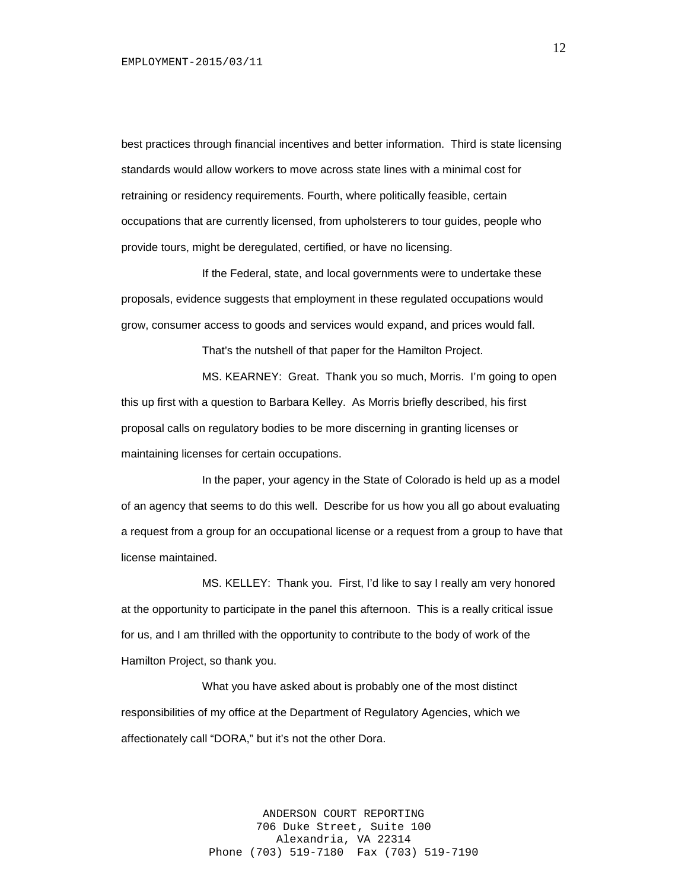best practices through financial incentives and better information. Third is state licensing standards would allow workers to move across state lines with a minimal cost for retraining or residency requirements. Fourth, where politically feasible, certain occupations that are currently licensed, from upholsterers to tour guides, people who provide tours, might be deregulated, certified, or have no licensing.

If the Federal, state, and local governments were to undertake these proposals, evidence suggests that employment in these regulated occupations would grow, consumer access to goods and services would expand, and prices would fall.

That's the nutshell of that paper for the Hamilton Project.

MS. KEARNEY: Great. Thank you so much, Morris. I'm going to open this up first with a question to Barbara Kelley. As Morris briefly described, his first proposal calls on regulatory bodies to be more discerning in granting licenses or maintaining licenses for certain occupations.

In the paper, your agency in the State of Colorado is held up as a model of an agency that seems to do this well. Describe for us how you all go about evaluating a request from a group for an occupational license or a request from a group to have that license maintained.

MS. KELLEY: Thank you. First, I'd like to say I really am very honored at the opportunity to participate in the panel this afternoon. This is a really critical issue for us, and I am thrilled with the opportunity to contribute to the body of work of the Hamilton Project, so thank you.

What you have asked about is probably one of the most distinct responsibilities of my office at the Department of Regulatory Agencies, which we affectionately call "DORA," but it's not the other Dora.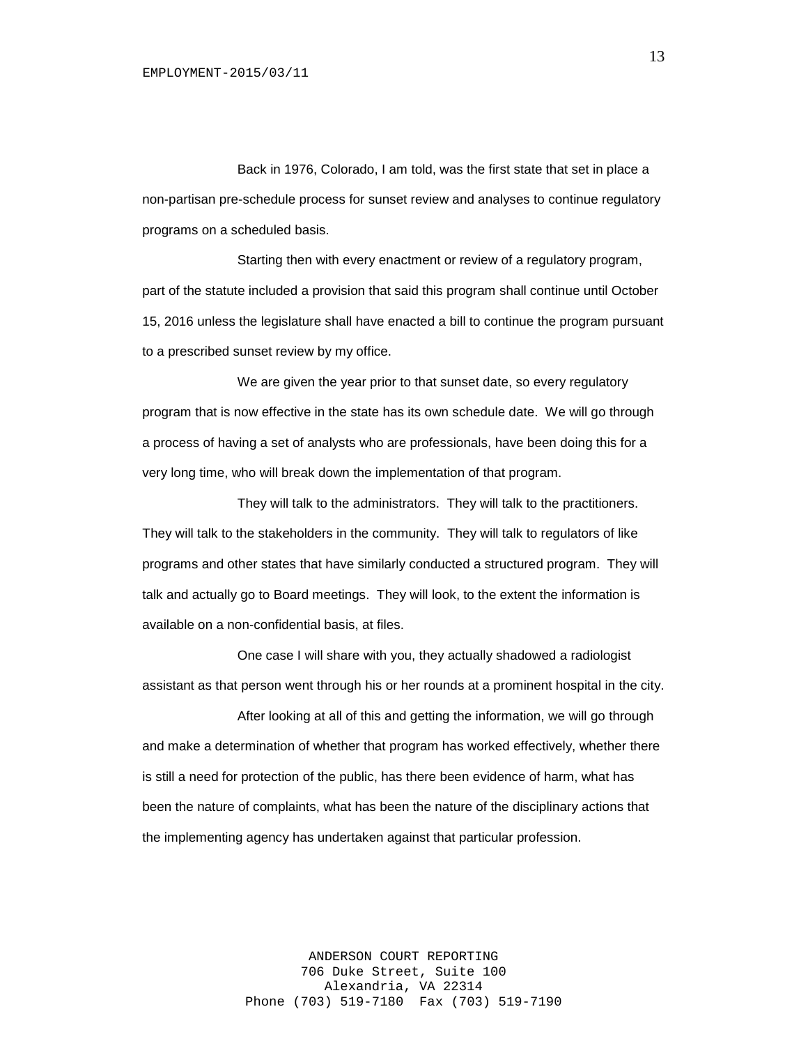Back in 1976, Colorado, I am told, was the first state that set in place a non-partisan pre-schedule process for sunset review and analyses to continue regulatory programs on a scheduled basis.

Starting then with every enactment or review of a regulatory program, part of the statute included a provision that said this program shall continue until October 15, 2016 unless the legislature shall have enacted a bill to continue the program pursuant to a prescribed sunset review by my office.

We are given the year prior to that sunset date, so every regulatory program that is now effective in the state has its own schedule date. We will go through a process of having a set of analysts who are professionals, have been doing this for a very long time, who will break down the implementation of that program.

They will talk to the administrators. They will talk to the practitioners. They will talk to the stakeholders in the community. They will talk to regulators of like programs and other states that have similarly conducted a structured program. They will talk and actually go to Board meetings. They will look, to the extent the information is available on a non-confidential basis, at files.

One case I will share with you, they actually shadowed a radiologist assistant as that person went through his or her rounds at a prominent hospital in the city.

After looking at all of this and getting the information, we will go through and make a determination of whether that program has worked effectively, whether there is still a need for protection of the public, has there been evidence of harm, what has been the nature of complaints, what has been the nature of the disciplinary actions that the implementing agency has undertaken against that particular profession.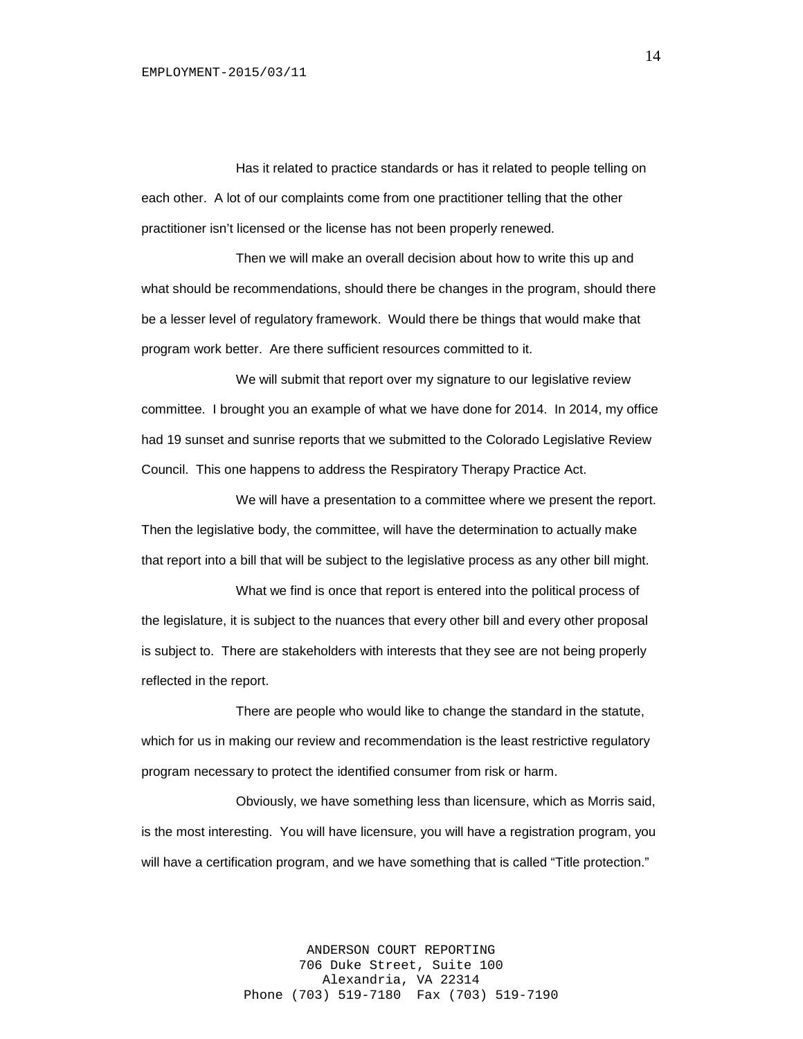Has it related to practice standards or has it related to people telling on each other. A lot of our complaints come from one practitioner telling that the other practitioner isn't licensed or the license has not been properly renewed.

Then we will make an overall decision about how to write this up and what should be recommendations, should there be changes in the program, should there be a lesser level of regulatory framework. Would there be things that would make that program work better. Are there sufficient resources committed to it.

We will submit that report over my signature to our legislative review committee. I brought you an example of what we have done for 2014. In 2014, my office had 19 sunset and sunrise reports that we submitted to the Colorado Legislative Review Council. This one happens to address the Respiratory Therapy Practice Act.

We will have a presentation to a committee where we present the report. Then the legislative body, the committee, will have the determination to actually make that report into a bill that will be subject to the legislative process as any other bill might.

What we find is once that report is entered into the political process of the legislature, it is subject to the nuances that every other bill and every other proposal is subject to. There are stakeholders with interests that they see are not being properly reflected in the report.

There are people who would like to change the standard in the statute, which for us in making our review and recommendation is the least restrictive regulatory program necessary to protect the identified consumer from risk or harm.

Obviously, we have something less than licensure, which as Morris said, is the most interesting. You will have licensure, you will have a registration program, you will have a certification program, and we have something that is called "Title protection."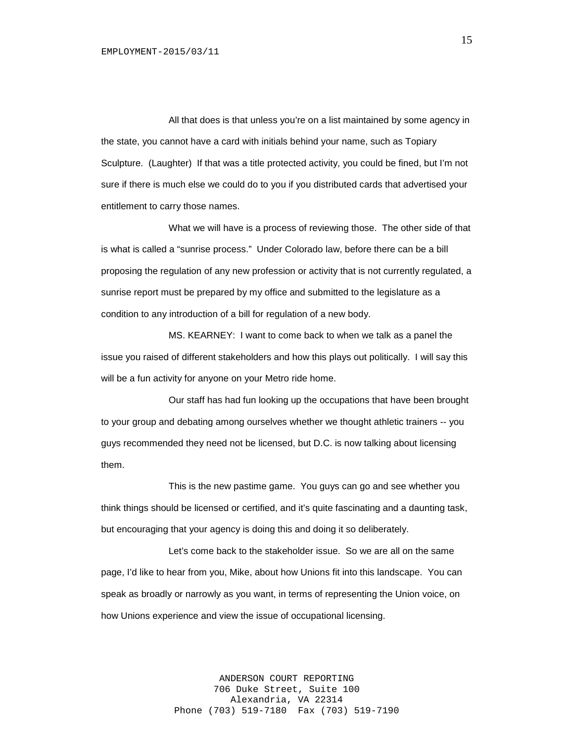All that does is that unless you're on a list maintained by some agency in the state, you cannot have a card with initials behind your name, such as Topiary Sculpture. (Laughter) If that was a title protected activity, you could be fined, but I'm not sure if there is much else we could do to you if you distributed cards that advertised your entitlement to carry those names.

What we will have is a process of reviewing those. The other side of that is what is called a "sunrise process." Under Colorado law, before there can be a bill proposing the regulation of any new profession or activity that is not currently regulated, a sunrise report must be prepared by my office and submitted to the legislature as a condition to any introduction of a bill for regulation of a new body.

MS. KEARNEY: I want to come back to when we talk as a panel the issue you raised of different stakeholders and how this plays out politically. I will say this will be a fun activity for anyone on your Metro ride home.

Our staff has had fun looking up the occupations that have been brought to your group and debating among ourselves whether we thought athletic trainers -- you guys recommended they need not be licensed, but D.C. is now talking about licensing them.

This is the new pastime game. You guys can go and see whether you think things should be licensed or certified, and it's quite fascinating and a daunting task, but encouraging that your agency is doing this and doing it so deliberately.

Let's come back to the stakeholder issue. So we are all on the same page, I'd like to hear from you, Mike, about how Unions fit into this landscape. You can speak as broadly or narrowly as you want, in terms of representing the Union voice, on how Unions experience and view the issue of occupational licensing.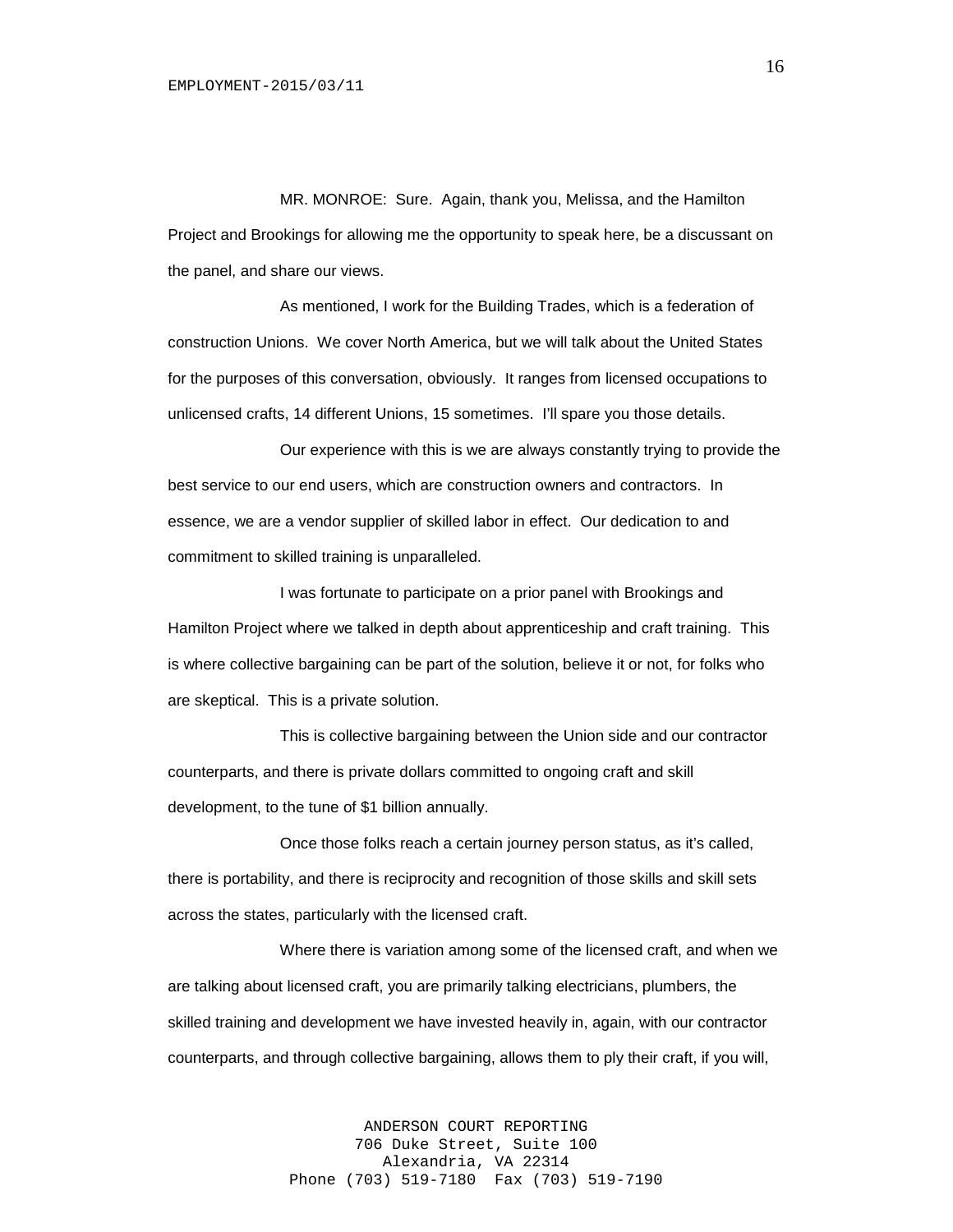MR. MONROE: Sure. Again, thank you, Melissa, and the Hamilton Project and Brookings for allowing me the opportunity to speak here, be a discussant on the panel, and share our views.

As mentioned, I work for the Building Trades, which is a federation of construction Unions. We cover North America, but we will talk about the United States for the purposes of this conversation, obviously. It ranges from licensed occupations to unlicensed crafts, 14 different Unions, 15 sometimes. I'll spare you those details.

Our experience with this is we are always constantly trying to provide the best service to our end users, which are construction owners and contractors. In essence, we are a vendor supplier of skilled labor in effect. Our dedication to and commitment to skilled training is unparalleled.

I was fortunate to participate on a prior panel with Brookings and Hamilton Project where we talked in depth about apprenticeship and craft training. This is where collective bargaining can be part of the solution, believe it or not, for folks who are skeptical. This is a private solution.

This is collective bargaining between the Union side and our contractor counterparts, and there is private dollars committed to ongoing craft and skill development, to the tune of $1 billion annually.

Once those folks reach a certain journey person status, as it's called, there is portability, and there is reciprocity and recognition of those skills and skill sets across the states, particularly with the licensed craft.

Where there is variation among some of the licensed craft, and when we are talking about licensed craft, you are primarily talking electricians, plumbers, the skilled training and development we have invested heavily in, again, with our contractor counterparts, and through collective bargaining, allows them to ply their craft, if you will,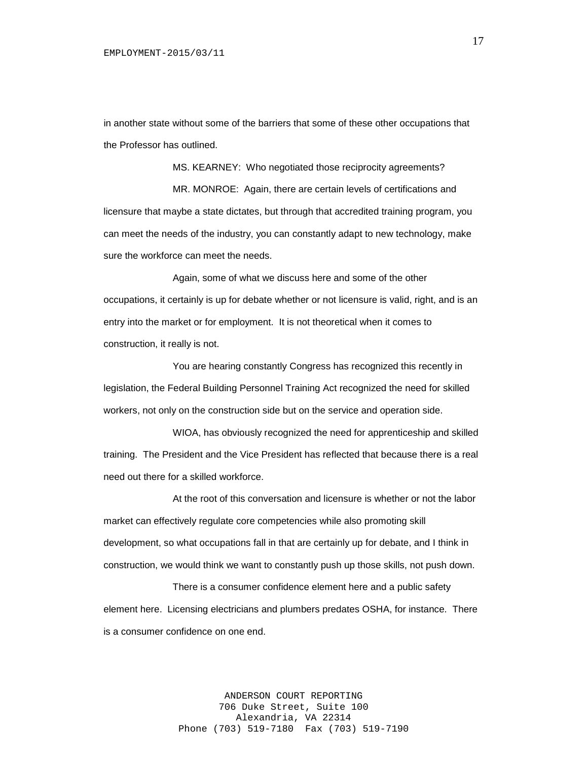in another state without some of the barriers that some of these other occupations that the Professor has outlined.

MS. KEARNEY: Who negotiated those reciprocity agreements?

MR. MONROE: Again, there are certain levels of certifications and licensure that maybe a state dictates, but through that accredited training program, you can meet the needs of the industry, you can constantly adapt to new technology, make sure the workforce can meet the needs.

Again, some of what we discuss here and some of the other occupations, it certainly is up for debate whether or not licensure is valid, right, and is an entry into the market or for employment. It is not theoretical when it comes to construction, it really is not.

You are hearing constantly Congress has recognized this recently in legislation, the Federal Building Personnel Training Act recognized the need for skilled workers, not only on the construction side but on the service and operation side.

WIOA, has obviously recognized the need for apprenticeship and skilled training. The President and the Vice President has reflected that because there is a real need out there for a skilled workforce.

At the root of this conversation and licensure is whether or not the labor market can effectively regulate core competencies while also promoting skill development, so what occupations fall in that are certainly up for debate, and I think in construction, we would think we want to constantly push up those skills, not push down.

There is a consumer confidence element here and a public safety element here. Licensing electricians and plumbers predates OSHA, for instance. There is a consumer confidence on one end.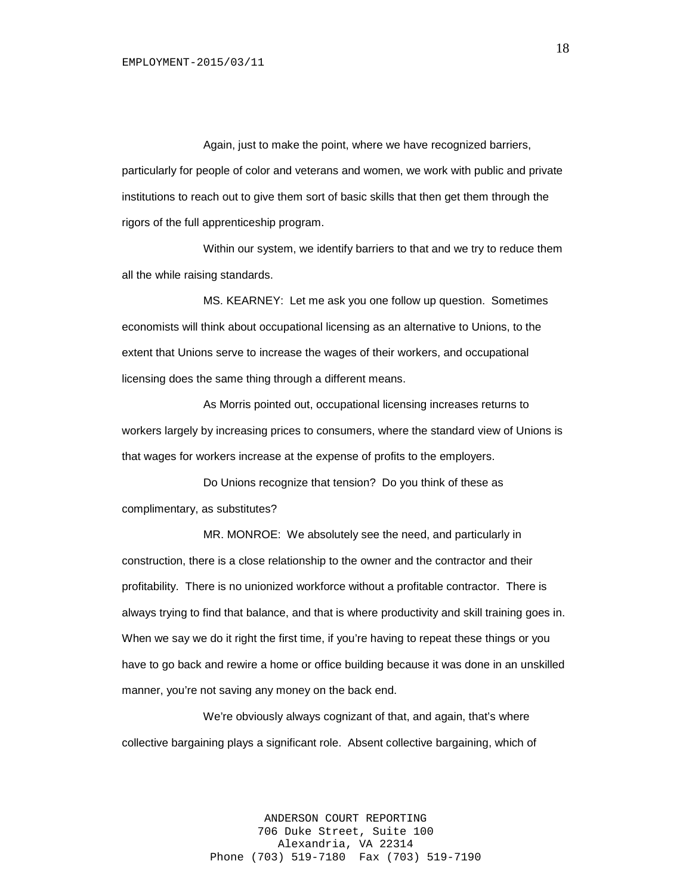Again, just to make the point, where we have recognized barriers, particularly for people of color and veterans and women, we work with public and private institutions to reach out to give them sort of basic skills that then get them through the rigors of the full apprenticeship program.

Within our system, we identify barriers to that and we try to reduce them all the while raising standards.

MS. KEARNEY: Let me ask you one follow up question. Sometimes economists will think about occupational licensing as an alternative to Unions, to the extent that Unions serve to increase the wages of their workers, and occupational licensing does the same thing through a different means.

As Morris pointed out, occupational licensing increases returns to workers largely by increasing prices to consumers, where the standard view of Unions is that wages for workers increase at the expense of profits to the employers.

Do Unions recognize that tension? Do you think of these as complimentary, as substitutes?

MR. MONROE: We absolutely see the need, and particularly in construction, there is a close relationship to the owner and the contractor and their profitability. There is no unionized workforce without a profitable contractor. There is always trying to find that balance, and that is where productivity and skill training goes in. When we say we do it right the first time, if you're having to repeat these things or you have to go back and rewire a home or office building because it was done in an unskilled manner, you're not saving any money on the back end.

We're obviously always cognizant of that, and again, that's where collective bargaining plays a significant role. Absent collective bargaining, which of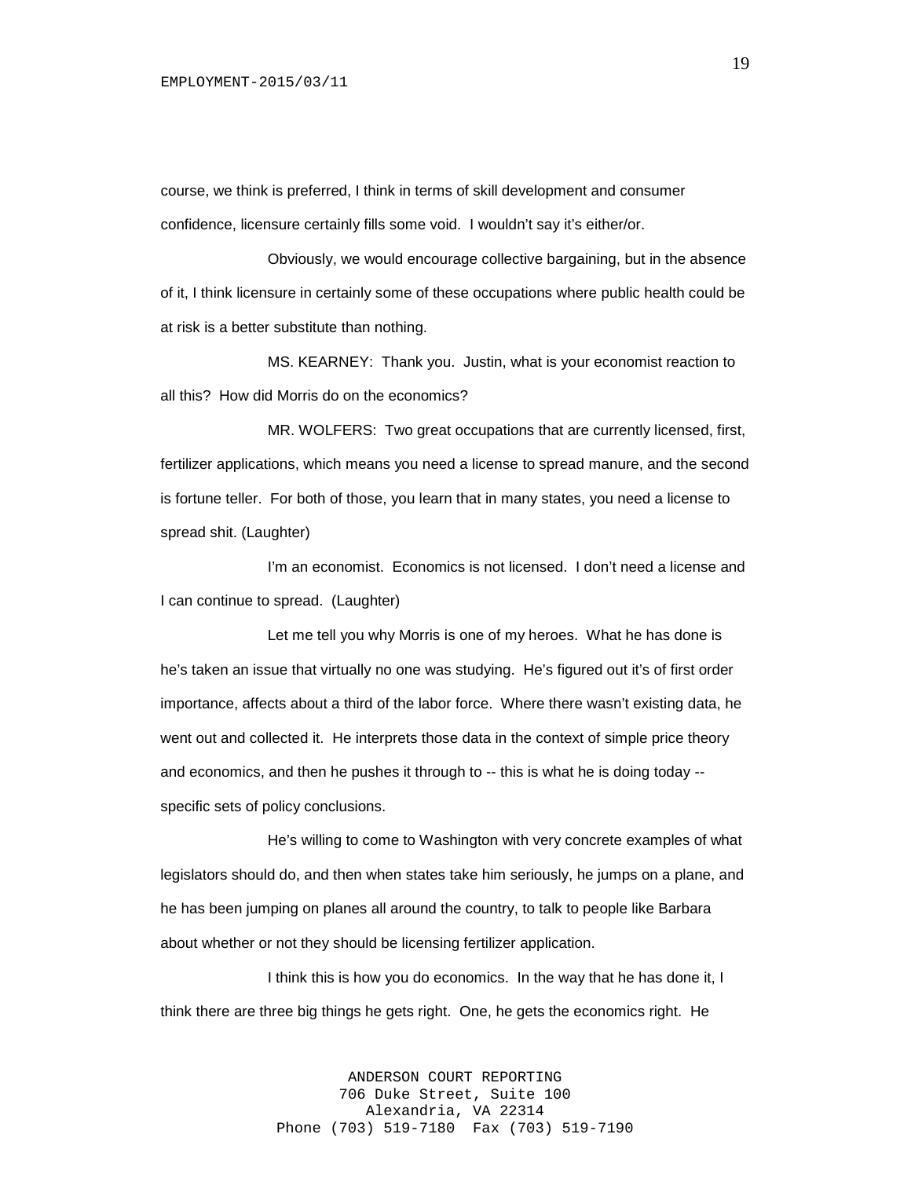course, we think is preferred, I think in terms of skill development and consumer confidence, licensure certainly fills some void. I wouldn't say it's either/or.

Obviously, we would encourage collective bargaining, but in the absence of it, I think licensure in certainly some of these occupations where public health could be at risk is a better substitute than nothing.

MS. KEARNEY: Thank you. Justin, what is your economist reaction to all this? How did Morris do on the economics?

MR. WOLFERS: Two great occupations that are currently licensed, first, fertilizer applications, which means you need a license to spread manure, and the second is fortune teller. For both of those, you learn that in many states, you need a license to spread shit. (Laughter)

I'm an economist. Economics is not licensed. I don't need a license and I can continue to spread. (Laughter)

Let me tell you why Morris is one of my heroes. What he has done is he's taken an issue that virtually no one was studying. He's figured out it's of first order importance, affects about a third of the labor force. Where there wasn't existing data, he went out and collected it. He interprets those data in the context of simple price theory and economics, and then he pushes it through to -- this is what he is doing today -- specific sets of policy conclusions.

He's willing to come to Washington with very concrete examples of what legislators should do, and then when states take him seriously, he jumps on a plane, and he has been jumping on planes all around the country, to talk to people like Barbara about whether or not they should be licensing fertilizer application.

I think this is how you do economics. In the way that he has done it, I think there are three big things he gets right. One, he gets the economics right. He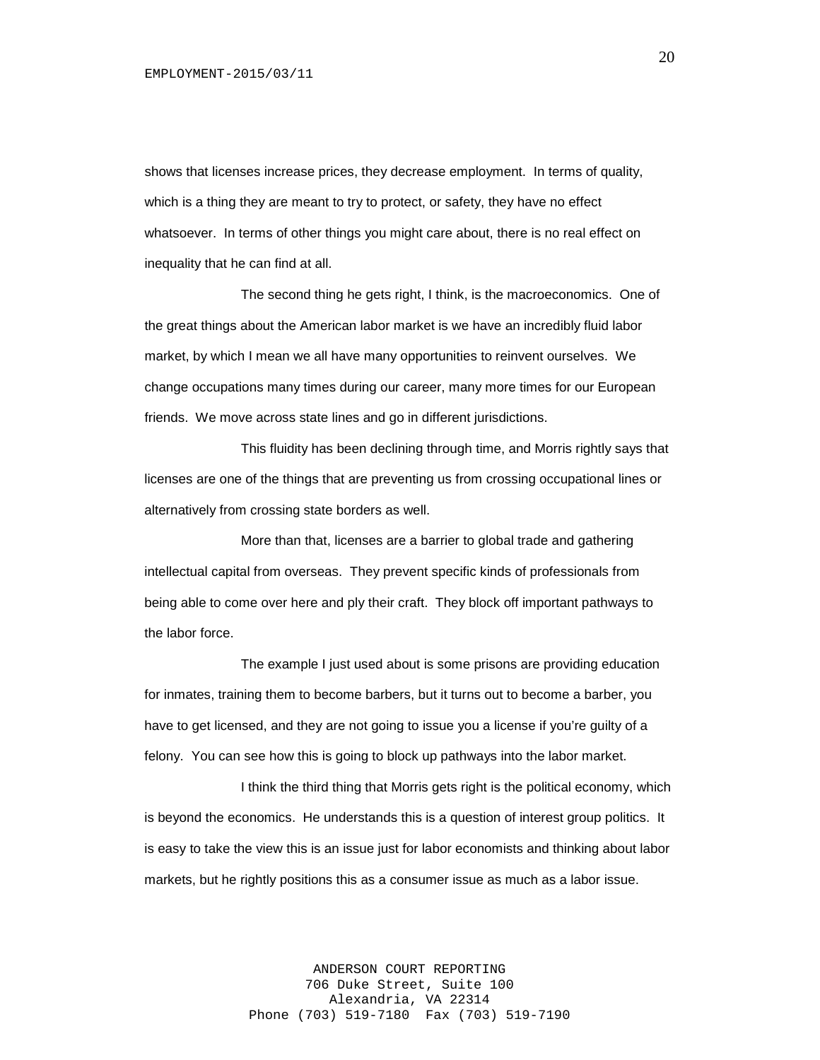shows that licenses increase prices, they decrease employment. In terms of quality, which is a thing they are meant to try to protect, or safety, they have no effect whatsoever. In terms of other things you might care about, there is no real effect on inequality that he can find at all.

The second thing he gets right, I think, is the macroeconomics. One of the great things about the American labor market is we have an incredibly fluid labor market, by which I mean we all have many opportunities to reinvent ourselves. We change occupations many times during our career, many more times for our European friends. We move across state lines and go in different jurisdictions.

This fluidity has been declining through time, and Morris rightly says that licenses are one of the things that are preventing us from crossing occupational lines or alternatively from crossing state borders as well.

More than that, licenses are a barrier to global trade and gathering intellectual capital from overseas. They prevent specific kinds of professionals from being able to come over here and ply their craft. They block off important pathways to the labor force.

The example I just used about is some prisons are providing education for inmates, training them to become barbers, but it turns out to become a barber, you have to get licensed, and they are not going to issue you a license if you're guilty of a felony. You can see how this is going to block up pathways into the labor market.

I think the third thing that Morris gets right is the political economy, which is beyond the economics. He understands this is a question of interest group politics. It is easy to take the view this is an issue just for labor economists and thinking about labor markets, but he rightly positions this as a consumer issue as much as a labor issue.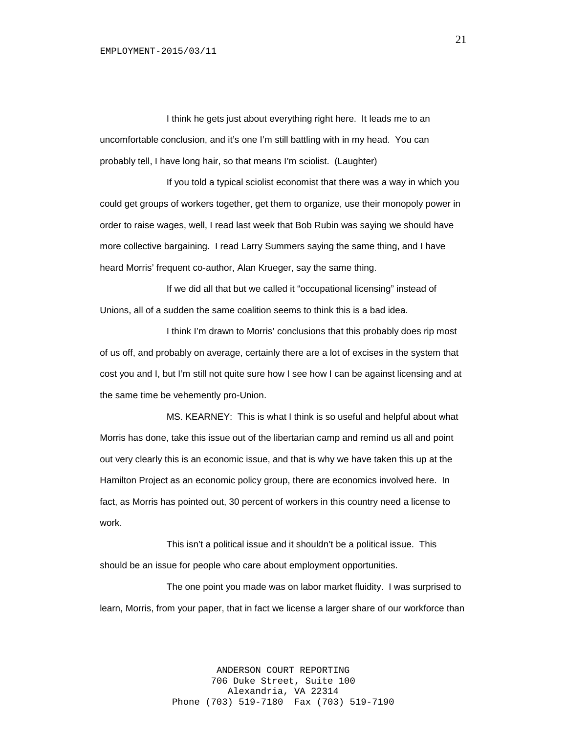I think he gets just about everything right here. It leads me to an uncomfortable conclusion, and it's one I'm still battling with in my head. You can probably tell, I have long hair, so that means I'm sciolist. (Laughter)

If you told a typical sciolist economist that there was a way in which you could get groups of workers together, get them to organize, use their monopoly power in order to raise wages, well, I read last week that Bob Rubin was saying we should have more collective bargaining. I read Larry Summers saying the same thing, and I have heard Morris' frequent co-author, Alan Krueger, say the same thing.

If we did all that but we called it "occupational licensing" instead of Unions, all of a sudden the same coalition seems to think this is a bad idea.

I think I'm drawn to Morris' conclusions that this probably does rip most of us off, and probably on average, certainly there are a lot of excises in the system that cost you and I, but I'm still not quite sure how I see how I can be against licensing and at the same time be vehemently pro-Union.

MS. KEARNEY: This is what I think is so useful and helpful about what Morris has done, take this issue out of the libertarian camp and remind us all and point out very clearly this is an economic issue, and that is why we have taken this up at the Hamilton Project as an economic policy group, there are economics involved here. In fact, as Morris has pointed out, 30 percent of workers in this country need a license to work.

This isn't a political issue and it shouldn't be a political issue. This should be an issue for people who care about employment opportunities.

The one point you made was on labor market fluidity. I was surprised to learn, Morris, from your paper, that in fact we license a larger share of our workforce than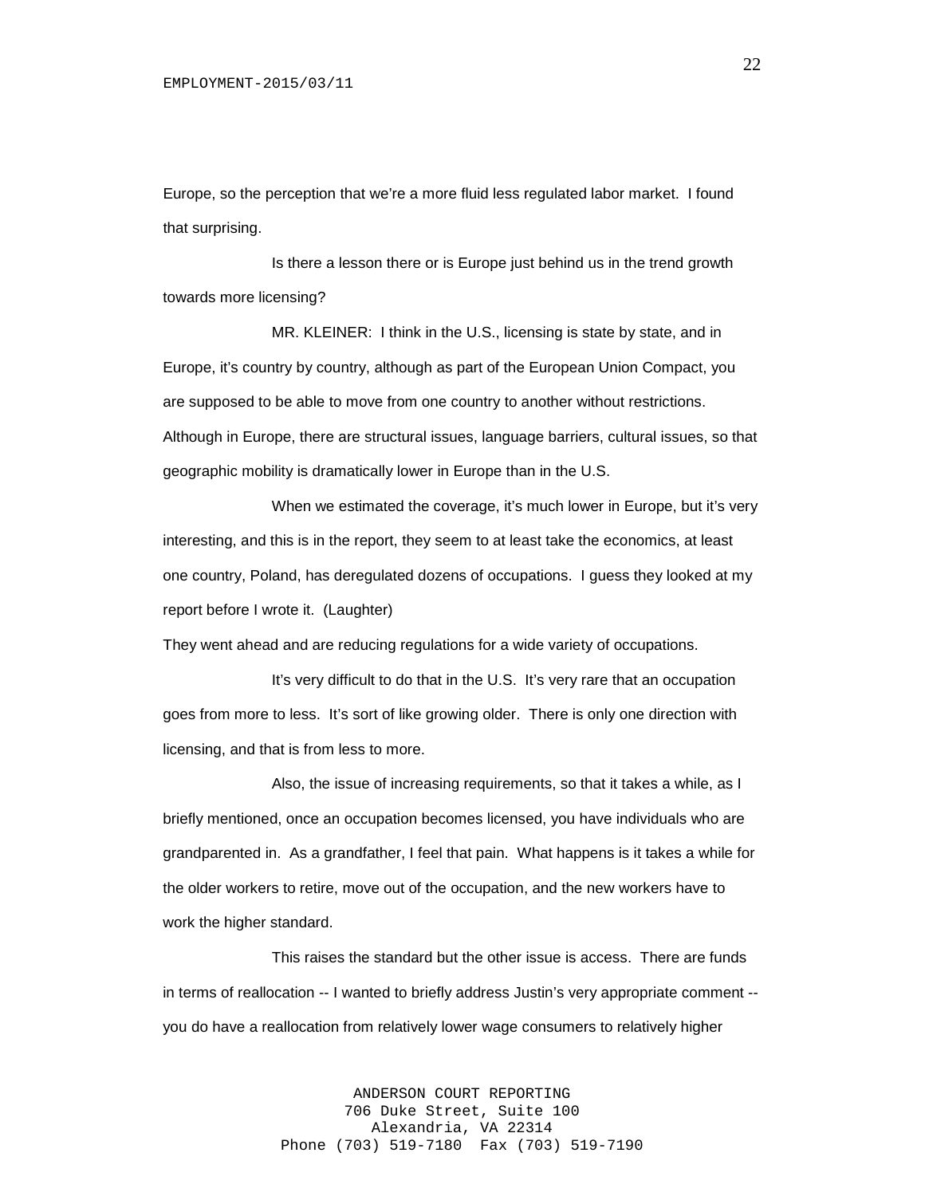Europe, so the perception that we're a more fluid less regulated labor market. I found that surprising.

Is there a lesson there or is Europe just behind us in the trend growth towards more licensing?

MR. KLEINER: I think in the U.S., licensing is state by state, and in Europe, it's country by country, although as part of the European Union Compact, you are supposed to be able to move from one country to another without restrictions. Although in Europe, there are structural issues, language barriers, cultural issues, so that geographic mobility is dramatically lower in Europe than in the U.S.

When we estimated the coverage, it's much lower in Europe, but it's very interesting, and this is in the report, they seem to at least take the economics, at least one country, Poland, has deregulated dozens of occupations. I guess they looked at my report before I wrote it. (Laughter)

They went ahead and are reducing regulations for a wide variety of occupations.

It's very difficult to do that in the U.S. It's very rare that an occupation goes from more to less. It's sort of like growing older. There is only one direction with licensing, and that is from less to more.

Also, the issue of increasing requirements, so that it takes a while, as I briefly mentioned, once an occupation becomes licensed, you have individuals who are grandparented in. As a grandfather, I feel that pain. What happens is it takes a while for the older workers to retire, move out of the occupation, and the new workers have to work the higher standard.

This raises the standard but the other issue is access. There are funds in terms of reallocation -- I wanted to briefly address Justin's very appropriate comment -- you do have a reallocation from relatively lower wage consumers to relatively higher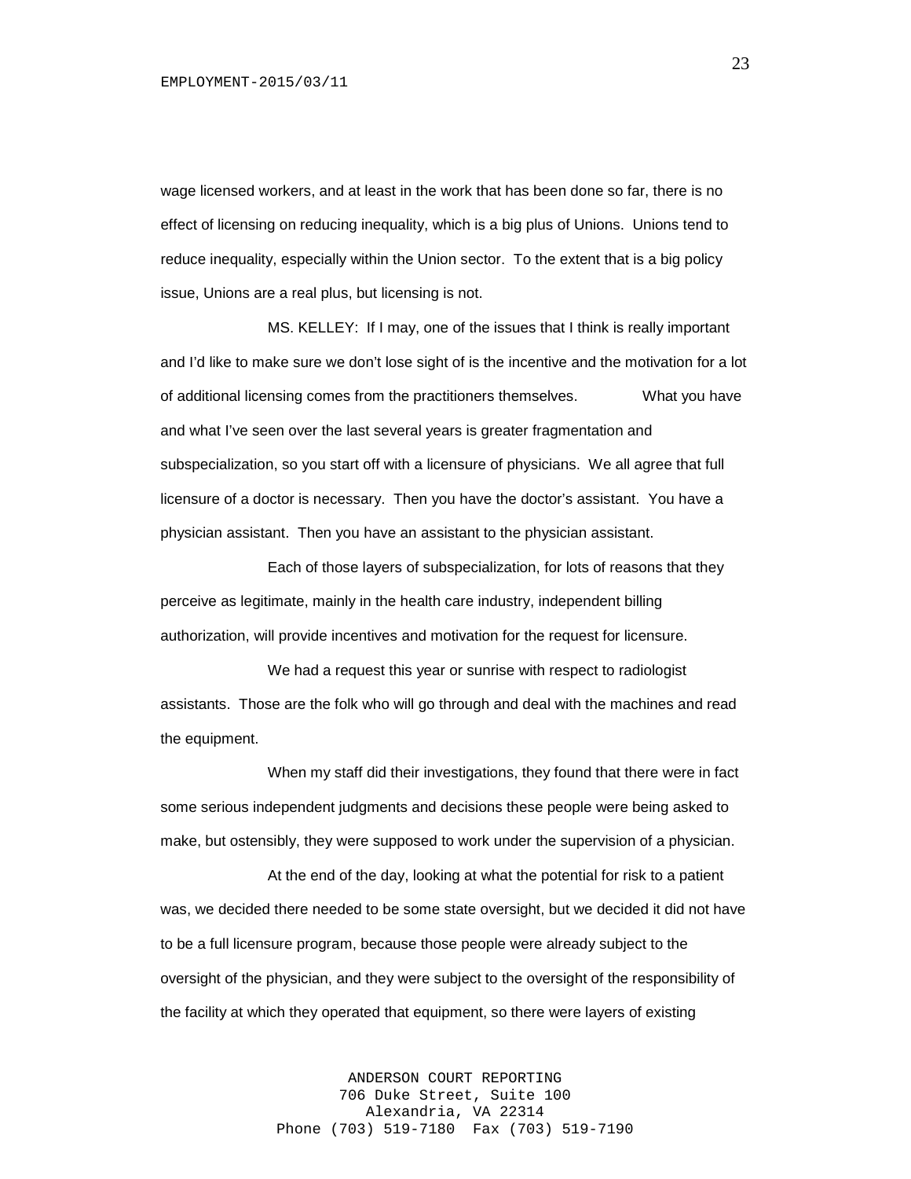wage licensed workers, and at least in the work that has been done so far, there is no effect of licensing on reducing inequality, which is a big plus of Unions. Unions tend to reduce inequality, especially within the Union sector. To the extent that is a big policy issue, Unions are a real plus, but licensing is not.

MS. KELLEY: If I may, one of the issues that I think is really important and I'd like to make sure we don't lose sight of is the incentive and the motivation for a lot of additional licensing comes from the practitioners themselves. What you have and what I've seen over the last several years is greater fragmentation and subspecialization, so you start off with a licensure of physicians. We all agree that full licensure of a doctor is necessary. Then you have the doctor's assistant. You have a physician assistant. Then you have an assistant to the physician assistant.

Each of those layers of subspecialization, for lots of reasons that they perceive as legitimate, mainly in the health care industry, independent billing authorization, will provide incentives and motivation for the request for licensure.

We had a request this year or sunrise with respect to radiologist assistants. Those are the folk who will go through and deal with the machines and read the equipment.

When my staff did their investigations, they found that there were in fact some serious independent judgments and decisions these people were being asked to make, but ostensibly, they were supposed to work under the supervision of a physician.

At the end of the day, looking at what the potential for risk to a patient was, we decided there needed to be some state oversight, but we decided it did not have to be a full licensure program, because those people were already subject to the oversight of the physician, and they were subject to the oversight of the responsibility of the facility at which they operated that equipment, so there were layers of existing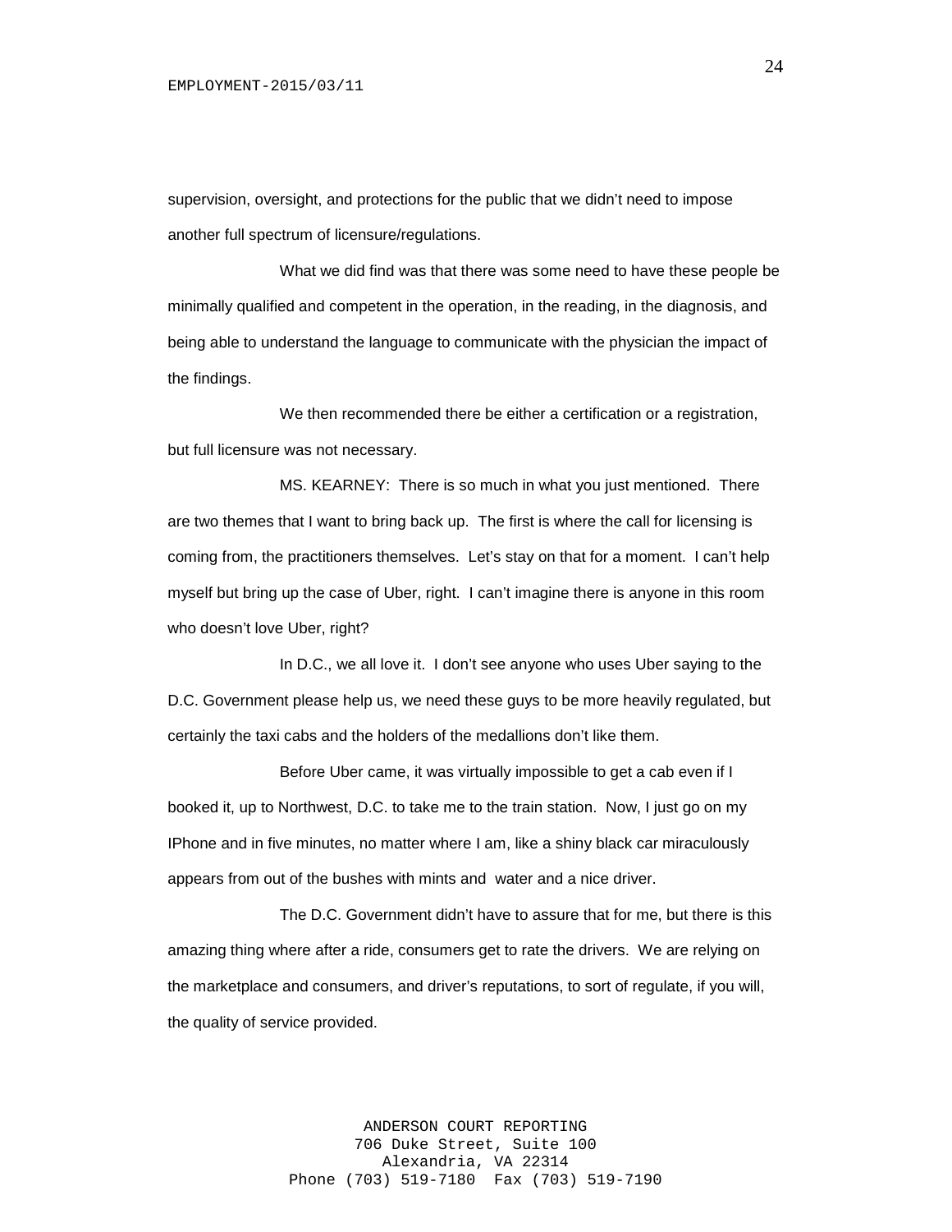supervision, oversight, and protections for the public that we didn't need to impose another full spectrum of licensure/regulations.

What we did find was that there was some need to have these people be minimally qualified and competent in the operation, in the reading, in the diagnosis, and being able to understand the language to communicate with the physician the impact of the findings.

We then recommended there be either a certification or a registration, but full licensure was not necessary.

MS. KEARNEY: There is so much in what you just mentioned. There are two themes that I want to bring back up. The first is where the call for licensing is coming from, the practitioners themselves. Let's stay on that for a moment. I can't help myself but bring up the case of Uber, right. I can't imagine there is anyone in this room who doesn't love Uber, right?

In D.C., we all love it. I don't see anyone who uses Uber saying to the D.C. Government please help us, we need these guys to be more heavily regulated, but certainly the taxi cabs and the holders of the medallions don't like them.

Before Uber came, it was virtually impossible to get a cab even if I booked it, up to Northwest, D.C. to take me to the train station. Now, I just go on my IPhone and in five minutes, no matter where I am, like a shiny black car miraculously appears from out of the bushes with mints and water and a nice driver.

The D.C. Government didn't have to assure that for me, but there is this amazing thing where after a ride, consumers get to rate the drivers. We are relying on the marketplace and consumers, and driver's reputations, to sort of regulate, if you will, the quality of service provided.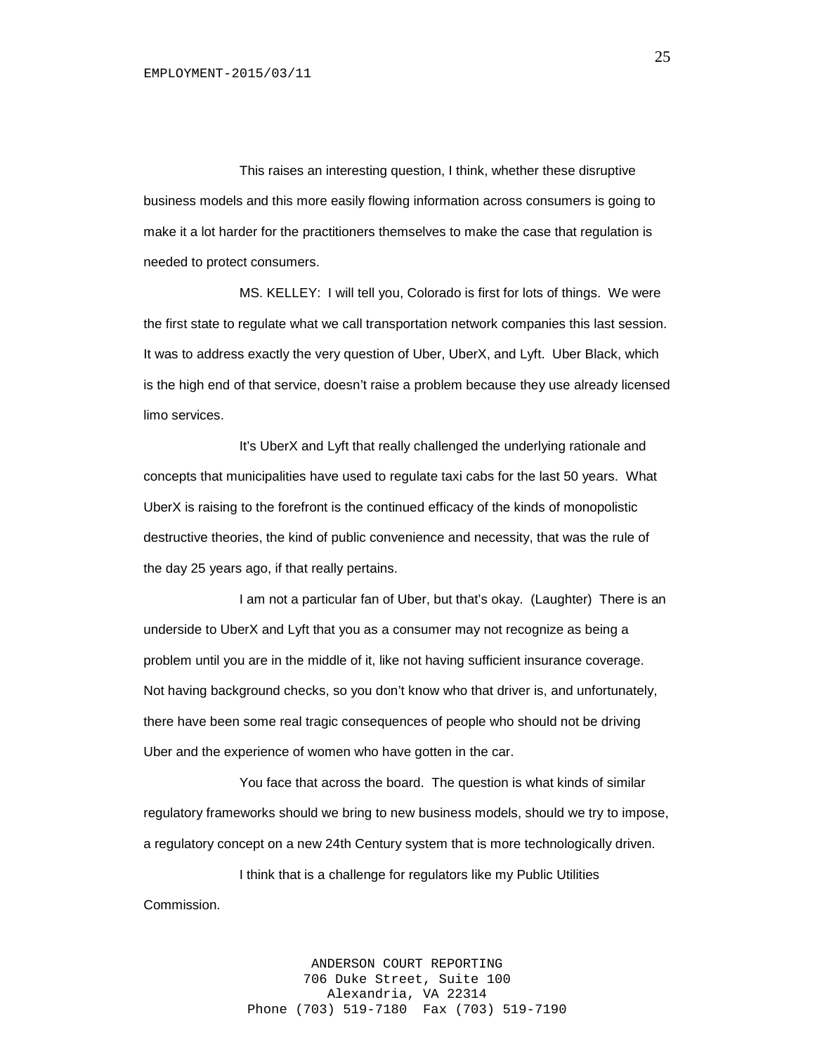This raises an interesting question, I think, whether these disruptive business models and this more easily flowing information across consumers is going to make it a lot harder for the practitioners themselves to make the case that regulation is needed to protect consumers.

MS. KELLEY: I will tell you, Colorado is first for lots of things. We were the first state to regulate what we call transportation network companies this last session. It was to address exactly the very question of Uber, UberX, and Lyft. Uber Black, which is the high end of that service, doesn't raise a problem because they use already licensed limo services.

It's UberX and Lyft that really challenged the underlying rationale and concepts that municipalities have used to regulate taxi cabs for the last 50 years. What UberX is raising to the forefront is the continued efficacy of the kinds of monopolistic destructive theories, the kind of public convenience and necessity, that was the rule of the day 25 years ago, if that really pertains.

I am not a particular fan of Uber, but that's okay. (Laughter) There is an underside to UberX and Lyft that you as a consumer may not recognize as being a problem until you are in the middle of it, like not having sufficient insurance coverage. Not having background checks, so you don't know who that driver is, and unfortunately, there have been some real tragic consequences of people who should not be driving Uber and the experience of women who have gotten in the car.

You face that across the board. The question is what kinds of similar regulatory frameworks should we bring to new business models, should we try to impose, a regulatory concept on a new 24th Century system that is more technologically driven.

I think that is a challenge for regulators like my Public Utilities Commission.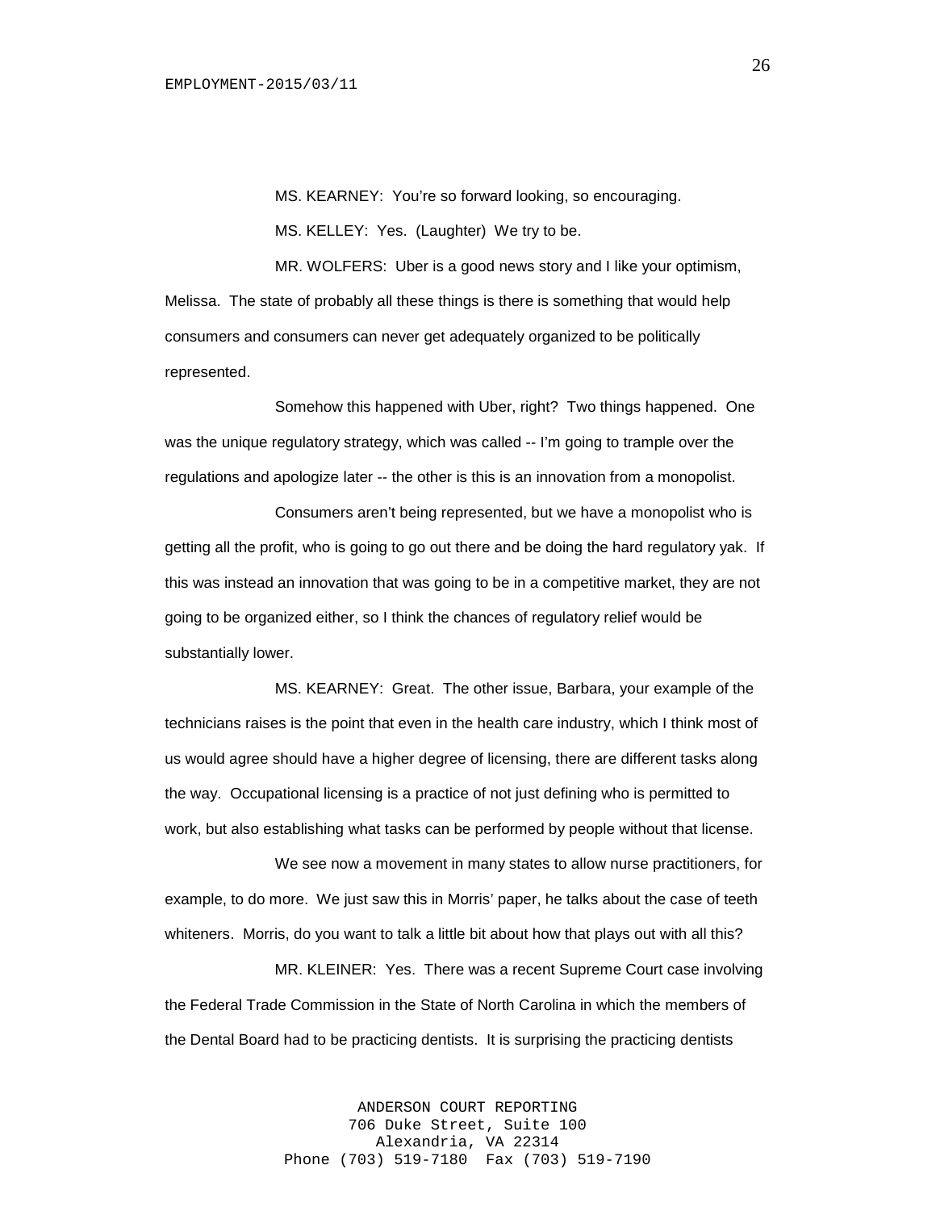MS. KEARNEY: You're so forward looking, so encouraging.

MS. KELLEY: Yes. (Laughter) We try to be.

MR. WOLFERS: Uber is a good news story and I like your optimism, Melissa. The state of probably all these things is there is something that would help consumers and consumers can never get adequately organized to be politically represented.

Somehow this happened with Uber, right? Two things happened. One was the unique regulatory strategy, which was called -- I'm going to trample over the regulations and apologize later -- the other is this is an innovation from a monopolist.

Consumers aren't being represented, but we have a monopolist who is getting all the profit, who is going to go out there and be doing the hard regulatory yak. If this was instead an innovation that was going to be in a competitive market, they are not going to be organized either, so I think the chances of regulatory relief would be substantially lower.

MS. KEARNEY: Great. The other issue, Barbara, your example of the technicians raises is the point that even in the health care industry, which I think most of us would agree should have a higher degree of licensing, there are different tasks along the way. Occupational licensing is a practice of not just defining who is permitted to work, but also establishing what tasks can be performed by people without that license.

We see now a movement in many states to allow nurse practitioners, for example, to do more. We just saw this in Morris' paper, he talks about the case of teeth whiteners. Morris, do you want to talk a little bit about how that plays out with all this?

MR. KLEINER: Yes. There was a recent Supreme Court case involving the Federal Trade Commission in the State of North Carolina in which the members of the Dental Board had to be practicing dentists. It is surprising the practicing dentists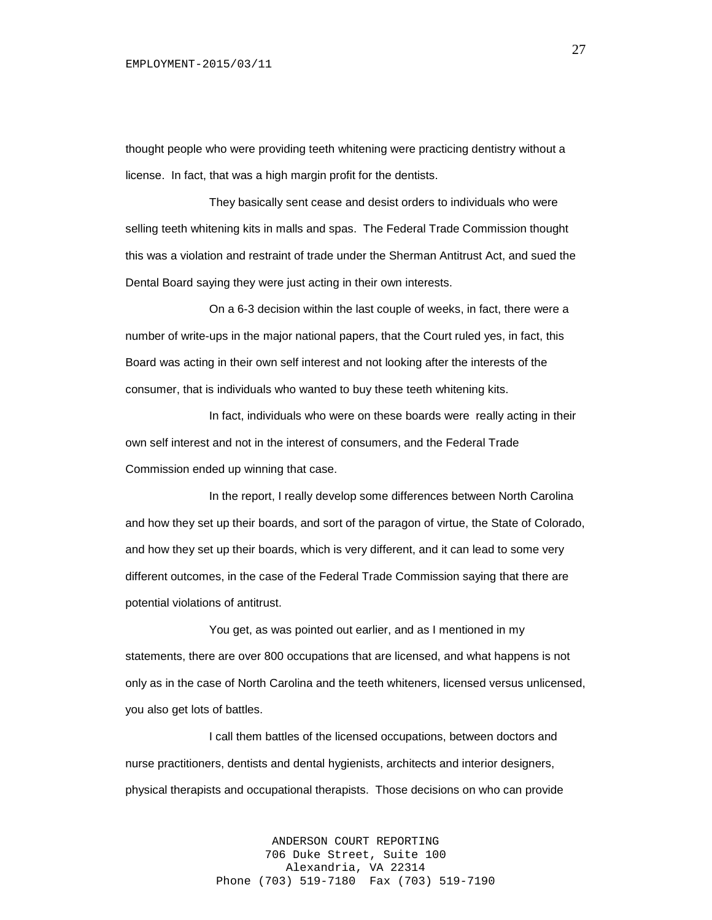thought people who were providing teeth whitening were practicing dentistry without a license. In fact, that was a high margin profit for the dentists.

They basically sent cease and desist orders to individuals who were selling teeth whitening kits in malls and spas. The Federal Trade Commission thought this was a violation and restraint of trade under the Sherman Antitrust Act, and sued the Dental Board saying they were just acting in their own interests.

On a 6-3 decision within the last couple of weeks, in fact, there were a number of write-ups in the major national papers, that the Court ruled yes, in fact, this Board was acting in their own self interest and not looking after the interests of the consumer, that is individuals who wanted to buy these teeth whitening kits.

In fact, individuals who were on these boards were really acting in their own self interest and not in the interest of consumers, and the Federal Trade Commission ended up winning that case.

In the report, I really develop some differences between North Carolina and how they set up their boards, and sort of the paragon of virtue, the State of Colorado, and how they set up their boards, which is very different, and it can lead to some very different outcomes, in the case of the Federal Trade Commission saying that there are potential violations of antitrust.

You get, as was pointed out earlier, and as I mentioned in my statements, there are over 800 occupations that are licensed, and what happens is not only as in the case of North Carolina and the teeth whiteners, licensed versus unlicensed, you also get lots of battles.

I call them battles of the licensed occupations, between doctors and nurse practitioners, dentists and dental hygienists, architects and interior designers, physical therapists and occupational therapists. Those decisions on who can provide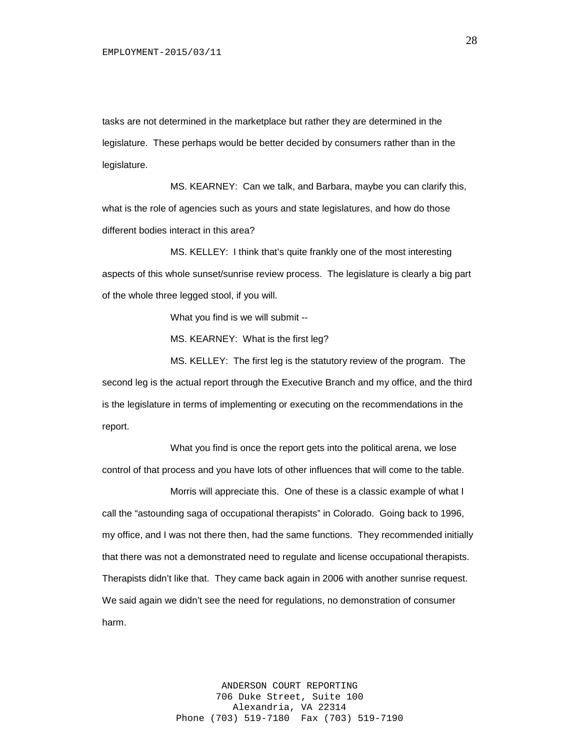tasks are not determined in the marketplace but rather they are determined in the legislature. These perhaps would be better decided by consumers rather than in the legislature.

MS. KEARNEY: Can we talk, and Barbara, maybe you can clarify this, what is the role of agencies such as yours and state legislatures, and how do those different bodies interact in this area?

MS. KELLEY: I think that's quite frankly one of the most interesting aspects of this whole sunset/sunrise review process. The legislature is clearly a big part of the whole three legged stool, if you will.

What you find is we will submit --

MS. KEARNEY: What is the first leg?

MS. KELLEY: The first leg is the statutory review of the program. The second leg is the actual report through the Executive Branch and my office, and the third is the legislature in terms of implementing or executing on the recommendations in the report.

What you find is once the report gets into the political arena, we lose control of that process and you have lots of other influences that will come to the table.

Morris will appreciate this. One of these is a classic example of what I call the "astounding saga of occupational therapists" in Colorado. Going back to 1996, my office, and I was not there then, had the same functions. They recommended initially that there was not a demonstrated need to regulate and license occupational therapists. Therapists didn't like that. They came back again in 2006 with another sunrise request. We said again we didn't see the need for regulations, no demonstration of consumer harm.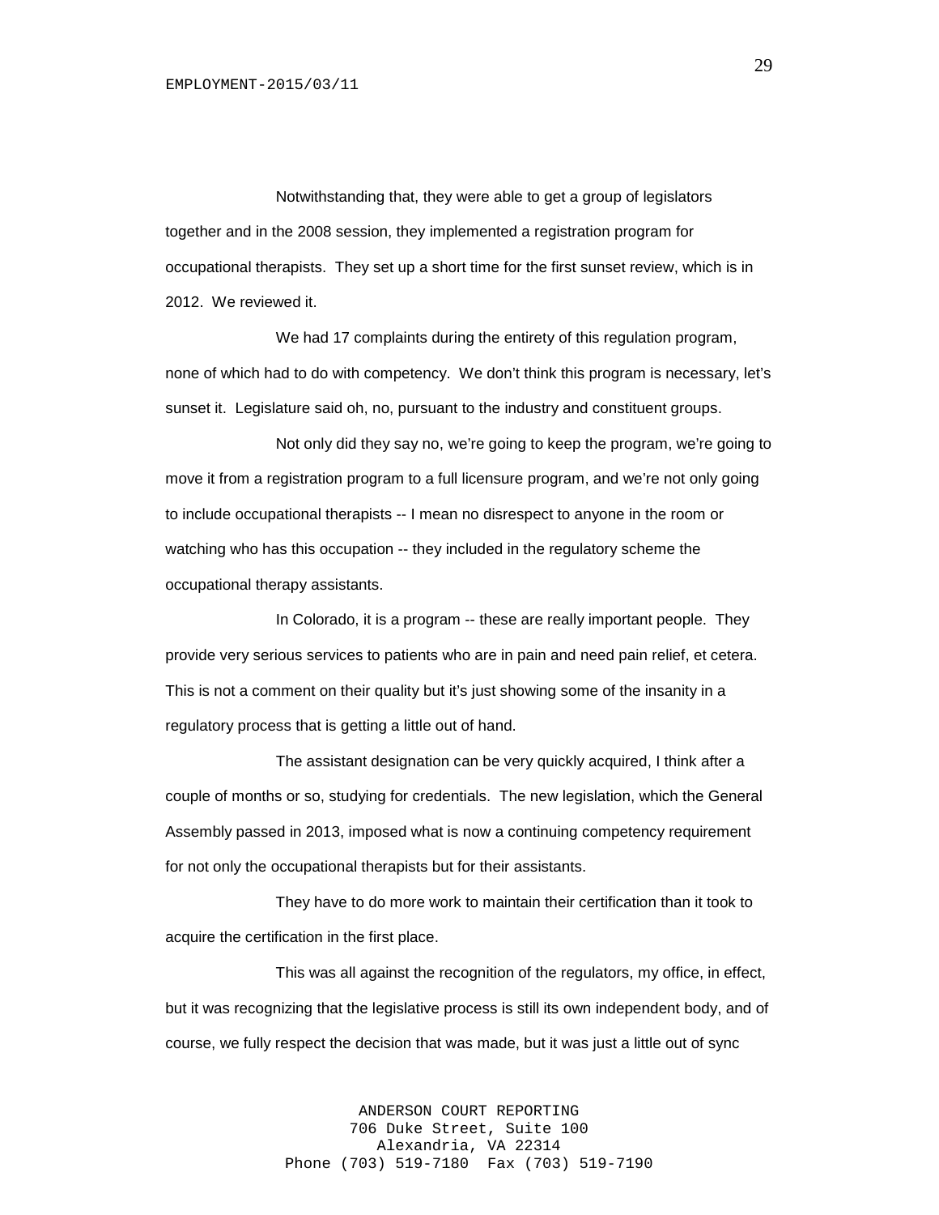Notwithstanding that, they were able to get a group of legislators together and in the 2008 session, they implemented a registration program for occupational therapists. They set up a short time for the first sunset review, which is in 2012. We reviewed it.

We had 17 complaints during the entirety of this regulation program, none of which had to do with competency. We don't think this program is necessary, let's sunset it. Legislature said oh, no, pursuant to the industry and constituent groups.

Not only did they say no, we're going to keep the program, we're going to move it from a registration program to a full licensure program, and we're not only going to include occupational therapists -- I mean no disrespect to anyone in the room or watching who has this occupation -- they included in the regulatory scheme the occupational therapy assistants.

In Colorado, it is a program -- these are really important people. They provide very serious services to patients who are in pain and need pain relief, et cetera. This is not a comment on their quality but it's just showing some of the insanity in a regulatory process that is getting a little out of hand.

The assistant designation can be very quickly acquired, I think after a couple of months or so, studying for credentials. The new legislation, which the General Assembly passed in 2013, imposed what is now a continuing competency requirement for not only the occupational therapists but for their assistants.

They have to do more work to maintain their certification than it took to acquire the certification in the first place.

This was all against the recognition of the regulators, my office, in effect, but it was recognizing that the legislative process is still its own independent body, and of course, we fully respect the decision that was made, but it was just a little out of sync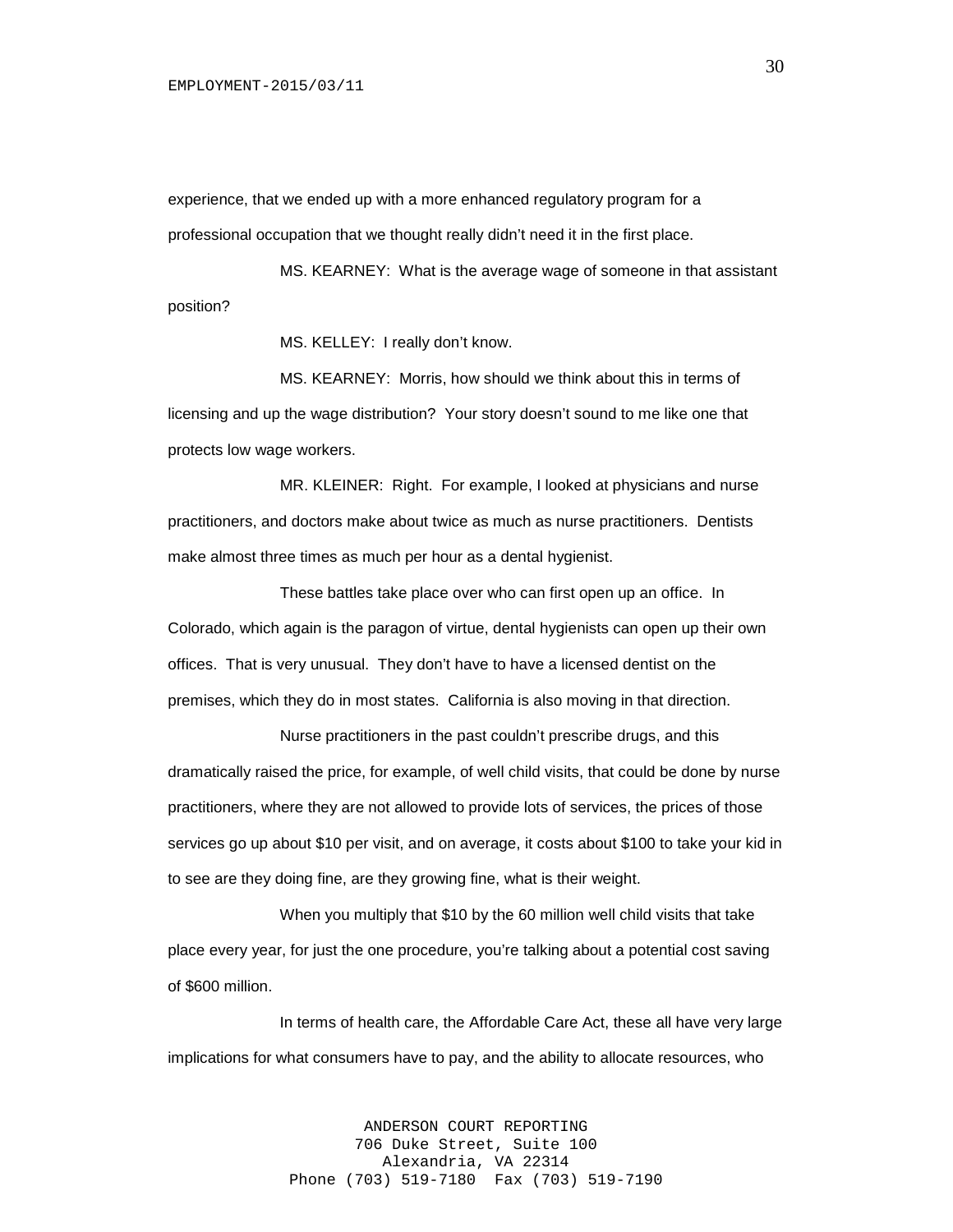experience, that we ended up with a more enhanced regulatory program for a professional occupation that we thought really didn't need it in the first place.

MS. KEARNEY: What is the average wage of someone in that assistant position?

MS. KELLEY: I really don't know.

MS. KEARNEY: Morris, how should we think about this in terms of licensing and up the wage distribution? Your story doesn't sound to me like one that protects low wage workers.

MR. KLEINER: Right. For example, I looked at physicians and nurse practitioners, and doctors make about twice as much as nurse practitioners. Dentists make almost three times as much per hour as a dental hygienist.

These battles take place over who can first open up an office. In Colorado, which again is the paragon of virtue, dental hygienists can open up their own offices. That is very unusual. They don't have to have a licensed dentist on the premises, which they do in most states. California is also moving in that direction.

Nurse practitioners in the past couldn't prescribe drugs, and this dramatically raised the price, for example, of well child visits, that could be done by nurse practitioners, where they are not allowed to provide lots of services, the prices of those services go up about $10 per visit, and on average, it costs about $100 to take your kid in to see are they doing fine, are they growing fine, what is their weight.

When you multiply that $10 by the 60 million well child visits that take place every year, for just the one procedure, you're talking about a potential cost saving of $600 million.

In terms of health care, the Affordable Care Act, these all have very large implications for what consumers have to pay, and the ability to allocate resources, who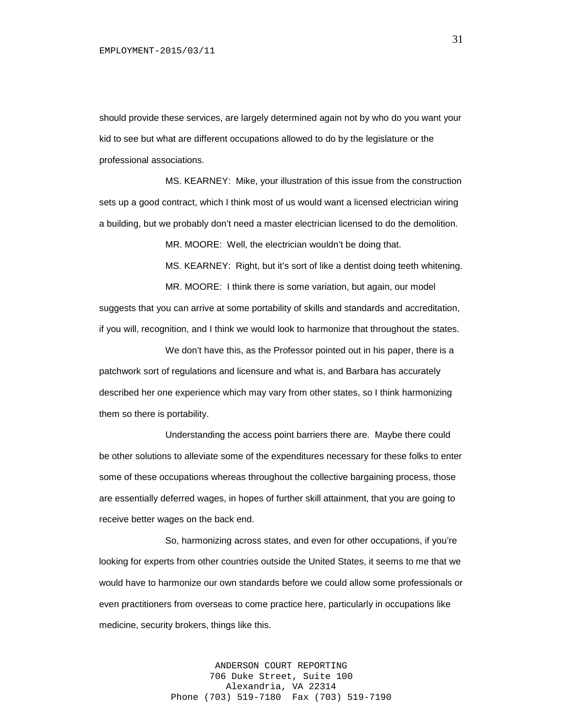should provide these services, are largely determined again not by who do you want your kid to see but what are different occupations allowed to do by the legislature or the professional associations.

MS. KEARNEY: Mike, your illustration of this issue from the construction sets up a good contract, which I think most of us would want a licensed electrician wiring a building, but we probably don't need a master electrician licensed to do the demolition.

MR. MOORE: Well, the electrician wouldn't be doing that.

MS. KEARNEY: Right, but it's sort of like a dentist doing teeth whitening.

MR. MOORE: I think there is some variation, but again, our model suggests that you can arrive at some portability of skills and standards and accreditation, if you will, recognition, and I think we would look to harmonize that throughout the states.

We don't have this, as the Professor pointed out in his paper, there is a patchwork sort of regulations and licensure and what is, and Barbara has accurately described her one experience which may vary from other states, so I think harmonizing them so there is portability.

Understanding the access point barriers there are. Maybe there could be other solutions to alleviate some of the expenditures necessary for these folks to enter some of these occupations whereas throughout the collective bargaining process, those are essentially deferred wages, in hopes of further skill attainment, that you are going to receive better wages on the back end.

So, harmonizing across states, and even for other occupations, if you're looking for experts from other countries outside the United States, it seems to me that we would have to harmonize our own standards before we could allow some professionals or even practitioners from overseas to come practice here, particularly in occupations like medicine, security brokers, things like this.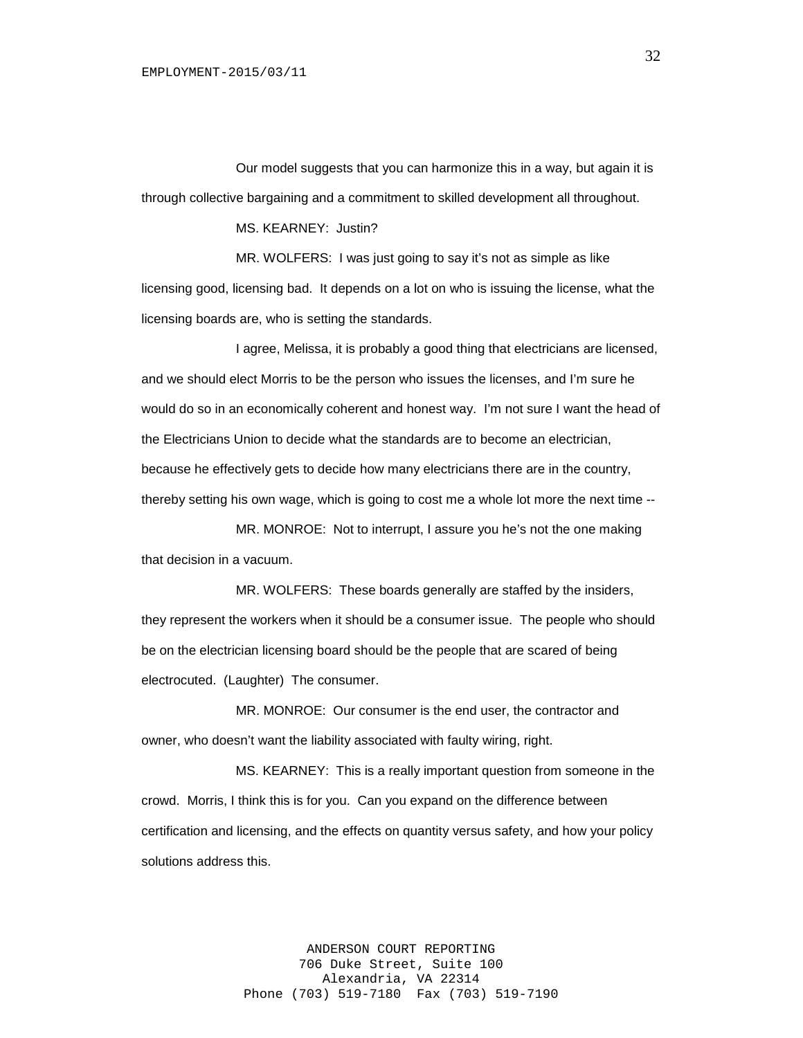Our model suggests that you can harmonize this in a way, but again it is through collective bargaining and a commitment to skilled development all throughout.

MS. KEARNEY: Justin?

MR. WOLFERS: I was just going to say it's not as simple as like licensing good, licensing bad. It depends on a lot on who is issuing the license, what the licensing boards are, who is setting the standards.

I agree, Melissa, it is probably a good thing that electricians are licensed, and we should elect Morris to be the person who issues the licenses, and I'm sure he would do so in an economically coherent and honest way. I'm not sure I want the head of the Electricians Union to decide what the standards are to become an electrician, because he effectively gets to decide how many electricians there are in the country, thereby setting his own wage, which is going to cost me a whole lot more the next time --

MR. MONROE: Not to interrupt, I assure you he's not the one making that decision in a vacuum.

MR. WOLFERS: These boards generally are staffed by the insiders, they represent the workers when it should be a consumer issue. The people who should be on the electrician licensing board should be the people that are scared of being electrocuted. (Laughter) The consumer.

MR. MONROE: Our consumer is the end user, the contractor and owner, who doesn't want the liability associated with faulty wiring, right.

MS. KEARNEY: This is a really important question from someone in the crowd. Morris, I think this is for you. Can you expand on the difference between certification and licensing, and the effects on quantity versus safety, and how your policy solutions address this.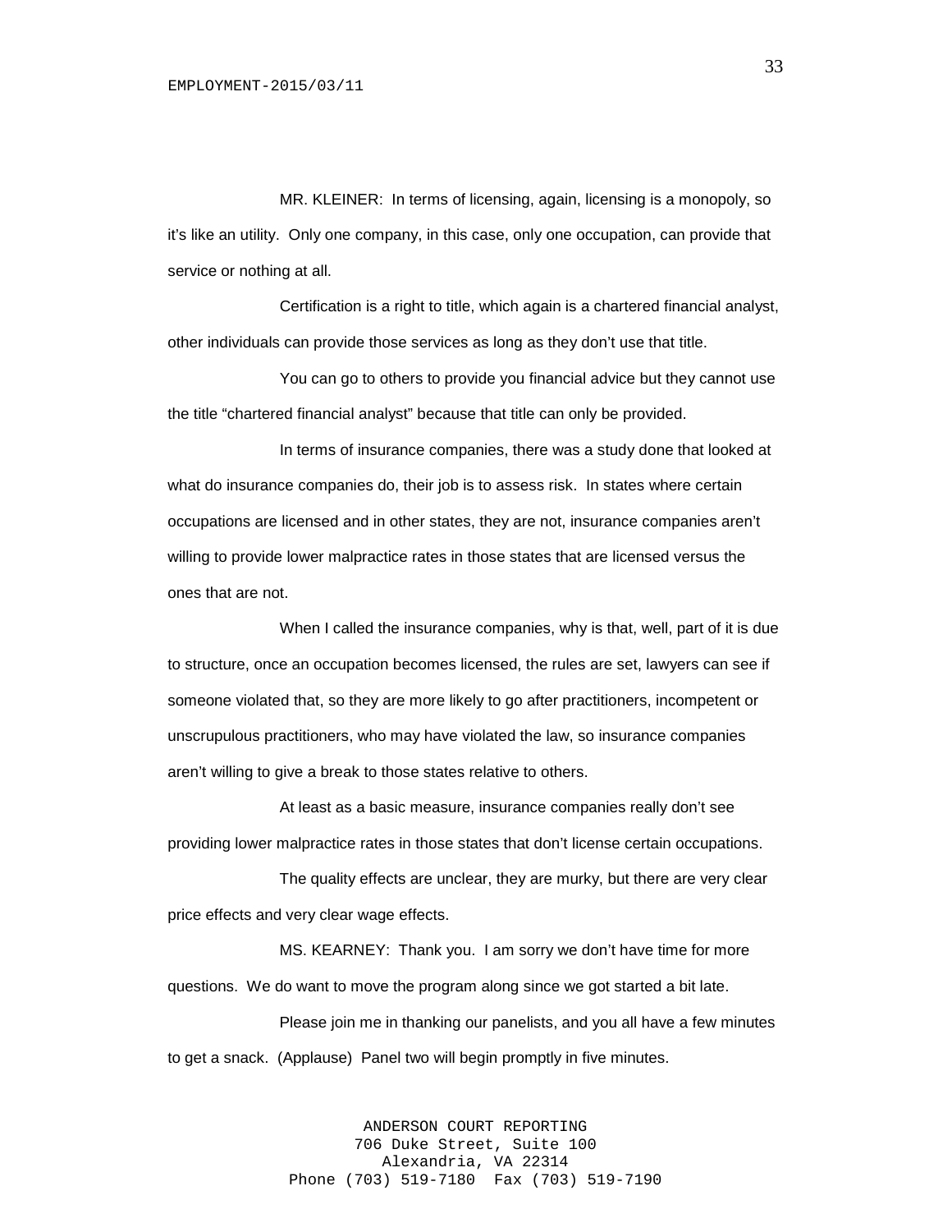MR. KLEINER: In terms of licensing, again, licensing is a monopoly, so it's like an utility. Only one company, in this case, only one occupation, can provide that service or nothing at all.

Certification is a right to title, which again is a chartered financial analyst, other individuals can provide those services as long as they don't use that title.

You can go to others to provide you financial advice but they cannot use the title "chartered financial analyst" because that title can only be provided.

In terms of insurance companies, there was a study done that looked at what do insurance companies do, their job is to assess risk. In states where certain occupations are licensed and in other states, they are not, insurance companies aren't willing to provide lower malpractice rates in those states that are licensed versus the ones that are not.

When I called the insurance companies, why is that, well, part of it is due to structure, once an occupation becomes licensed, the rules are set, lawyers can see if someone violated that, so they are more likely to go after practitioners, incompetent or unscrupulous practitioners, who may have violated the law, so insurance companies aren't willing to give a break to those states relative to others.

At least as a basic measure, insurance companies really don't see providing lower malpractice rates in those states that don't license certain occupations.

The quality effects are unclear, they are murky, but there are very clear price effects and very clear wage effects.

MS. KEARNEY: Thank you. I am sorry we don't have time for more questions. We do want to move the program along since we got started a bit late.

Please join me in thanking our panelists, and you all have a few minutes to get a snack. (Applause) Panel two will begin promptly in five minutes.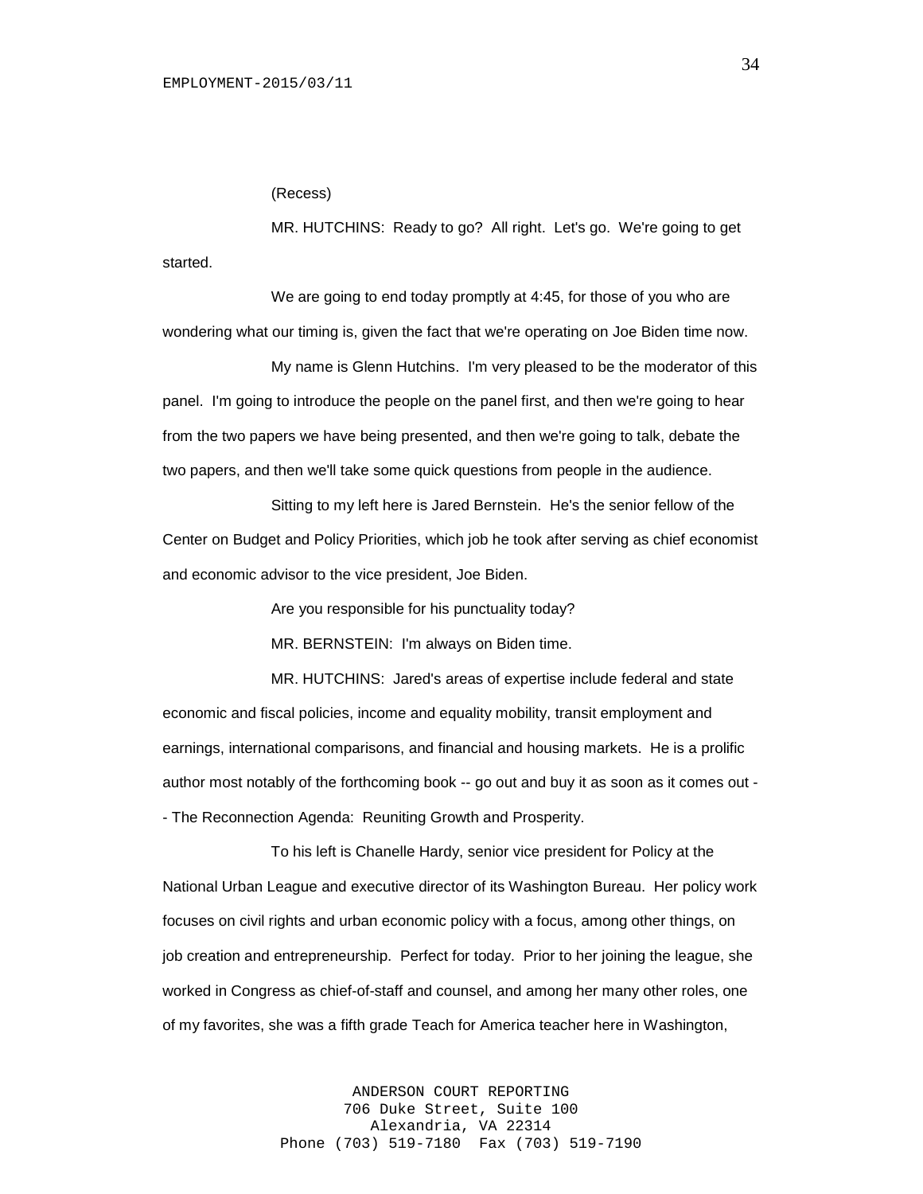(Recess)

MR. HUTCHINS: Ready to go? All right. Let's go. We're going to get started.

We are going to end today promptly at 4:45, for those of you who are wondering what our timing is, given the fact that we're operating on Joe Biden time now.

My name is Glenn Hutchins. I'm very pleased to be the moderator of this panel. I'm going to introduce the people on the panel first, and then we're going to hear from the two papers we have being presented, and then we're going to talk, debate the two papers, and then we'll take some quick questions from people in the audience.

Sitting to my left here is Jared Bernstein. He's the senior fellow of the Center on Budget and Policy Priorities, which job he took after serving as chief economist and economic advisor to the vice president, Joe Biden.

Are you responsible for his punctuality today?

MR. BERNSTEIN: I'm always on Biden time.

MR. HUTCHINS: Jared's areas of expertise include federal and state economic and fiscal policies, income and equality mobility, transit employment and earnings, international comparisons, and financial and housing markets. He is a prolific author most notably of the forthcoming book -- go out and buy it as soon as it comes out -- The Reconnection Agenda: Reuniting Growth and Prosperity.

To his left is Chanelle Hardy, senior vice president for Policy at the National Urban League and executive director of its Washington Bureau. Her policy work focuses on civil rights and urban economic policy with a focus, among other things, on job creation and entrepreneurship. Perfect for today. Prior to her joining the league, she worked in Congress as chief-of-staff and counsel, and among her many other roles, one of my favorites, she was a fifth grade Teach for America teacher here in Washington,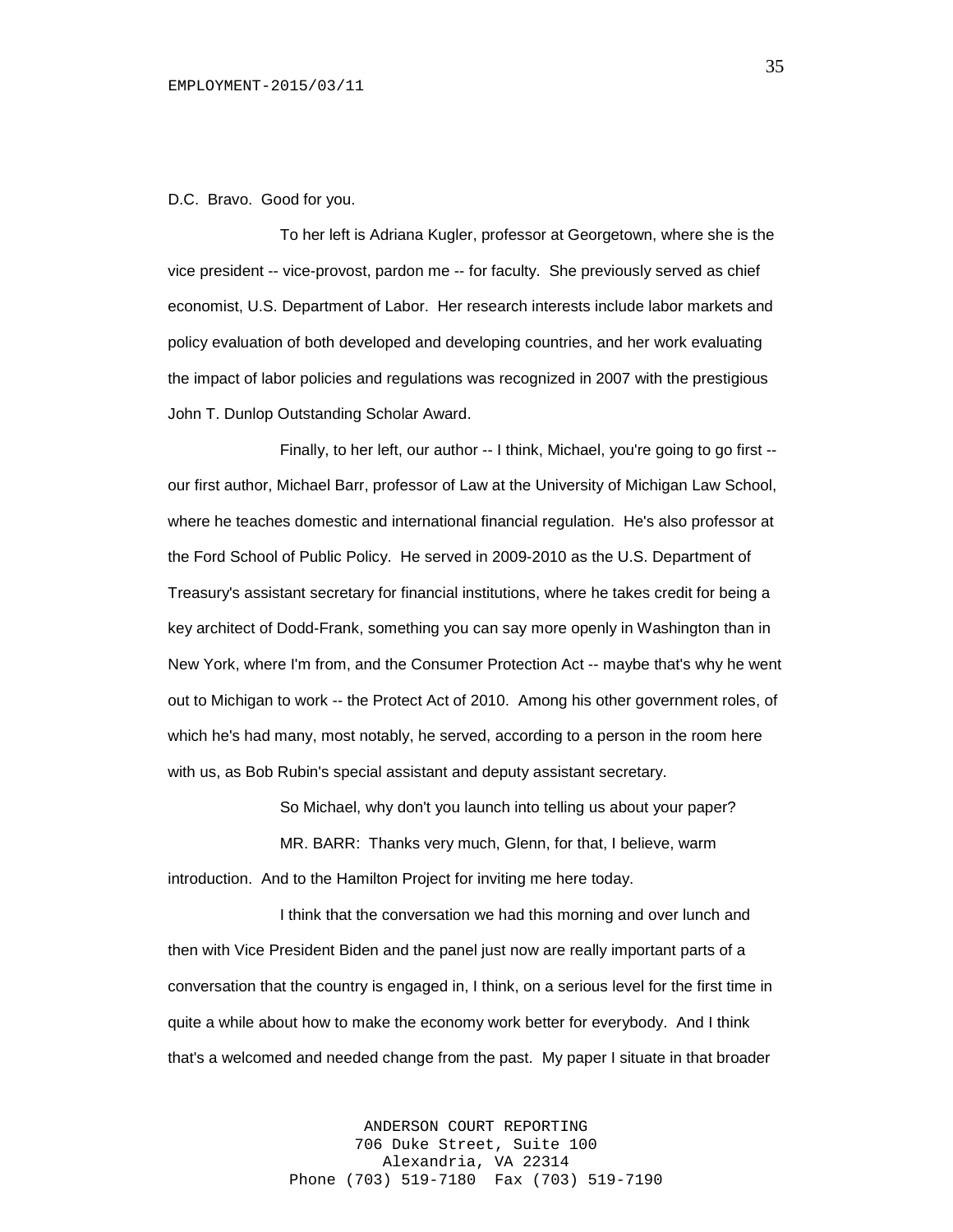D.C. Bravo. Good for you.

To her left is Adriana Kugler, professor at Georgetown, where she is the vice president -- vice-provost, pardon me -- for faculty. She previously served as chief economist, U.S. Department of Labor. Her research interests include labor markets and policy evaluation of both developed and developing countries, and her work evaluating the impact of labor policies and regulations was recognized in 2007 with the prestigious John T. Dunlop Outstanding Scholar Award.

Finally, to her left, our author -- I think, Michael, you're going to go first -- our first author, Michael Barr, professor of Law at the University of Michigan Law School, where he teaches domestic and international financial regulation. He's also professor at the Ford School of Public Policy. He served in 2009-2010 as the U.S. Department of Treasury's assistant secretary for financial institutions, where he takes credit for being a key architect of Dodd-Frank, something you can say more openly in Washington than in New York, where I'm from, and the Consumer Protection Act -- maybe that's why he went out to Michigan to work -- the Protect Act of 2010. Among his other government roles, of which he's had many, most notably, he served, according to a person in the room here with us, as Bob Rubin's special assistant and deputy assistant secretary.

So Michael, why don't you launch into telling us about your paper?

MR. BARR: Thanks very much, Glenn, for that, I believe, warm introduction. And to the Hamilton Project for inviting me here today.

I think that the conversation we had this morning and over lunch and then with Vice President Biden and the panel just now are really important parts of a conversation that the country is engaged in, I think, on a serious level for the first time in quite a while about how to make the economy work better for everybody. And I think that's a welcomed and needed change from the past. My paper I situate in that broader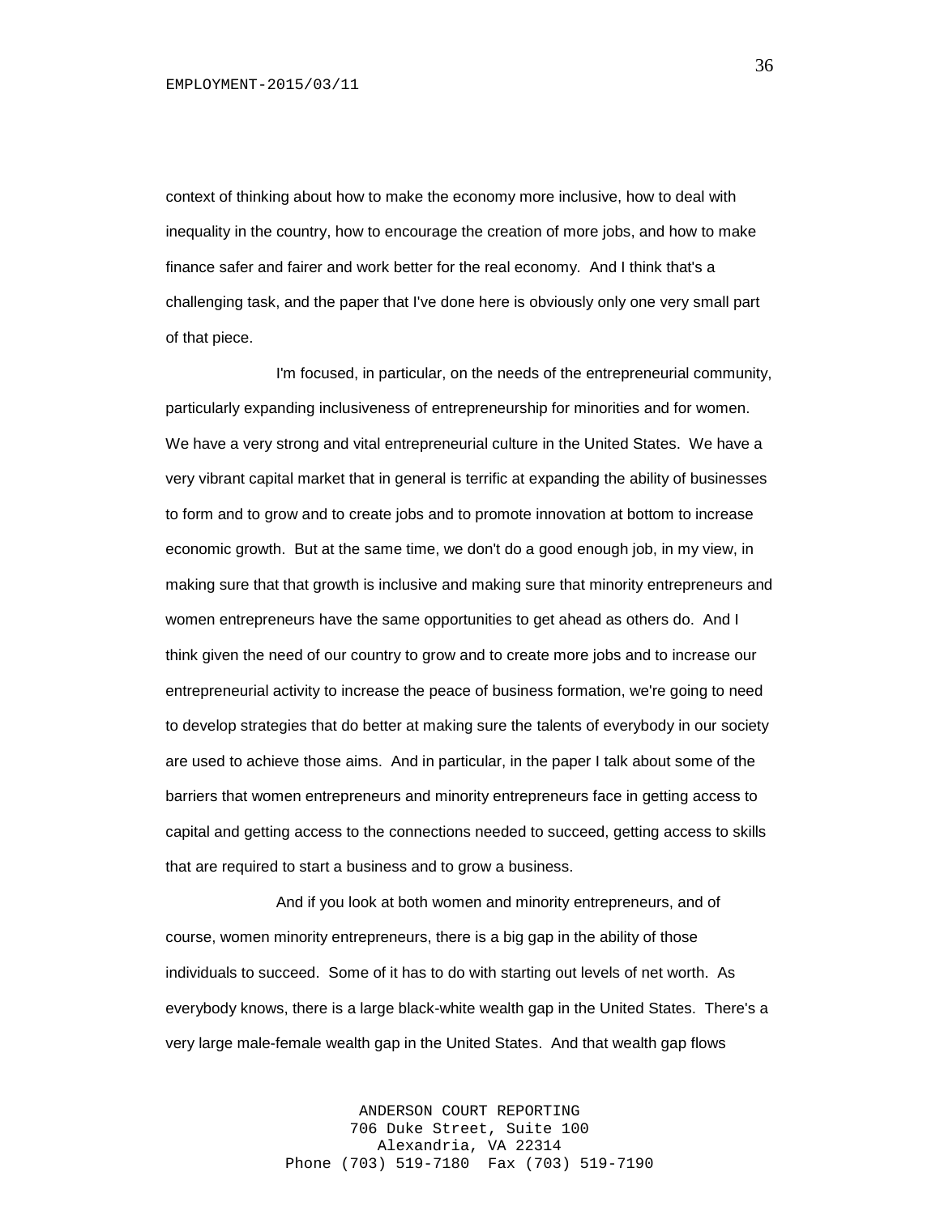context of thinking about how to make the economy more inclusive, how to deal with inequality in the country, how to encourage the creation of more jobs, and how to make finance safer and fairer and work better for the real economy. And I think that's a challenging task, and the paper that I've done here is obviously only one very small part of that piece.

I'm focused, in particular, on the needs of the entrepreneurial community, particularly expanding inclusiveness of entrepreneurship for minorities and for women. We have a very strong and vital entrepreneurial culture in the United States. We have a very vibrant capital market that in general is terrific at expanding the ability of businesses to form and to grow and to create jobs and to promote innovation at bottom to increase economic growth. But at the same time, we don't do a good enough job, in my view, in making sure that that growth is inclusive and making sure that minority entrepreneurs and women entrepreneurs have the same opportunities to get ahead as others do. And I think given the need of our country to grow and to create more jobs and to increase our entrepreneurial activity to increase the peace of business formation, we're going to need to develop strategies that do better at making sure the talents of everybody in our society are used to achieve those aims. And in particular, in the paper I talk about some of the barriers that women entrepreneurs and minority entrepreneurs face in getting access to capital and getting access to the connections needed to succeed, getting access to skills that are required to start a business and to grow a business.

And if you look at both women and minority entrepreneurs, and of course, women minority entrepreneurs, there is a big gap in the ability of those individuals to succeed. Some of it has to do with starting out levels of net worth. As everybody knows, there is a large black-white wealth gap in the United States. There's a very large male-female wealth gap in the United States. And that wealth gap flows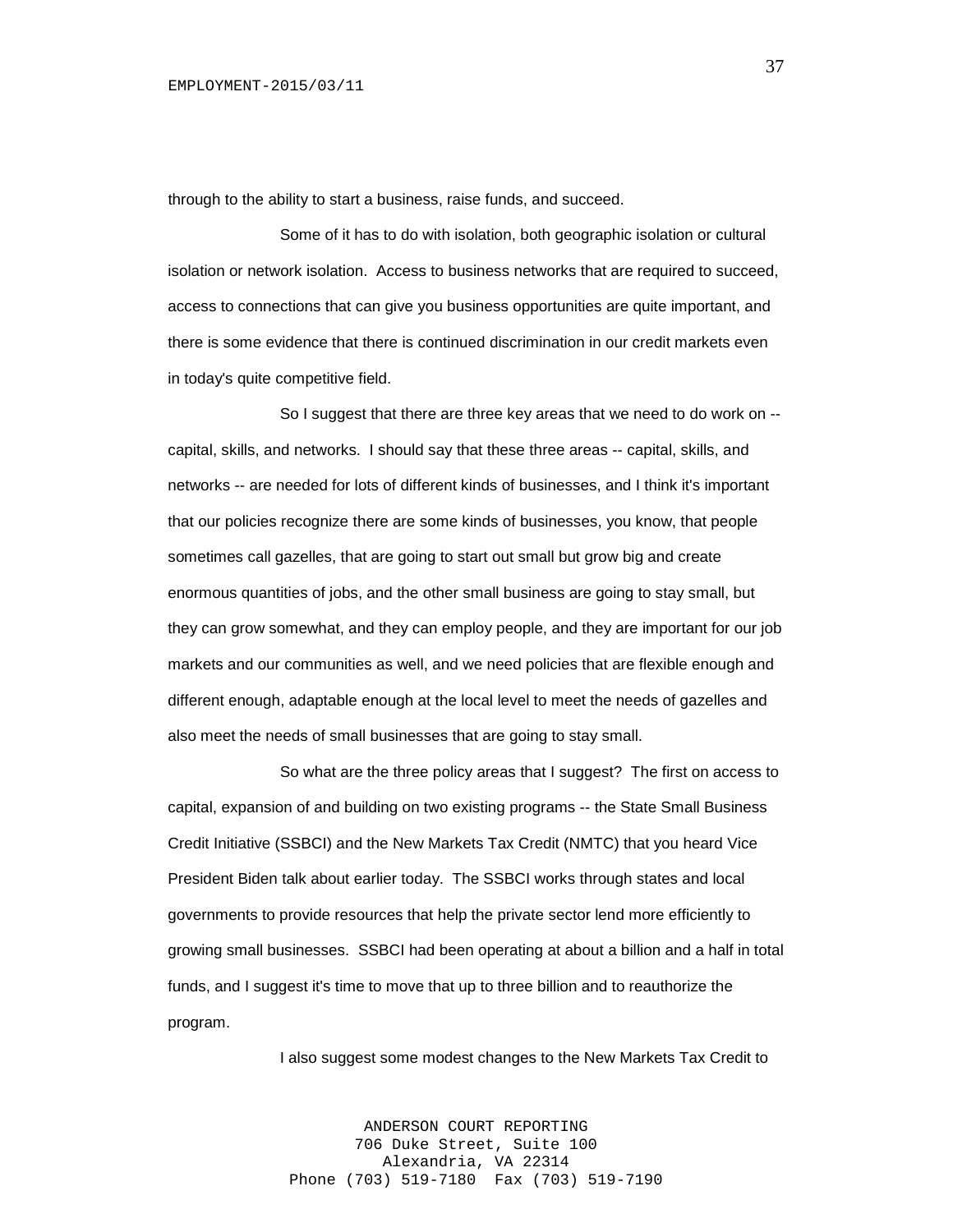through to the ability to start a business, raise funds, and succeed.

Some of it has to do with isolation, both geographic isolation or cultural isolation or network isolation. Access to business networks that are required to succeed, access to connections that can give you business opportunities are quite important, and there is some evidence that there is continued discrimination in our credit markets even in today's quite competitive field.

So I suggest that there are three key areas that we need to do work on -- capital, skills, and networks. I should say that these three areas -- capital, skills, and networks -- are needed for lots of different kinds of businesses, and I think it's important that our policies recognize there are some kinds of businesses, you know, that people sometimes call gazelles, that are going to start out small but grow big and create enormous quantities of jobs, and the other small business are going to stay small, but they can grow somewhat, and they can employ people, and they are important for our job markets and our communities as well, and we need policies that are flexible enough and different enough, adaptable enough at the local level to meet the needs of gazelles and also meet the needs of small businesses that are going to stay small.

So what are the three policy areas that I suggest? The first on access to capital, expansion of and building on two existing programs -- the State Small Business Credit Initiative (SSBCI) and the New Markets Tax Credit (NMTC) that you heard Vice President Biden talk about earlier today. The SSBCI works through states and local governments to provide resources that help the private sector lend more efficiently to growing small businesses. SSBCI had been operating at about a billion and a half in total funds, and I suggest it's time to move that up to three billion and to reauthorize the program.

I also suggest some modest changes to the New Markets Tax Credit to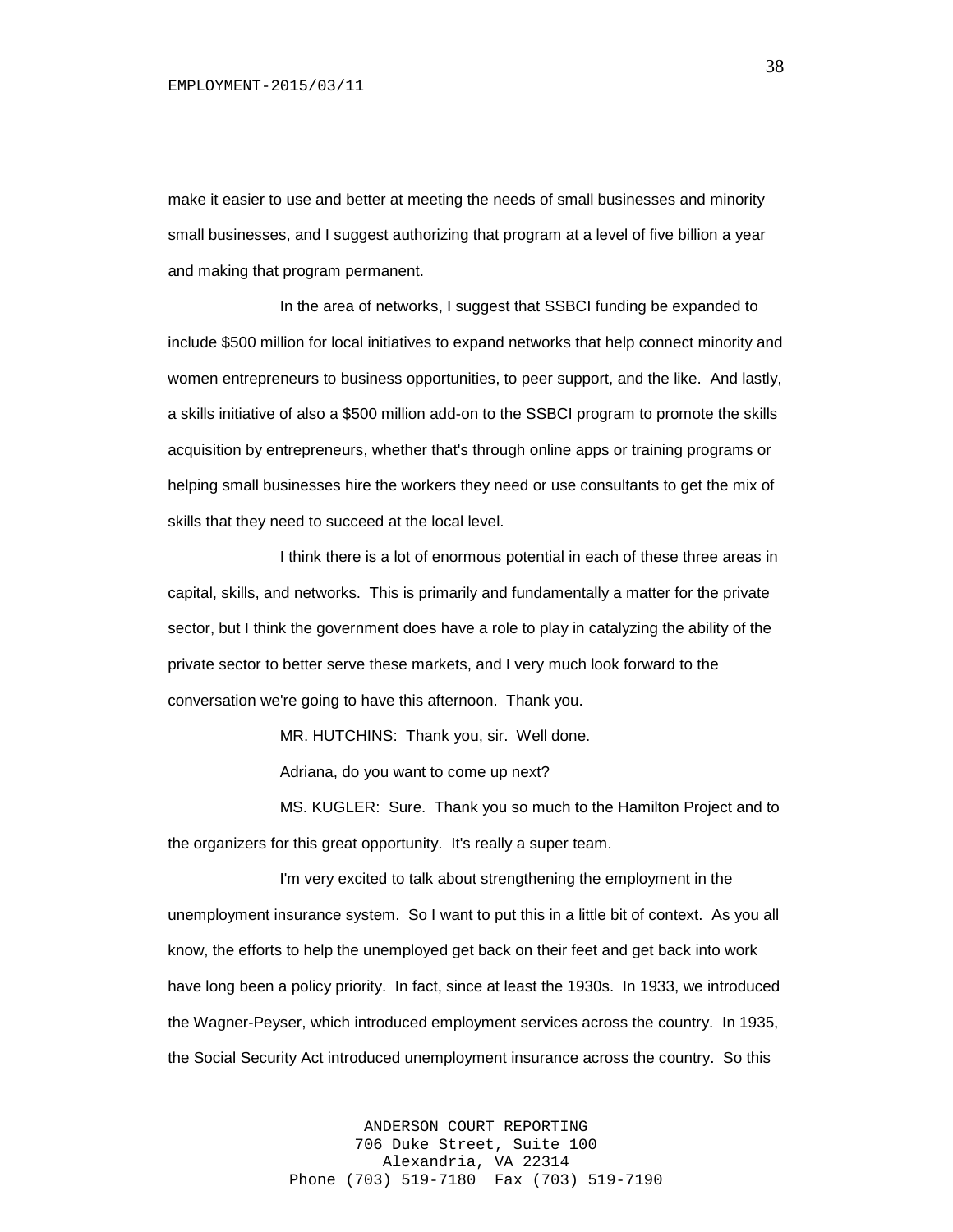make it easier to use and better at meeting the needs of small businesses and minority small businesses, and I suggest authorizing that program at a level of five billion a year and making that program permanent.

In the area of networks, I suggest that SSBCI funding be expanded to include $500 million for local initiatives to expand networks that help connect minority and women entrepreneurs to business opportunities, to peer support, and the like. And lastly, a skills initiative of also a $500 million add-on to the SSBCI program to promote the skills acquisition by entrepreneurs, whether that's through online apps or training programs or helping small businesses hire the workers they need or use consultants to get the mix of skills that they need to succeed at the local level.

I think there is a lot of enormous potential in each of these three areas in capital, skills, and networks. This is primarily and fundamentally a matter for the private sector, but I think the government does have a role to play in catalyzing the ability of the private sector to better serve these markets, and I very much look forward to the conversation we're going to have this afternoon. Thank you.

MR. HUTCHINS: Thank you, sir. Well done.

Adriana, do you want to come up next?

MS. KUGLER: Sure. Thank you so much to the Hamilton Project and to the organizers for this great opportunity. It's really a super team.

I'm very excited to talk about strengthening the employment in the unemployment insurance system. So I want to put this in a little bit of context. As you all know, the efforts to help the unemployed get back on their feet and get back into work have long been a policy priority. In fact, since at least the 1930s. In 1933, we introduced the Wagner-Peyser, which introduced employment services across the country. In 1935, the Social Security Act introduced unemployment insurance across the country. So this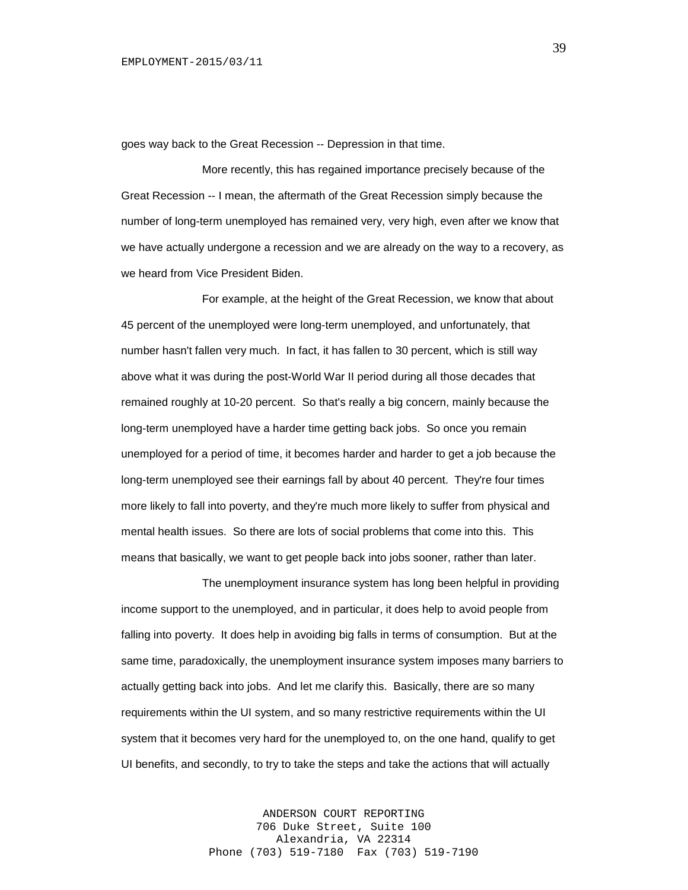goes way back to the Great Recession -- Depression in that time.

More recently, this has regained importance precisely because of the Great Recession -- I mean, the aftermath of the Great Recession simply because the number of long-term unemployed has remained very, very high, even after we know that we have actually undergone a recession and we are already on the way to a recovery, as we heard from Vice President Biden.

For example, at the height of the Great Recession, we know that about 45 percent of the unemployed were long-term unemployed, and unfortunately, that number hasn't fallen very much. In fact, it has fallen to 30 percent, which is still way above what it was during the post-World War II period during all those decades that remained roughly at 10-20 percent. So that's really a big concern, mainly because the long-term unemployed have a harder time getting back jobs. So once you remain unemployed for a period of time, it becomes harder and harder to get a job because the long-term unemployed see their earnings fall by about 40 percent. They're four times more likely to fall into poverty, and they're much more likely to suffer from physical and mental health issues. So there are lots of social problems that come into this. This means that basically, we want to get people back into jobs sooner, rather than later.

The unemployment insurance system has long been helpful in providing income support to the unemployed, and in particular, it does help to avoid people from falling into poverty. It does help in avoiding big falls in terms of consumption. But at the same time, paradoxically, the unemployment insurance system imposes many barriers to actually getting back into jobs. And let me clarify this. Basically, there are so many requirements within the UI system, and so many restrictive requirements within the UI system that it becomes very hard for the unemployed to, on the one hand, qualify to get UI benefits, and secondly, to try to take the steps and take the actions that will actually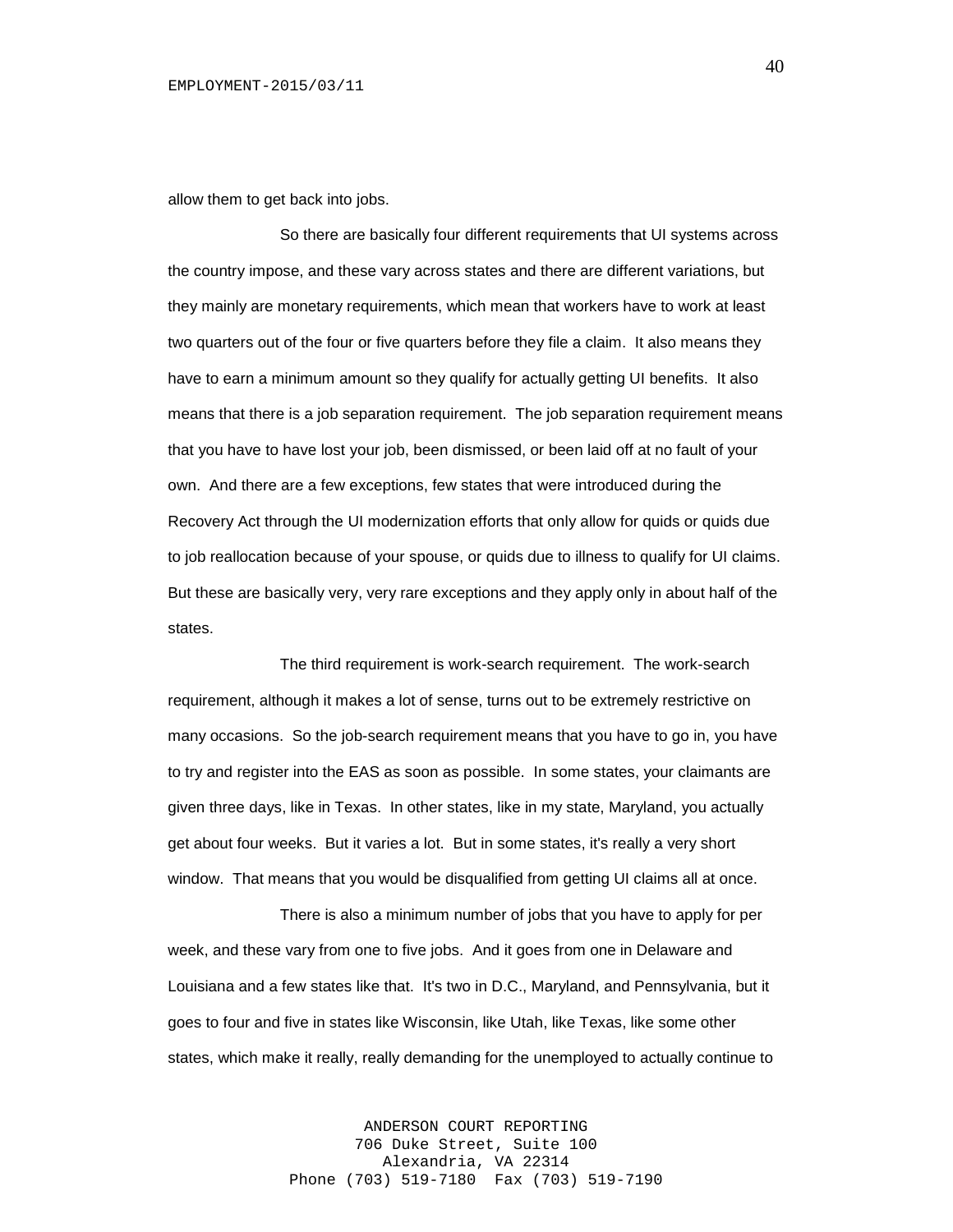allow them to get back into jobs.

So there are basically four different requirements that UI systems across the country impose, and these vary across states and there are different variations, but they mainly are monetary requirements, which mean that workers have to work at least two quarters out of the four or five quarters before they file a claim. It also means they have to earn a minimum amount so they qualify for actually getting UI benefits. It also means that there is a job separation requirement. The job separation requirement means that you have to have lost your job, been dismissed, or been laid off at no fault of your own. And there are a few exceptions, few states that were introduced during the Recovery Act through the UI modernization efforts that only allow for quids or quids due to job reallocation because of your spouse, or quids due to illness to qualify for UI claims. But these are basically very, very rare exceptions and they apply only in about half of the states.

The third requirement is work-search requirement. The work-search requirement, although it makes a lot of sense, turns out to be extremely restrictive on many occasions. So the job-search requirement means that you have to go in, you have to try and register into the EAS as soon as possible. In some states, your claimants are given three days, like in Texas. In other states, like in my state, Maryland, you actually get about four weeks. But it varies a lot. But in some states, it's really a very short window. That means that you would be disqualified from getting UI claims all at once.

There is also a minimum number of jobs that you have to apply for per week, and these vary from one to five jobs. And it goes from one in Delaware and Louisiana and a few states like that. It's two in D.C., Maryland, and Pennsylvania, but it goes to four and five in states like Wisconsin, like Utah, like Texas, like some other states, which make it really, really demanding for the unemployed to actually continue to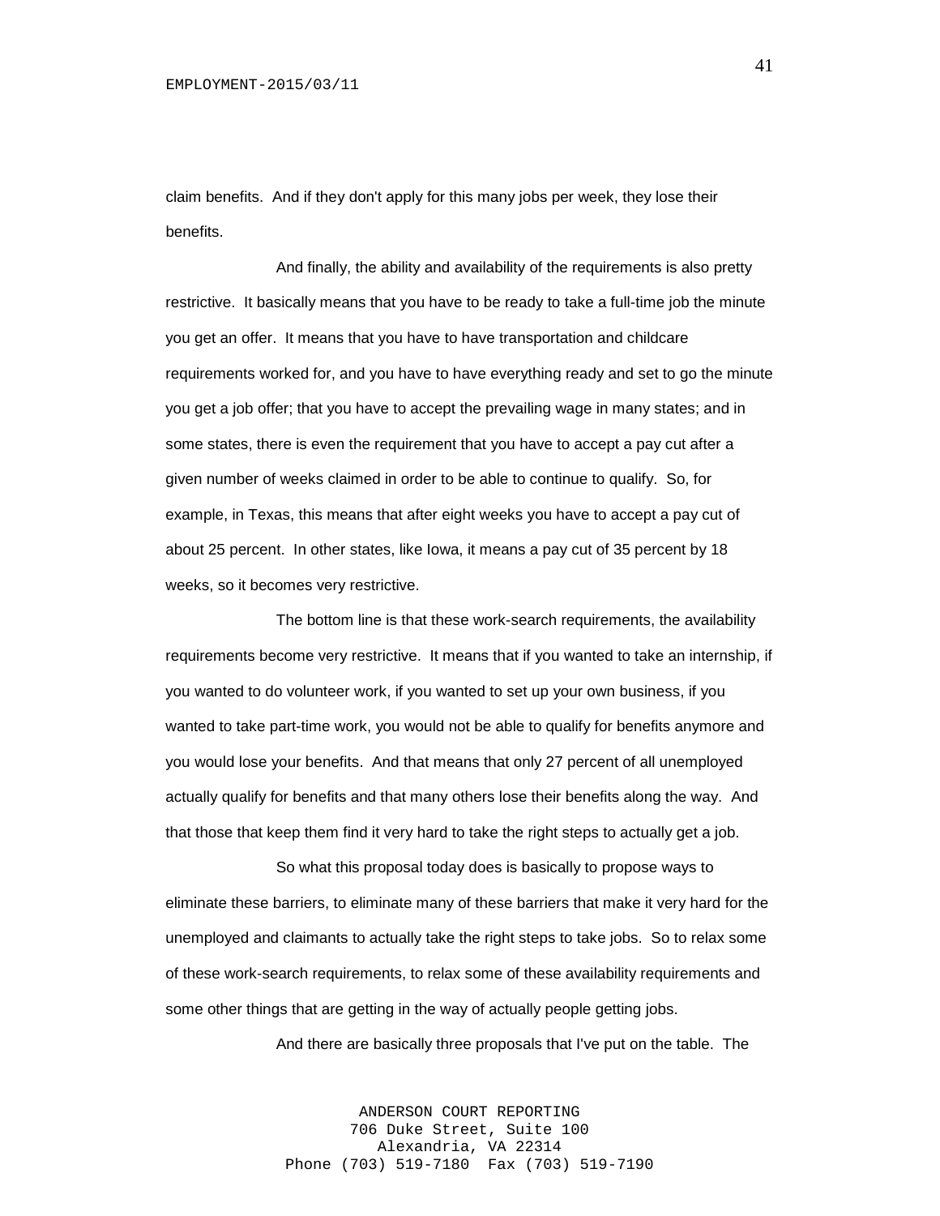claim benefits. And if they don't apply for this many jobs per week, they lose their benefits.

And finally, the ability and availability of the requirements is also pretty restrictive. It basically means that you have to be ready to take a full-time job the minute you get an offer. It means that you have to have transportation and childcare requirements worked for, and you have to have everything ready and set to go the minute you get a job offer; that you have to accept the prevailing wage in many states; and in some states, there is even the requirement that you have to accept a pay cut after a given number of weeks claimed in order to be able to continue to qualify. So, for example, in Texas, this means that after eight weeks you have to accept a pay cut of about 25 percent. In other states, like Iowa, it means a pay cut of 35 percent by 18 weeks, so it becomes very restrictive.

The bottom line is that these work-search requirements, the availability requirements become very restrictive. It means that if you wanted to take an internship, if you wanted to do volunteer work, if you wanted to set up your own business, if you wanted to take part-time work, you would not be able to qualify for benefits anymore and you would lose your benefits. And that means that only 27 percent of all unemployed actually qualify for benefits and that many others lose their benefits along the way. And that those that keep them find it very hard to take the right steps to actually get a job.

So what this proposal today does is basically to propose ways to eliminate these barriers, to eliminate many of these barriers that make it very hard for the unemployed and claimants to actually take the right steps to take jobs. So to relax some of these work-search requirements, to relax some of these availability requirements and some other things that are getting in the way of actually people getting jobs.

And there are basically three proposals that I've put on the table. The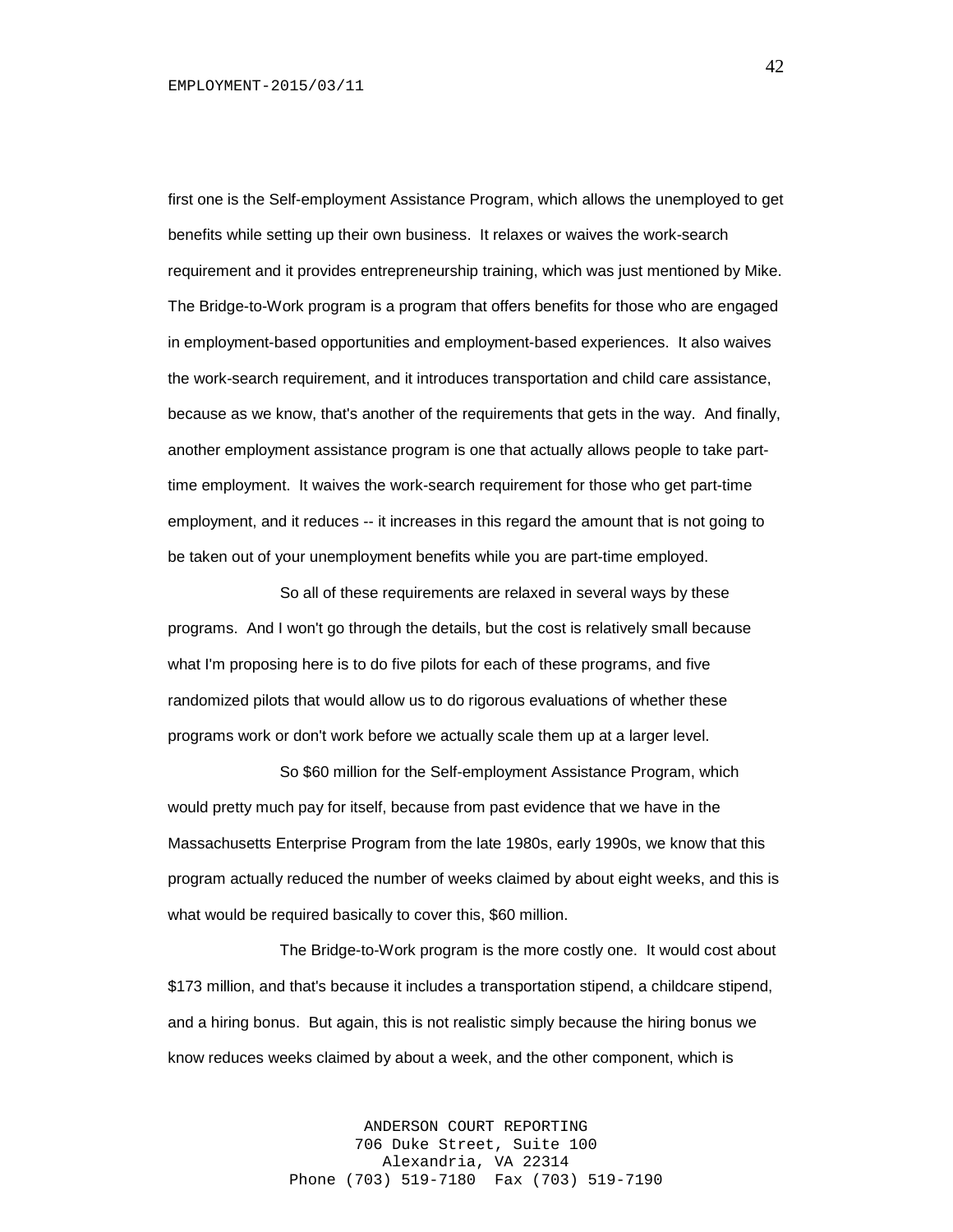first one is the Self-employment Assistance Program, which allows the unemployed to get benefits while setting up their own business. It relaxes or waives the work-search requirement and it provides entrepreneurship training, which was just mentioned by Mike. The Bridge-to-Work program is a program that offers benefits for those who are engaged in employment-based opportunities and employment-based experiences. It also waives the work-search requirement, and it introduces transportation and child care assistance, because as we know, that's another of the requirements that gets in the way. And finally, another employment assistance program is one that actually allows people to take part-time employment. It waives the work-search requirement for those who get part-time employment, and it reduces -- it increases in this regard the amount that is not going to be taken out of your unemployment benefits while you are part-time employed.

So all of these requirements are relaxed in several ways by these programs. And I won't go through the details, but the cost is relatively small because what I'm proposing here is to do five pilots for each of these programs, and five randomized pilots that would allow us to do rigorous evaluations of whether these programs work or don't work before we actually scale them up at a larger level.

So $60 million for the Self-employment Assistance Program, which would pretty much pay for itself, because from past evidence that we have in the Massachusetts Enterprise Program from the late 1980s, early 1990s, we know that this program actually reduced the number of weeks claimed by about eight weeks, and this is what would be required basically to cover this, $60 million.

The Bridge-to-Work program is the more costly one. It would cost about $173 million, and that's because it includes a transportation stipend, a childcare stipend, and a hiring bonus. But again, this is not realistic simply because the hiring bonus we know reduces weeks claimed by about a week, and the other component, which is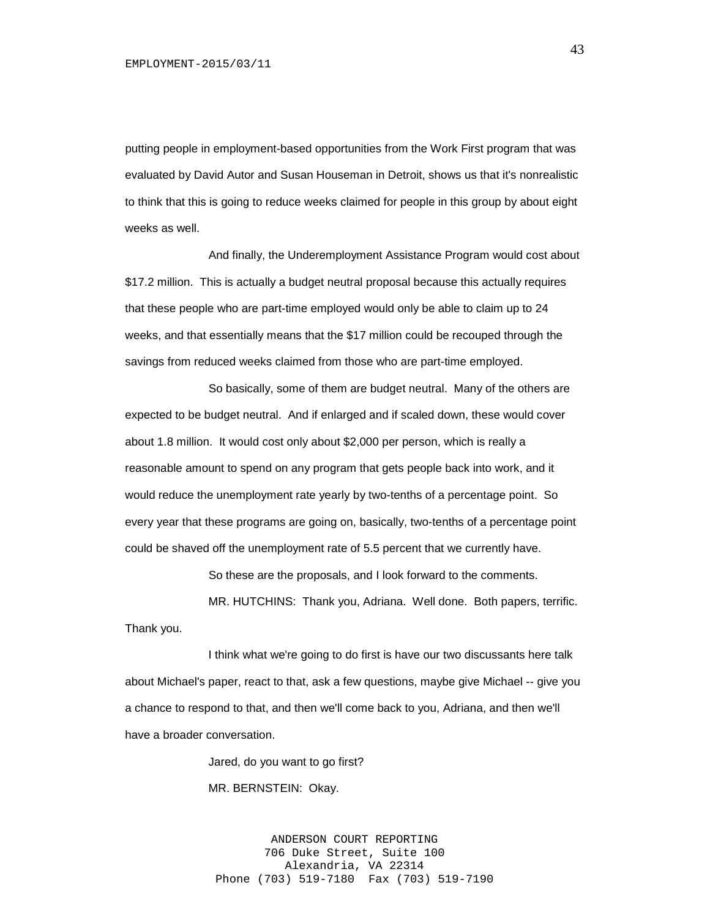putting people in employment-based opportunities from the Work First program that was evaluated by David Autor and Susan Houseman in Detroit, shows us that it's nonrealistic to think that this is going to reduce weeks claimed for people in this group by about eight weeks as well.

And finally, the Underemployment Assistance Program would cost about $17.2 million. This is actually a budget neutral proposal because this actually requires that these people who are part-time employed would only be able to claim up to 24 weeks, and that essentially means that the $17 million could be recouped through the savings from reduced weeks claimed from those who are part-time employed.

So basically, some of them are budget neutral. Many of the others are expected to be budget neutral. And if enlarged and if scaled down, these would cover about 1.8 million. It would cost only about $2,000 per person, which is really a reasonable amount to spend on any program that gets people back into work, and it would reduce the unemployment rate yearly by two-tenths of a percentage point. So every year that these programs are going on, basically, two-tenths of a percentage point could be shaved off the unemployment rate of 5.5 percent that we currently have.

So these are the proposals, and I look forward to the comments.

MR. HUTCHINS: Thank you, Adriana. Well done. Both papers, terrific. Thank you.

I think what we're going to do first is have our two discussants here talk about Michael's paper, react to that, ask a few questions, maybe give Michael -- give you a chance to respond to that, and then we'll come back to you, Adriana, and then we'll have a broader conversation.

Jared, do you want to go first?

MR. BERNSTEIN: Okay.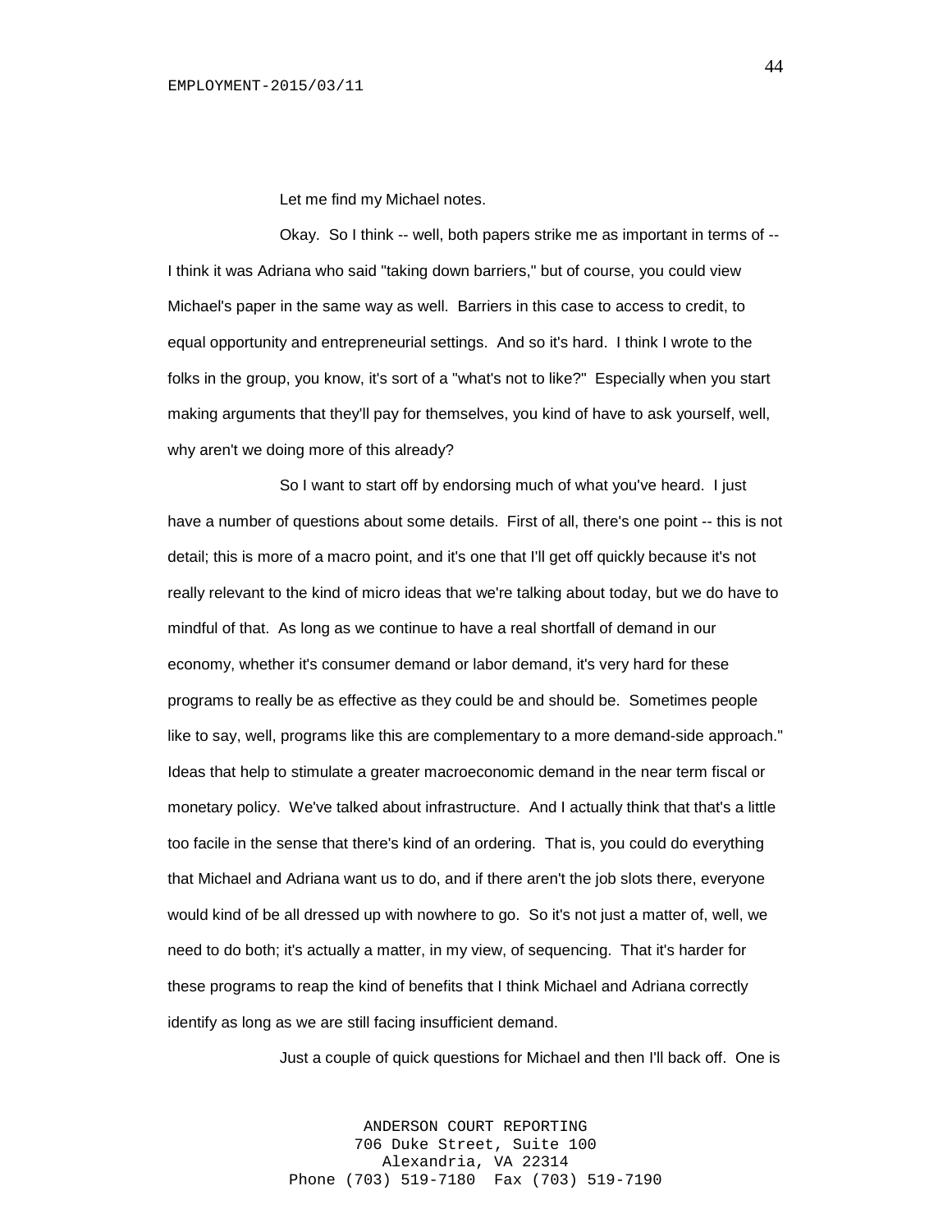Let me find my Michael notes.

Okay. So I think -- well, both papers strike me as important in terms of -- I think it was Adriana who said "taking down barriers," but of course, you could view Michael's paper in the same way as well. Barriers in this case to access to credit, to equal opportunity and entrepreneurial settings. And so it's hard. I think I wrote to the folks in the group, you know, it's sort of a "what's not to like?" Especially when you start making arguments that they'll pay for themselves, you kind of have to ask yourself, well, why aren't we doing more of this already?

So I want to start off by endorsing much of what you've heard. I just have a number of questions about some details. First of all, there's one point -- this is not detail; this is more of a macro point, and it's one that I'll get off quickly because it's not really relevant to the kind of micro ideas that we're talking about today, but we do have to mindful of that. As long as we continue to have a real shortfall of demand in our economy, whether it's consumer demand or labor demand, it's very hard for these programs to really be as effective as they could be and should be. Sometimes people like to say, well, programs like this are complementary to a more demand-side approach." Ideas that help to stimulate a greater macroeconomic demand in the near term fiscal or monetary policy. We've talked about infrastructure. And I actually think that that's a little too facile in the sense that there's kind of an ordering. That is, you could do everything that Michael and Adriana want us to do, and if there aren't the job slots there, everyone would kind of be all dressed up with nowhere to go. So it's not just a matter of, well, we need to do both; it's actually a matter, in my view, of sequencing. That it's harder for these programs to reap the kind of benefits that I think Michael and Adriana correctly identify as long as we are still facing insufficient demand.

Just a couple of quick questions for Michael and then I'll back off. One is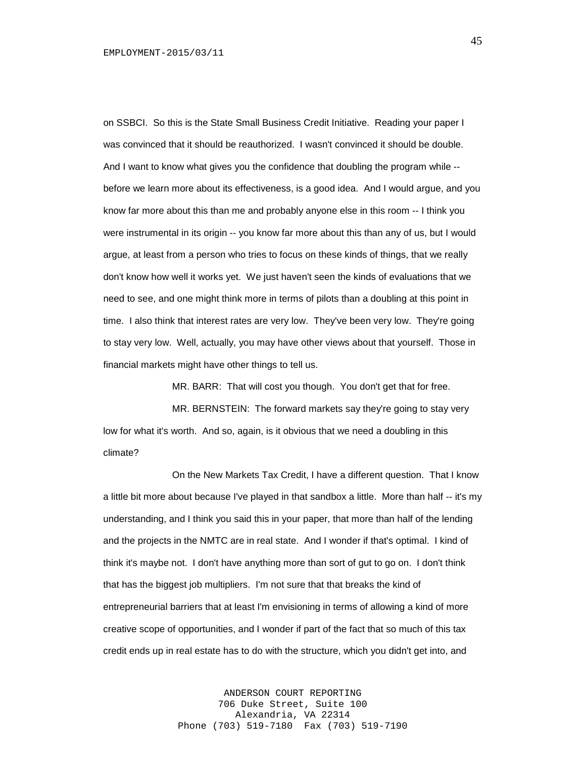on SSBCI. So this is the State Small Business Credit Initiative. Reading your paper I was convinced that it should be reauthorized. I wasn't convinced it should be double. And I want to know what gives you the confidence that doubling the program while -- before we learn more about its effectiveness, is a good idea. And I would argue, and you know far more about this than me and probably anyone else in this room -- I think you were instrumental in its origin -- you know far more about this than any of us, but I would argue, at least from a person who tries to focus on these kinds of things, that we really don't know how well it works yet. We just haven't seen the kinds of evaluations that we need to see, and one might think more in terms of pilots than a doubling at this point in time. I also think that interest rates are very low. They've been very low. They're going to stay very low. Well, actually, you may have other views about that yourself. Those in financial markets might have other things to tell us.

MR. BARR: That will cost you though. You don't get that for free.

MR. BERNSTEIN: The forward markets say they're going to stay very low for what it's worth. And so, again, is it obvious that we need a doubling in this climate?

On the New Markets Tax Credit, I have a different question. That I know a little bit more about because I've played in that sandbox a little. More than half -- it's my understanding, and I think you said this in your paper, that more than half of the lending and the projects in the NMTC are in real state. And I wonder if that's optimal. I kind of think it's maybe not. I don't have anything more than sort of gut to go on. I don't think that has the biggest job multipliers. I'm not sure that that breaks the kind of entrepreneurial barriers that at least I'm envisioning in terms of allowing a kind of more creative scope of opportunities, and I wonder if part of the fact that so much of this tax credit ends up in real estate has to do with the structure, which you didn't get into, and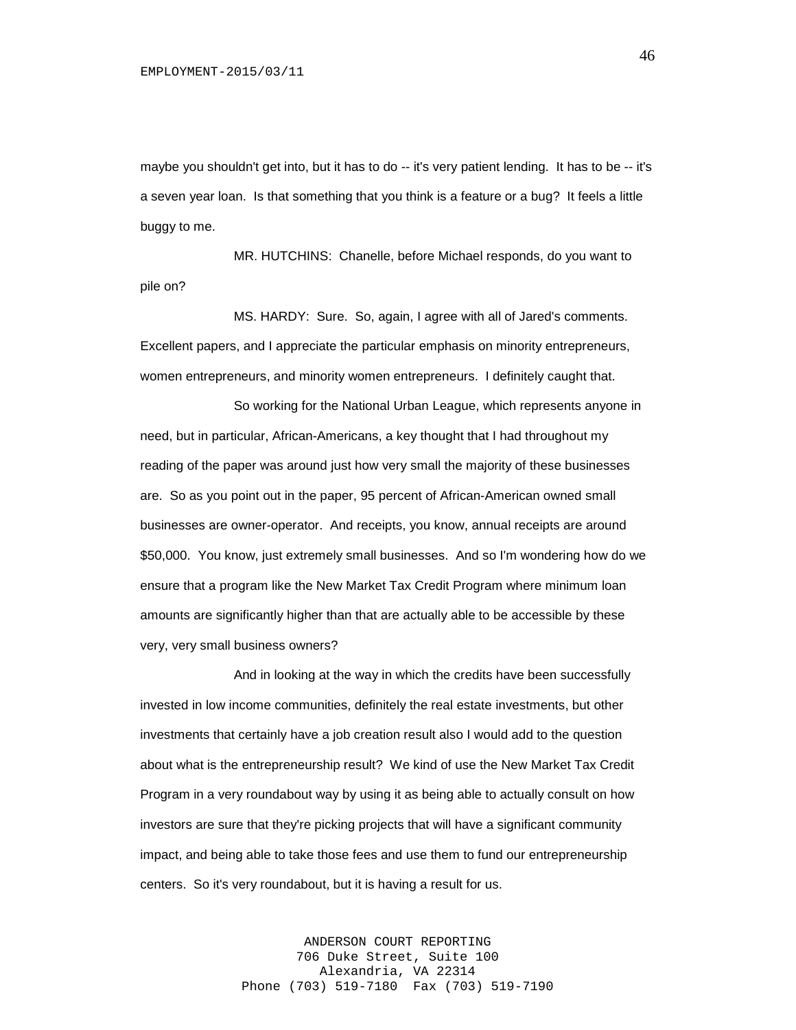maybe you shouldn't get into, but it has to do -- it's very patient lending. It has to be -- it's a seven year loan. Is that something that you think is a feature or a bug? It feels a little buggy to me.

MR. HUTCHINS: Chanelle, before Michael responds, do you want to pile on?

MS. HARDY: Sure. So, again, I agree with all of Jared's comments. Excellent papers, and I appreciate the particular emphasis on minority entrepreneurs, women entrepreneurs, and minority women entrepreneurs. I definitely caught that.

So working for the National Urban League, which represents anyone in need, but in particular, African-Americans, a key thought that I had throughout my reading of the paper was around just how very small the majority of these businesses are. So as you point out in the paper, 95 percent of African-American owned small businesses are owner-operator. And receipts, you know, annual receipts are around $50,000. You know, just extremely small businesses. And so I'm wondering how do we ensure that a program like the New Market Tax Credit Program where minimum loan amounts are significantly higher than that are actually able to be accessible by these very, very small business owners?

And in looking at the way in which the credits have been successfully invested in low income communities, definitely the real estate investments, but other investments that certainly have a job creation result also I would add to the question about what is the entrepreneurship result? We kind of use the New Market Tax Credit Program in a very roundabout way by using it as being able to actually consult on how investors are sure that they're picking projects that will have a significant community impact, and being able to take those fees and use them to fund our entrepreneurship centers. So it's very roundabout, but it is having a result for us.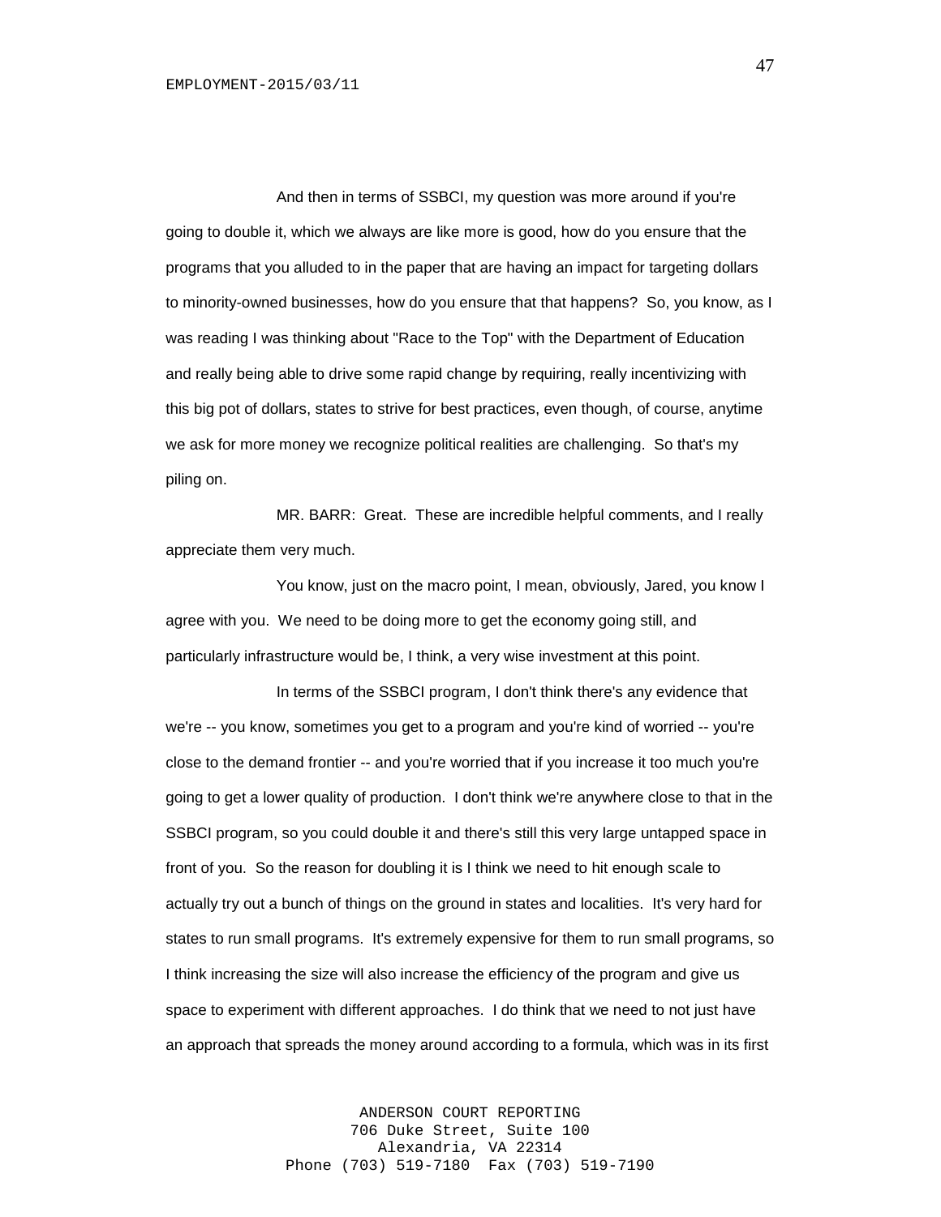And then in terms of SSBCI, my question was more around if you're going to double it, which we always are like more is good, how do you ensure that the programs that you alluded to in the paper that are having an impact for targeting dollars to minority-owned businesses, how do you ensure that that happens? So, you know, as I was reading I was thinking about "Race to the Top" with the Department of Education and really being able to drive some rapid change by requiring, really incentivizing with this big pot of dollars, states to strive for best practices, even though, of course, anytime we ask for more money we recognize political realities are challenging. So that's my piling on.

MR. BARR: Great. These are incredible helpful comments, and I really appreciate them very much.

You know, just on the macro point, I mean, obviously, Jared, you know I agree with you. We need to be doing more to get the economy going still, and particularly infrastructure would be, I think, a very wise investment at this point.

In terms of the SSBCI program, I don't think there's any evidence that we're -- you know, sometimes you get to a program and you're kind of worried -- you're close to the demand frontier -- and you're worried that if you increase it too much you're going to get a lower quality of production. I don't think we're anywhere close to that in the SSBCI program, so you could double it and there's still this very large untapped space in front of you. So the reason for doubling it is I think we need to hit enough scale to actually try out a bunch of things on the ground in states and localities. It's very hard for states to run small programs. It's extremely expensive for them to run small programs, so I think increasing the size will also increase the efficiency of the program and give us space to experiment with different approaches. I do think that we need to not just have an approach that spreads the money around according to a formula, which was in its first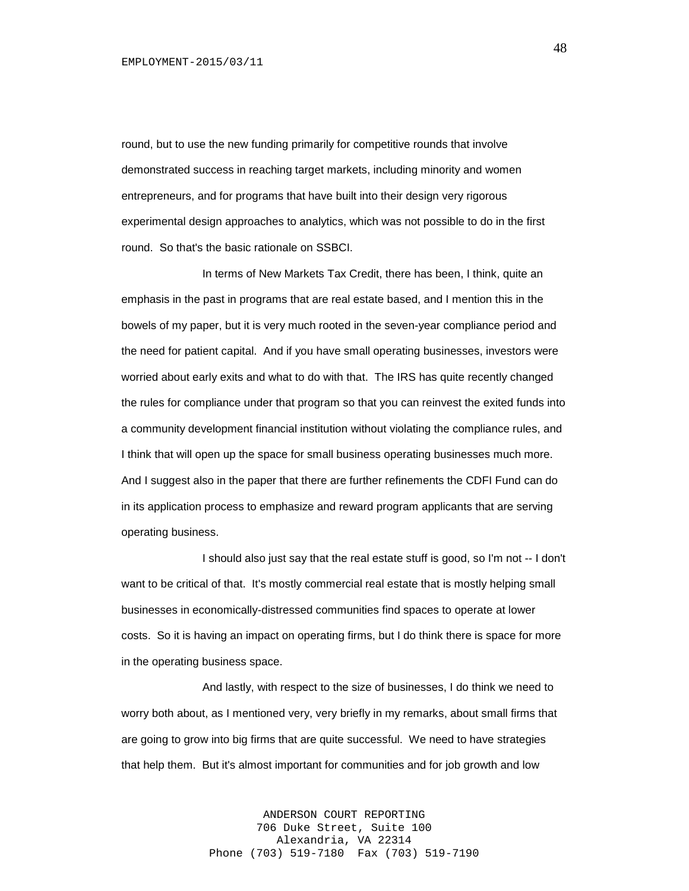round, but to use the new funding primarily for competitive rounds that involve demonstrated success in reaching target markets, including minority and women entrepreneurs, and for programs that have built into their design very rigorous experimental design approaches to analytics, which was not possible to do in the first round. So that's the basic rationale on SSBCI.

In terms of New Markets Tax Credit, there has been, I think, quite an emphasis in the past in programs that are real estate based, and I mention this in the bowels of my paper, but it is very much rooted in the seven-year compliance period and the need for patient capital. And if you have small operating businesses, investors were worried about early exits and what to do with that. The IRS has quite recently changed the rules for compliance under that program so that you can reinvest the exited funds into a community development financial institution without violating the compliance rules, and I think that will open up the space for small business operating businesses much more. And I suggest also in the paper that there are further refinements the CDFI Fund can do in its application process to emphasize and reward program applicants that are serving operating business.

I should also just say that the real estate stuff is good, so I'm not -- I don't want to be critical of that. It's mostly commercial real estate that is mostly helping small businesses in economically-distressed communities find spaces to operate at lower costs. So it is having an impact on operating firms, but I do think there is space for more in the operating business space.

And lastly, with respect to the size of businesses, I do think we need to worry both about, as I mentioned very, very briefly in my remarks, about small firms that are going to grow into big firms that are quite successful. We need to have strategies that help them. But it's almost important for communities and for job growth and low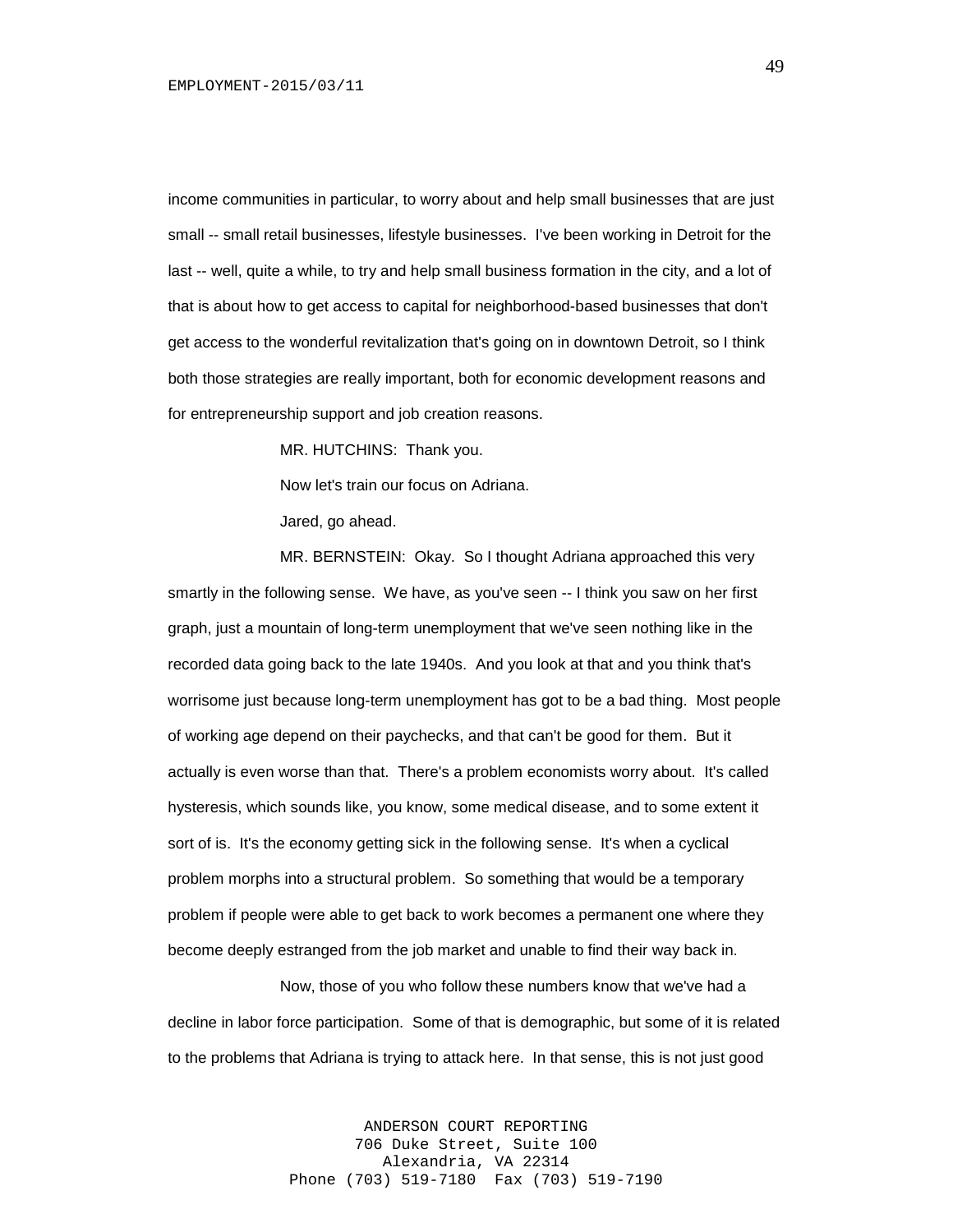income communities in particular, to worry about and help small businesses that are just small -- small retail businesses, lifestyle businesses. I've been working in Detroit for the last -- well, quite a while, to try and help small business formation in the city, and a lot of that is about how to get access to capital for neighborhood-based businesses that don't get access to the wonderful revitalization that's going on in downtown Detroit, so I think both those strategies are really important, both for economic development reasons and for entrepreneurship support and job creation reasons.

MR. HUTCHINS: Thank you.

Now let's train our focus on Adriana.

Jared, go ahead.

MR. BERNSTEIN: Okay. So I thought Adriana approached this very smartly in the following sense. We have, as you've seen -- I think you saw on her first graph, just a mountain of long-term unemployment that we've seen nothing like in the recorded data going back to the late 1940s. And you look at that and you think that's worrisome just because long-term unemployment has got to be a bad thing. Most people of working age depend on their paychecks, and that can't be good for them. But it actually is even worse than that. There's a problem economists worry about. It's called hysteresis, which sounds like, you know, some medical disease, and to some extent it sort of is. It's the economy getting sick in the following sense. It's when a cyclical problem morphs into a structural problem. So something that would be a temporary problem if people were able to get back to work becomes a permanent one where they become deeply estranged from the job market and unable to find their way back in.

Now, those of you who follow these numbers know that we've had a decline in labor force participation. Some of that is demographic, but some of it is related to the problems that Adriana is trying to attack here. In that sense, this is not just good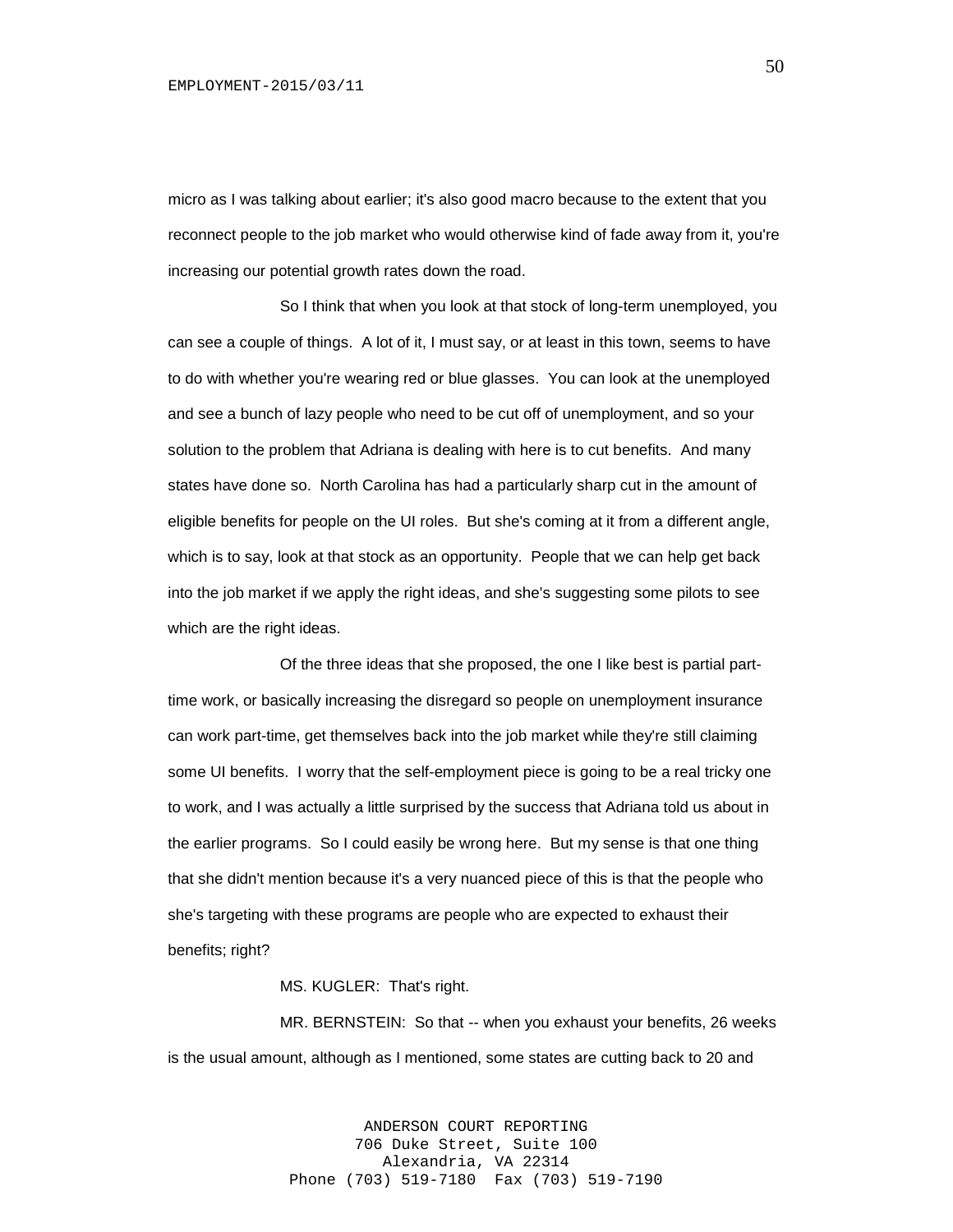micro as I was talking about earlier; it's also good macro because to the extent that you reconnect people to the job market who would otherwise kind of fade away from it, you're increasing our potential growth rates down the road.

So I think that when you look at that stock of long-term unemployed, you can see a couple of things. A lot of it, I must say, or at least in this town, seems to have to do with whether you're wearing red or blue glasses. You can look at the unemployed and see a bunch of lazy people who need to be cut off of unemployment, and so your solution to the problem that Adriana is dealing with here is to cut benefits. And many states have done so. North Carolina has had a particularly sharp cut in the amount of eligible benefits for people on the UI roles. But she's coming at it from a different angle, which is to say, look at that stock as an opportunity. People that we can help get back into the job market if we apply the right ideas, and she's suggesting some pilots to see which are the right ideas.

Of the three ideas that she proposed, the one I like best is partial part-time work, or basically increasing the disregard so people on unemployment insurance can work part-time, get themselves back into the job market while they're still claiming some UI benefits. I worry that the self-employment piece is going to be a real tricky one to work, and I was actually a little surprised by the success that Adriana told us about in the earlier programs. So I could easily be wrong here. But my sense is that one thing that she didn't mention because it's a very nuanced piece of this is that the people who she's targeting with these programs are people who are expected to exhaust their benefits; right?

MS. KUGLER: That's right.

MR. BERNSTEIN: So that -- when you exhaust your benefits, 26 weeks is the usual amount, although as I mentioned, some states are cutting back to 20 and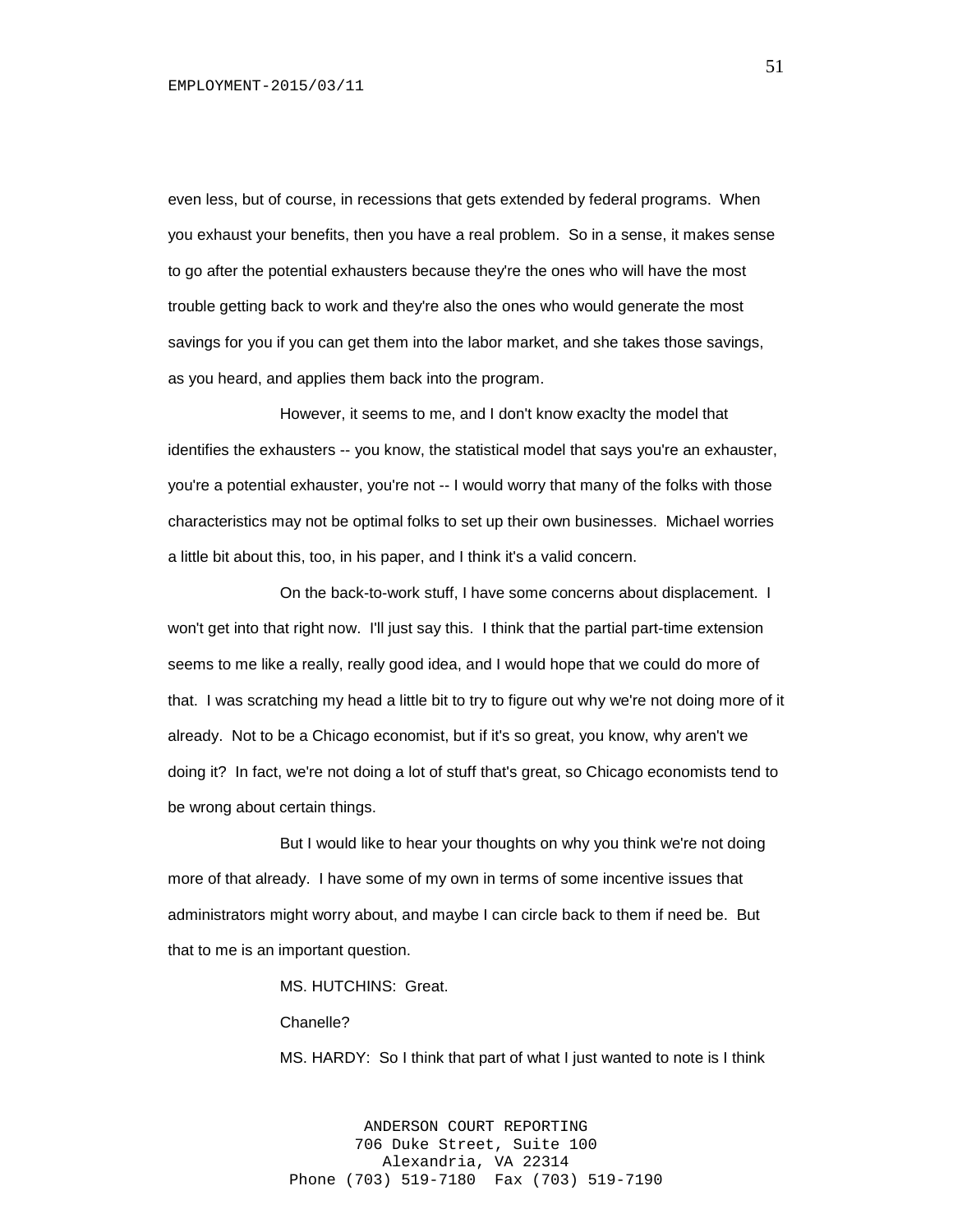even less, but of course, in recessions that gets extended by federal programs. When you exhaust your benefits, then you have a real problem. So in a sense, it makes sense to go after the potential exhausters because they're the ones who will have the most trouble getting back to work and they're also the ones who would generate the most savings for you if you can get them into the labor market, and she takes those savings, as you heard, and applies them back into the program.

However, it seems to me, and I don't know exaclty the model that identifies the exhausters -- you know, the statistical model that says you're an exhauster, you're a potential exhauster, you're not -- I would worry that many of the folks with those characteristics may not be optimal folks to set up their own businesses. Michael worries a little bit about this, too, in his paper, and I think it's a valid concern.

On the back-to-work stuff, I have some concerns about displacement. I won't get into that right now. I'll just say this. I think that the partial part-time extension seems to me like a really, really good idea, and I would hope that we could do more of that. I was scratching my head a little bit to try to figure out why we're not doing more of it already. Not to be a Chicago economist, but if it's so great, you know, why aren't we doing it? In fact, we're not doing a lot of stuff that's great, so Chicago economists tend to be wrong about certain things.

But I would like to hear your thoughts on why you think we're not doing more of that already. I have some of my own in terms of some incentive issues that administrators might worry about, and maybe I can circle back to them if need be. But that to me is an important question.

MS. HUTCHINS: Great.

Chanelle?

MS. HARDY: So I think that part of what I just wanted to note is I think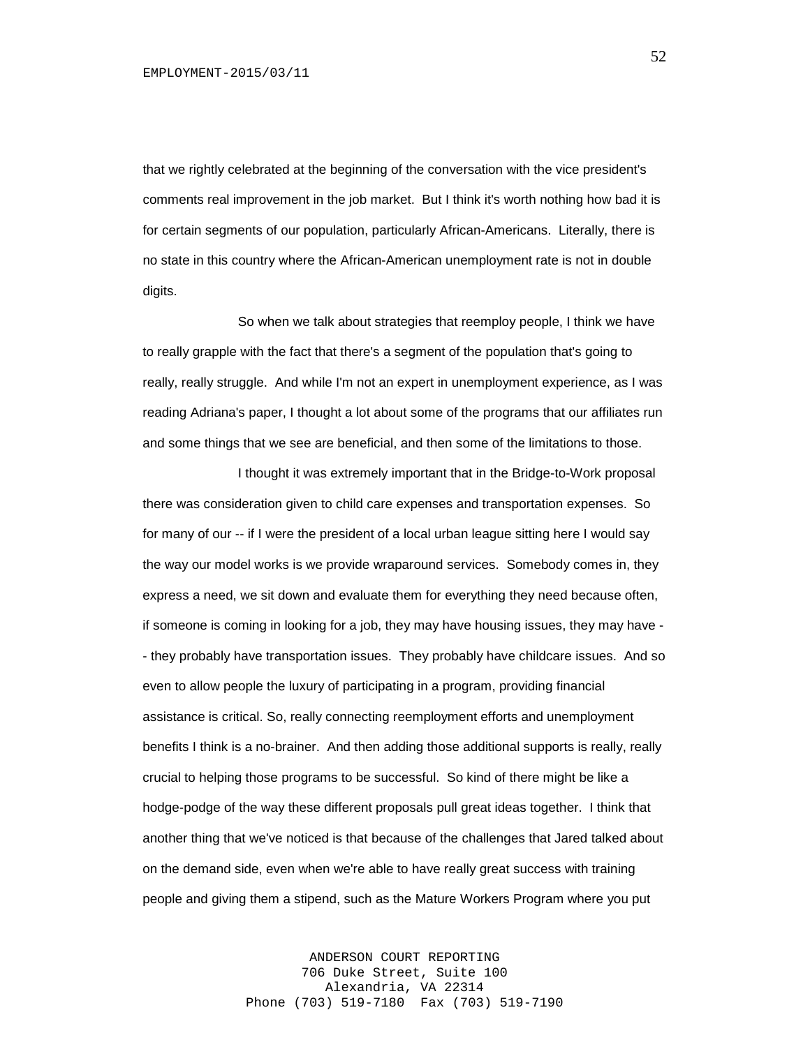that we rightly celebrated at the beginning of the conversation with the vice president's comments real improvement in the job market. But I think it's worth nothing how bad it is for certain segments of our population, particularly African-Americans. Literally, there is no state in this country where the African-American unemployment rate is not in double digits.

So when we talk about strategies that reemploy people, I think we have to really grapple with the fact that there's a segment of the population that's going to really, really struggle. And while I'm not an expert in unemployment experience, as I was reading Adriana's paper, I thought a lot about some of the programs that our affiliates run and some things that we see are beneficial, and then some of the limitations to those.

I thought it was extremely important that in the Bridge-to-Work proposal there was consideration given to child care expenses and transportation expenses. So for many of our -- if I were the president of a local urban league sitting here I would say the way our model works is we provide wraparound services. Somebody comes in, they express a need, we sit down and evaluate them for everything they need because often, if someone is coming in looking for a job, they may have housing issues, they may have -- they probably have transportation issues. They probably have childcare issues. And so even to allow people the luxury of participating in a program, providing financial assistance is critical. So, really connecting reemployment efforts and unemployment benefits I think is a no-brainer. And then adding those additional supports is really, really crucial to helping those programs to be successful. So kind of there might be like a hodge-podge of the way these different proposals pull great ideas together. I think that another thing that we've noticed is that because of the challenges that Jared talked about on the demand side, even when we're able to have really great success with training people and giving them a stipend, such as the Mature Workers Program where you put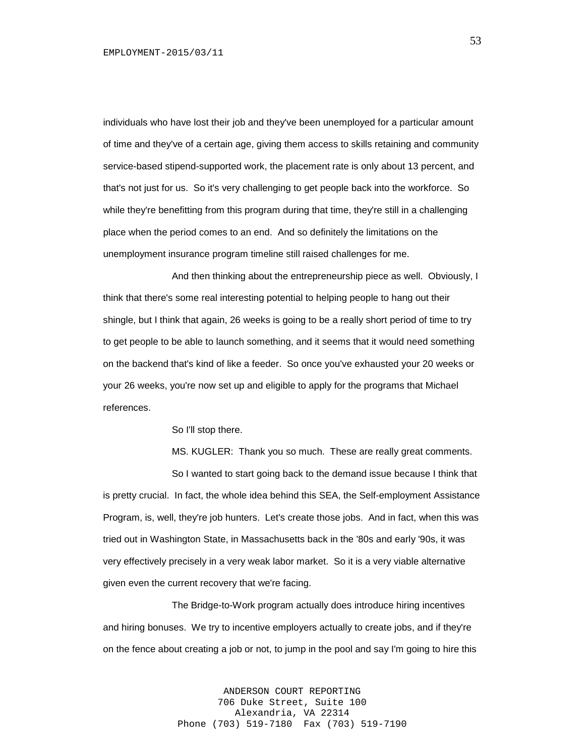individuals who have lost their job and they've been unemployed for a particular amount of time and they've of a certain age, giving them access to skills retaining and community service-based stipend-supported work, the placement rate is only about 13 percent, and that's not just for us. So it's very challenging to get people back into the workforce. So while they're benefitting from this program during that time, they're still in a challenging place when the period comes to an end. And so definitely the limitations on the unemployment insurance program timeline still raised challenges for me.

And then thinking about the entrepreneurship piece as well. Obviously, I think that there's some real interesting potential to helping people to hang out their shingle, but I think that again, 26 weeks is going to be a really short period of time to try to get people to be able to launch something, and it seems that it would need something on the backend that's kind of like a feeder. So once you've exhausted your 20 weeks or your 26 weeks, you're now set up and eligible to apply for the programs that Michael references.

So I'll stop there.

MS. KUGLER: Thank you so much. These are really great comments.

So I wanted to start going back to the demand issue because I think that is pretty crucial. In fact, the whole idea behind this SEA, the Self-employment Assistance Program, is, well, they're job hunters. Let's create those jobs. And in fact, when this was tried out in Washington State, in Massachusetts back in the '80s and early '90s, it was very effectively precisely in a very weak labor market. So it is a very viable alternative given even the current recovery that we're facing.

The Bridge-to-Work program actually does introduce hiring incentives and hiring bonuses. We try to incentive employers actually to create jobs, and if they're on the fence about creating a job or not, to jump in the pool and say I'm going to hire this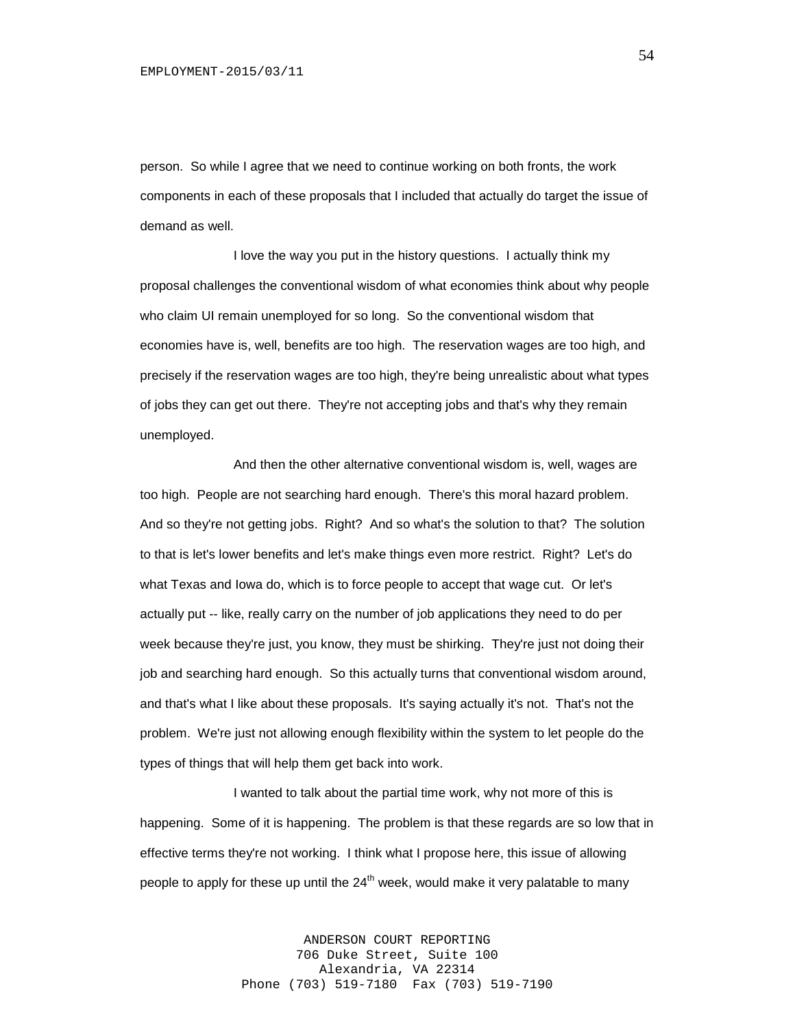person. So while I agree that we need to continue working on both fronts, the work components in each of these proposals that I included that actually do target the issue of demand as well.

I love the way you put in the history questions. I actually think my proposal challenges the conventional wisdom of what economies think about why people who claim UI remain unemployed for so long. So the conventional wisdom that economies have is, well, benefits are too high. The reservation wages are too high, and precisely if the reservation wages are too high, they're being unrealistic about what types of jobs they can get out there. They're not accepting jobs and that's why they remain unemployed.

And then the other alternative conventional wisdom is, well, wages are too high. People are not searching hard enough. There's this moral hazard problem. And so they're not getting jobs. Right? And so what's the solution to that? The solution to that is let's lower benefits and let's make things even more restrict. Right? Let's do what Texas and Iowa do, which is to force people to accept that wage cut. Or let's actually put -- like, really carry on the number of job applications they need to do per week because they're just, you know, they must be shirking. They're just not doing their job and searching hard enough. So this actually turns that conventional wisdom around, and that's what I like about these proposals. It's saying actually it's not. That's not the problem. We're just not allowing enough flexibility within the system to let people do the types of things that will help them get back into work.

I wanted to talk about the partial time work, why not more of this is happening. Some of it is happening. The problem is that these regards are so low that in effective terms they're not working. I think what I propose here, this issue of allowing people to apply for these up until the 24th week, would make it very palatable to many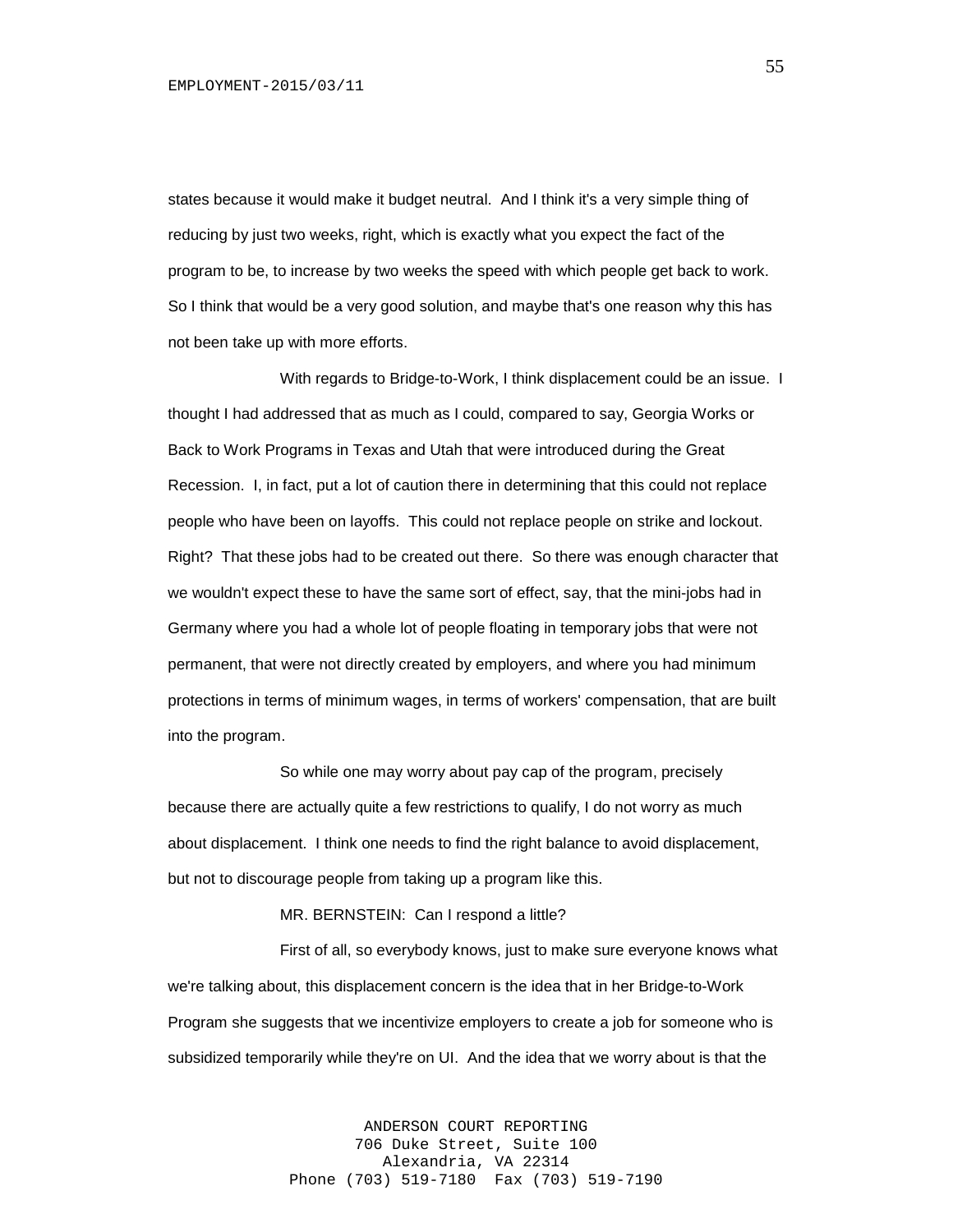states because it would make it budget neutral. And I think it's a very simple thing of reducing by just two weeks, right, which is exactly what you expect the fact of the program to be, to increase by two weeks the speed with which people get back to work. So I think that would be a very good solution, and maybe that's one reason why this has not been take up with more efforts.

With regards to Bridge-to-Work, I think displacement could be an issue. I thought I had addressed that as much as I could, compared to say, Georgia Works or Back to Work Programs in Texas and Utah that were introduced during the Great Recession. I, in fact, put a lot of caution there in determining that this could not replace people who have been on layoffs. This could not replace people on strike and lockout. Right? That these jobs had to be created out there. So there was enough character that we wouldn't expect these to have the same sort of effect, say, that the mini-jobs had in Germany where you had a whole lot of people floating in temporary jobs that were not permanent, that were not directly created by employers, and where you had minimum protections in terms of minimum wages, in terms of workers' compensation, that are built into the program.

So while one may worry about pay cap of the program, precisely because there are actually quite a few restrictions to qualify, I do not worry as much about displacement. I think one needs to find the right balance to avoid displacement, but not to discourage people from taking up a program like this.

MR. BERNSTEIN: Can I respond a little?

First of all, so everybody knows, just to make sure everyone knows what we're talking about, this displacement concern is the idea that in her Bridge-to-Work Program she suggests that we incentivize employers to create a job for someone who is subsidized temporarily while they're on UI. And the idea that we worry about is that the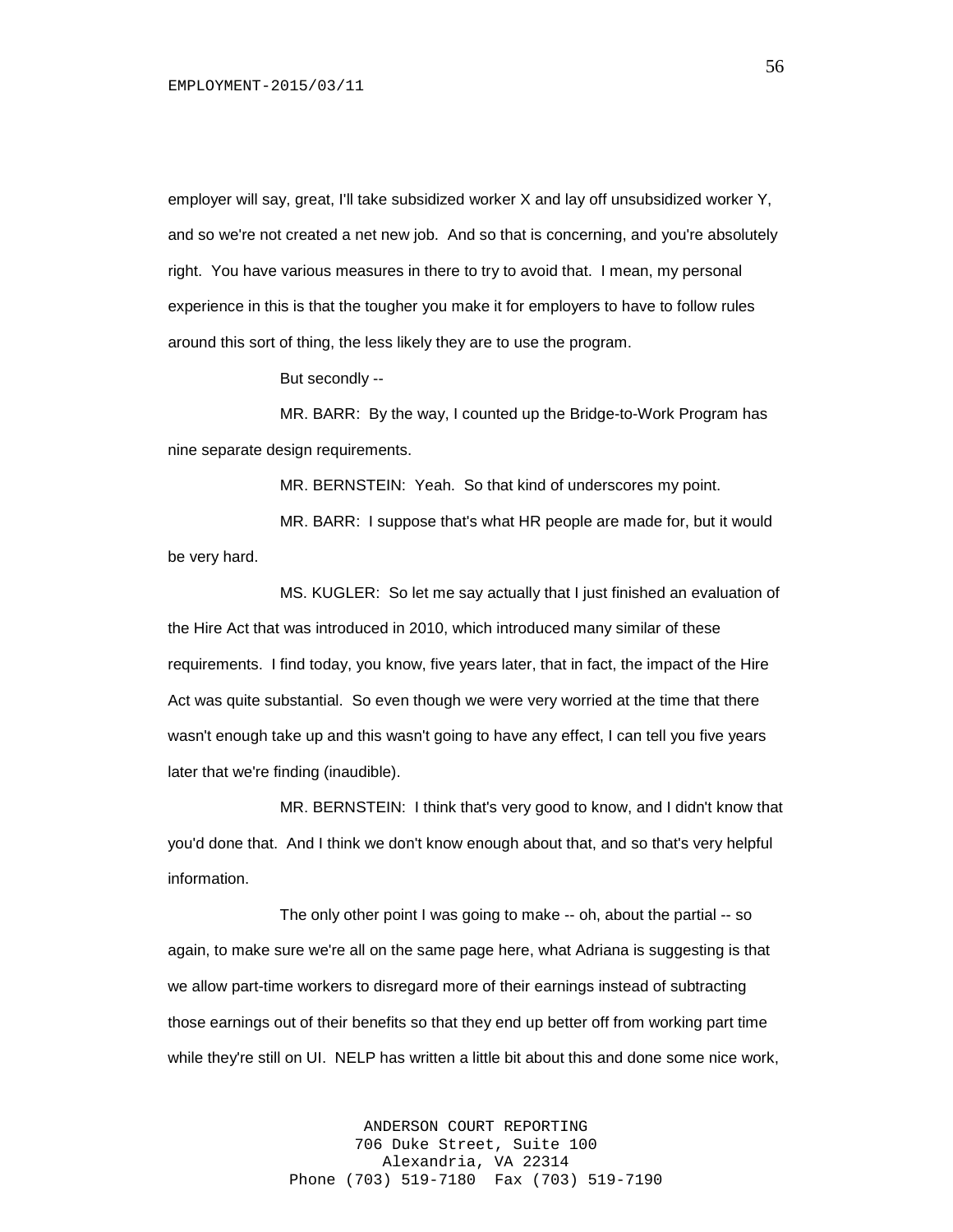employer will say, great, I'll take subsidized worker X and lay off unsubsidized worker Y, and so we're not created a net new job. And so that is concerning, and you're absolutely right. You have various measures in there to try to avoid that. I mean, my personal experience in this is that the tougher you make it for employers to have to follow rules around this sort of thing, the less likely they are to use the program.

But secondly --

MR. BARR: By the way, I counted up the Bridge-to-Work Program has nine separate design requirements.

MR. BERNSTEIN: Yeah. So that kind of underscores my point.

MR. BARR: I suppose that's what HR people are made for, but it would be very hard.

MS. KUGLER: So let me say actually that I just finished an evaluation of the Hire Act that was introduced in 2010, which introduced many similar of these requirements. I find today, you know, five years later, that in fact, the impact of the Hire Act was quite substantial. So even though we were very worried at the time that there wasn't enough take up and this wasn't going to have any effect, I can tell you five years later that we're finding (inaudible).

MR. BERNSTEIN: I think that's very good to know, and I didn't know that you'd done that. And I think we don't know enough about that, and so that's very helpful information.

The only other point I was going to make -- oh, about the partial -- so again, to make sure we're all on the same page here, what Adriana is suggesting is that we allow part-time workers to disregard more of their earnings instead of subtracting those earnings out of their benefits so that they end up better off from working part time while they're still on UI. NELP has written a little bit about this and done some nice work,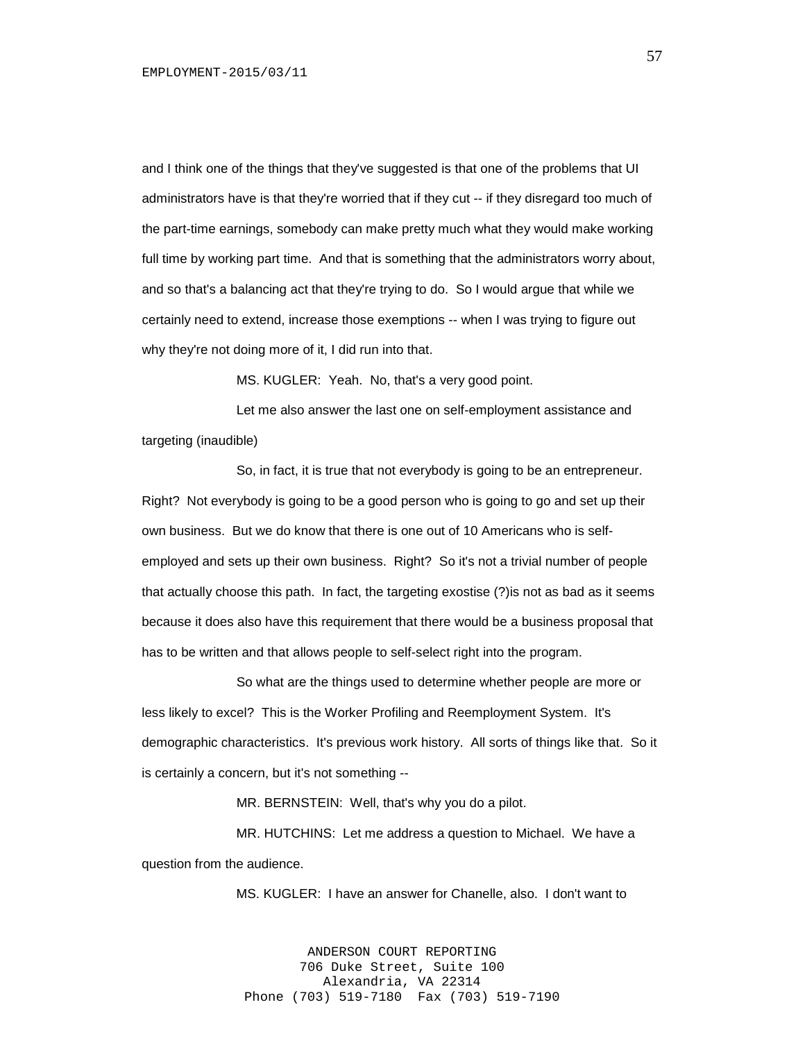and I think one of the things that they've suggested is that one of the problems that UI administrators have is that they're worried that if they cut -- if they disregard too much of the part-time earnings, somebody can make pretty much what they would make working full time by working part time. And that is something that the administrators worry about, and so that's a balancing act that they're trying to do. So I would argue that while we certainly need to extend, increase those exemptions -- when I was trying to figure out why they're not doing more of it, I did run into that.

MS. KUGLER: Yeah. No, that's a very good point.

Let me also answer the last one on self-employment assistance and targeting (inaudible)

So, in fact, it is true that not everybody is going to be an entrepreneur. Right? Not everybody is going to be a good person who is going to go and set up their own business. But we do know that there is one out of 10 Americans who is self-employed and sets up their own business. Right? So it's not a trivial number of people that actually choose this path. In fact, the targeting exostise (?)is not as bad as it seems because it does also have this requirement that there would be a business proposal that has to be written and that allows people to self-select right into the program.

So what are the things used to determine whether people are more or less likely to excel? This is the Worker Profiling and Reemployment System. It's demographic characteristics. It's previous work history. All sorts of things like that. So it is certainly a concern, but it's not something --

MR. BERNSTEIN: Well, that's why you do a pilot.

MR. HUTCHINS: Let me address a question to Michael. We have a question from the audience.

MS. KUGLER: I have an answer for Chanelle, also. I don't want to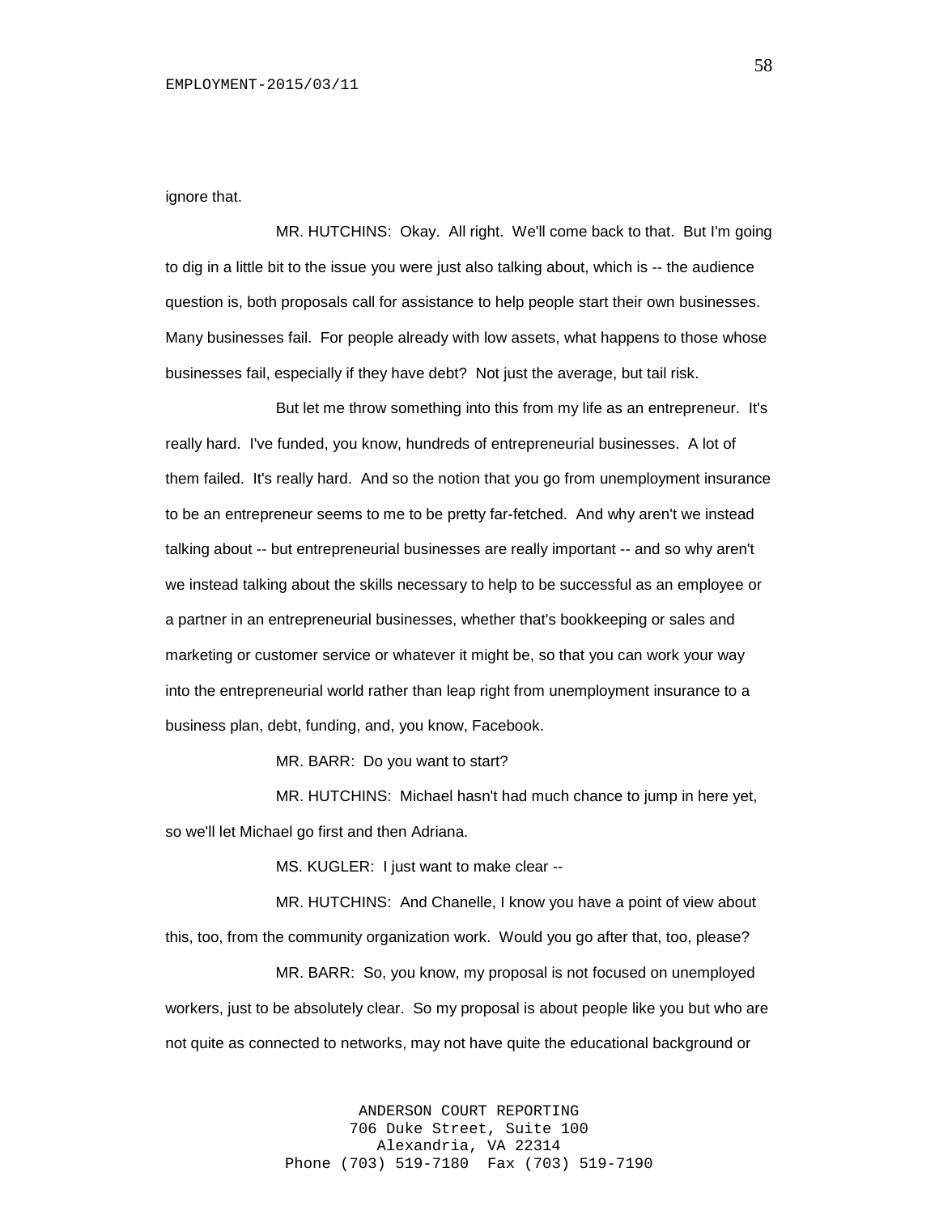ignore that.

MR. HUTCHINS: Okay. All right. We'll come back to that. But I'm going to dig in a little bit to the issue you were just also talking about, which is -- the audience question is, both proposals call for assistance to help people start their own businesses. Many businesses fail. For people already with low assets, what happens to those whose businesses fail, especially if they have debt? Not just the average, but tail risk.

But let me throw something into this from my life as an entrepreneur. It's really hard. I've funded, you know, hundreds of entrepreneurial businesses. A lot of them failed. It's really hard. And so the notion that you go from unemployment insurance to be an entrepreneur seems to me to be pretty far-fetched. And why aren't we instead talking about -- but entrepreneurial businesses are really important -- and so why aren't we instead talking about the skills necessary to help to be successful as an employee or a partner in an entrepreneurial businesses, whether that's bookkeeping or sales and marketing or customer service or whatever it might be, so that you can work your way into the entrepreneurial world rather than leap right from unemployment insurance to a business plan, debt, funding, and, you know, Facebook.

MR. BARR: Do you want to start?

MR. HUTCHINS: Michael hasn't had much chance to jump in here yet, so we'll let Michael go first and then Adriana.

MS. KUGLER: I just want to make clear --

MR. HUTCHINS: And Chanelle, I know you have a point of view about this, too, from the community organization work. Would you go after that, too, please?

MR. BARR: So, you know, my proposal is not focused on unemployed workers, just to be absolutely clear. So my proposal is about people like you but who are not quite as connected to networks, may not have quite the educational background or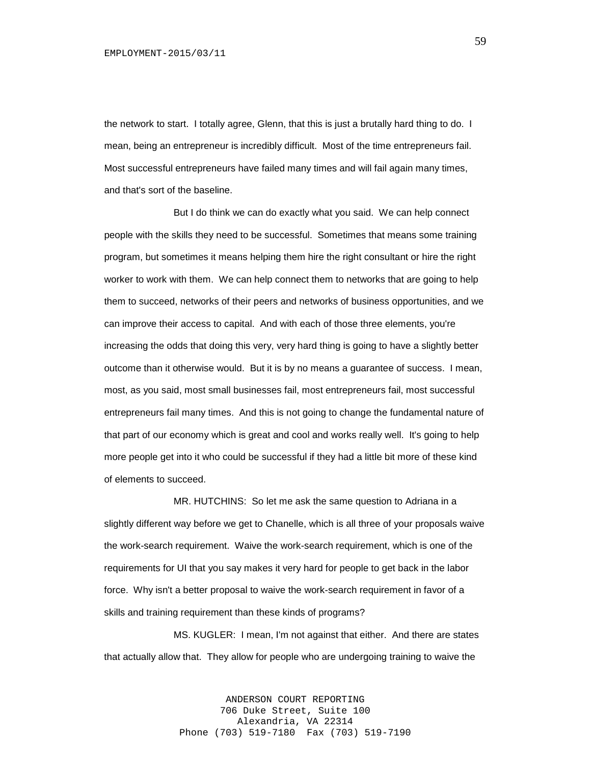the network to start. I totally agree, Glenn, that this is just a brutally hard thing to do. I mean, being an entrepreneur is incredibly difficult. Most of the time entrepreneurs fail. Most successful entrepreneurs have failed many times and will fail again many times, and that's sort of the baseline.

But I do think we can do exactly what you said. We can help connect people with the skills they need to be successful. Sometimes that means some training program, but sometimes it means helping them hire the right consultant or hire the right worker to work with them. We can help connect them to networks that are going to help them to succeed, networks of their peers and networks of business opportunities, and we can improve their access to capital. And with each of those three elements, you're increasing the odds that doing this very, very hard thing is going to have a slightly better outcome than it otherwise would. But it is by no means a guarantee of success. I mean, most, as you said, most small businesses fail, most entrepreneurs fail, most successful entrepreneurs fail many times. And this is not going to change the fundamental nature of that part of our economy which is great and cool and works really well. It's going to help more people get into it who could be successful if they had a little bit more of these kind of elements to succeed.

MR. HUTCHINS: So let me ask the same question to Adriana in a slightly different way before we get to Chanelle, which is all three of your proposals waive the work-search requirement. Waive the work-search requirement, which is one of the requirements for UI that you say makes it very hard for people to get back in the labor force. Why isn't a better proposal to waive the work-search requirement in favor of a skills and training requirement than these kinds of programs?

MS. KUGLER: I mean, I'm not against that either. And there are states that actually allow that. They allow for people who are undergoing training to waive the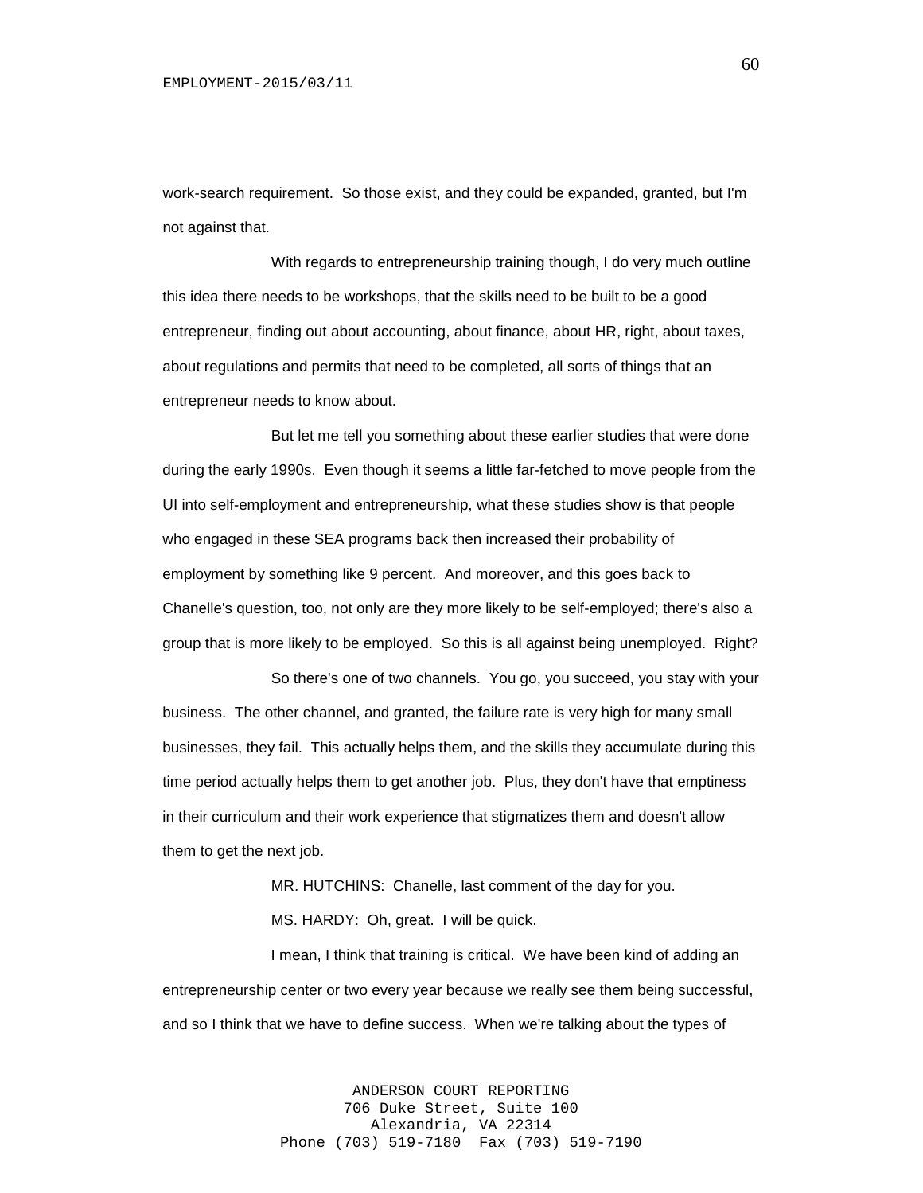work-search requirement. So those exist, and they could be expanded, granted, but I'm not against that.

With regards to entrepreneurship training though, I do very much outline this idea there needs to be workshops, that the skills need to be built to be a good entrepreneur, finding out about accounting, about finance, about HR, right, about taxes, about regulations and permits that need to be completed, all sorts of things that an entrepreneur needs to know about.

But let me tell you something about these earlier studies that were done during the early 1990s. Even though it seems a little far-fetched to move people from the UI into self-employment and entrepreneurship, what these studies show is that people who engaged in these SEA programs back then increased their probability of employment by something like 9 percent. And moreover, and this goes back to Chanelle's question, too, not only are they more likely to be self-employed; there's also a group that is more likely to be employed. So this is all against being unemployed. Right?

So there's one of two channels. You go, you succeed, you stay with your business. The other channel, and granted, the failure rate is very high for many small businesses, they fail. This actually helps them, and the skills they accumulate during this time period actually helps them to get another job. Plus, they don't have that emptiness in their curriculum and their work experience that stigmatizes them and doesn't allow them to get the next job.

MR. HUTCHINS: Chanelle, last comment of the day for you.

MS. HARDY: Oh, great. I will be quick.

I mean, I think that training is critical. We have been kind of adding an entrepreneurship center or two every year because we really see them being successful, and so I think that we have to define success. When we're talking about the types of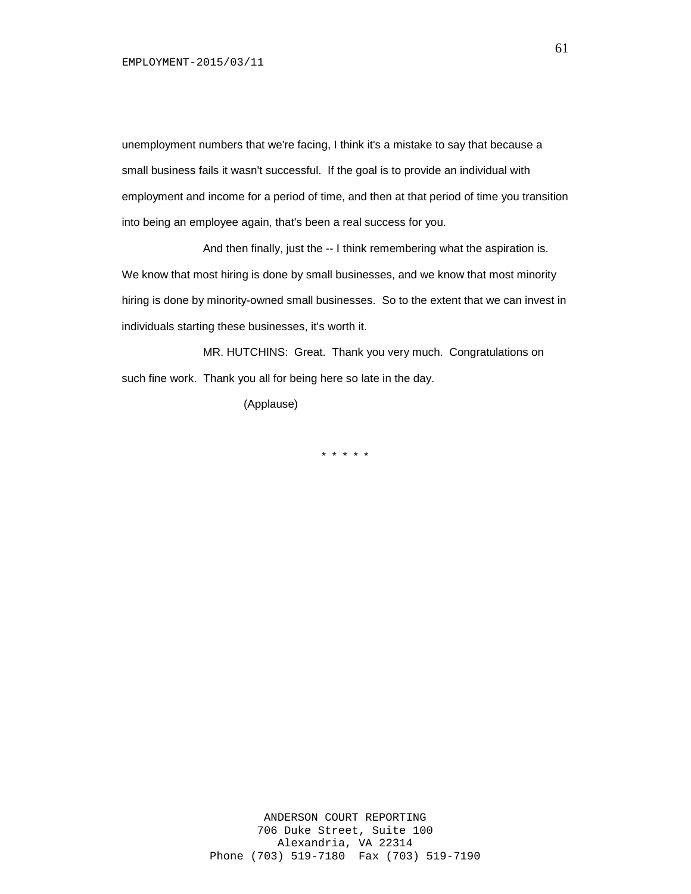unemployment numbers that we're facing, I think it's a mistake to say that because a small business fails it wasn't successful. If the goal is to provide an individual with employment and income for a period of time, and then at that period of time you transition into being an employee again, that's been a real success for you.

And then finally, just the -- I think remembering what the aspiration is. We know that most hiring is done by small businesses, and we know that most minority hiring is done by minority-owned small businesses. So to the extent that we can invest in individuals starting these businesses, it's worth it.

MR. HUTCHINS: Great. Thank you very much. Congratulations on such fine work. Thank you all for being here so late in the day.

(Applause)

* * * * *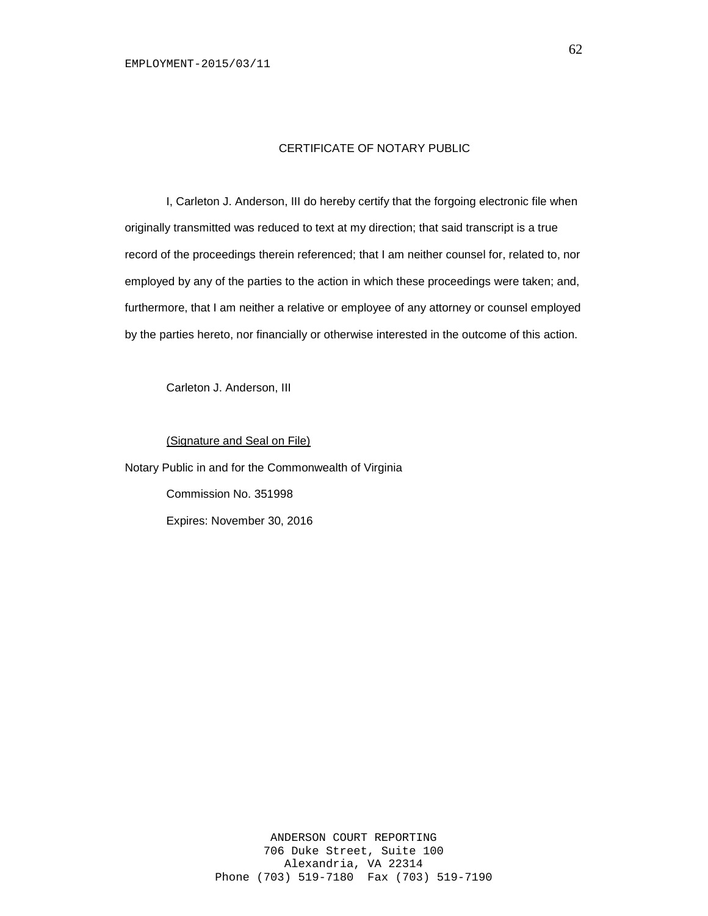# CERTIFICATE OF NOTARY PUBLIC

I, Carleton J. Anderson, III do hereby certify that the forgoing electronic file when originally transmitted was reduced to text at my direction; that said transcript is a true record of the proceedings therein referenced; that I am neither counsel for, related to, nor employed by any of the parties to the action in which these proceedings were taken; and, furthermore, that I am neither a relative or employee of any attorney or counsel employed by the parties hereto, nor financially or otherwise interested in the outcome of this action.

Carleton J. Anderson, III

(Signature and Seal on File)

Notary Public in and for the Commonwealth of Virginia

Commission No. 351998

Expires: November 30, 2016